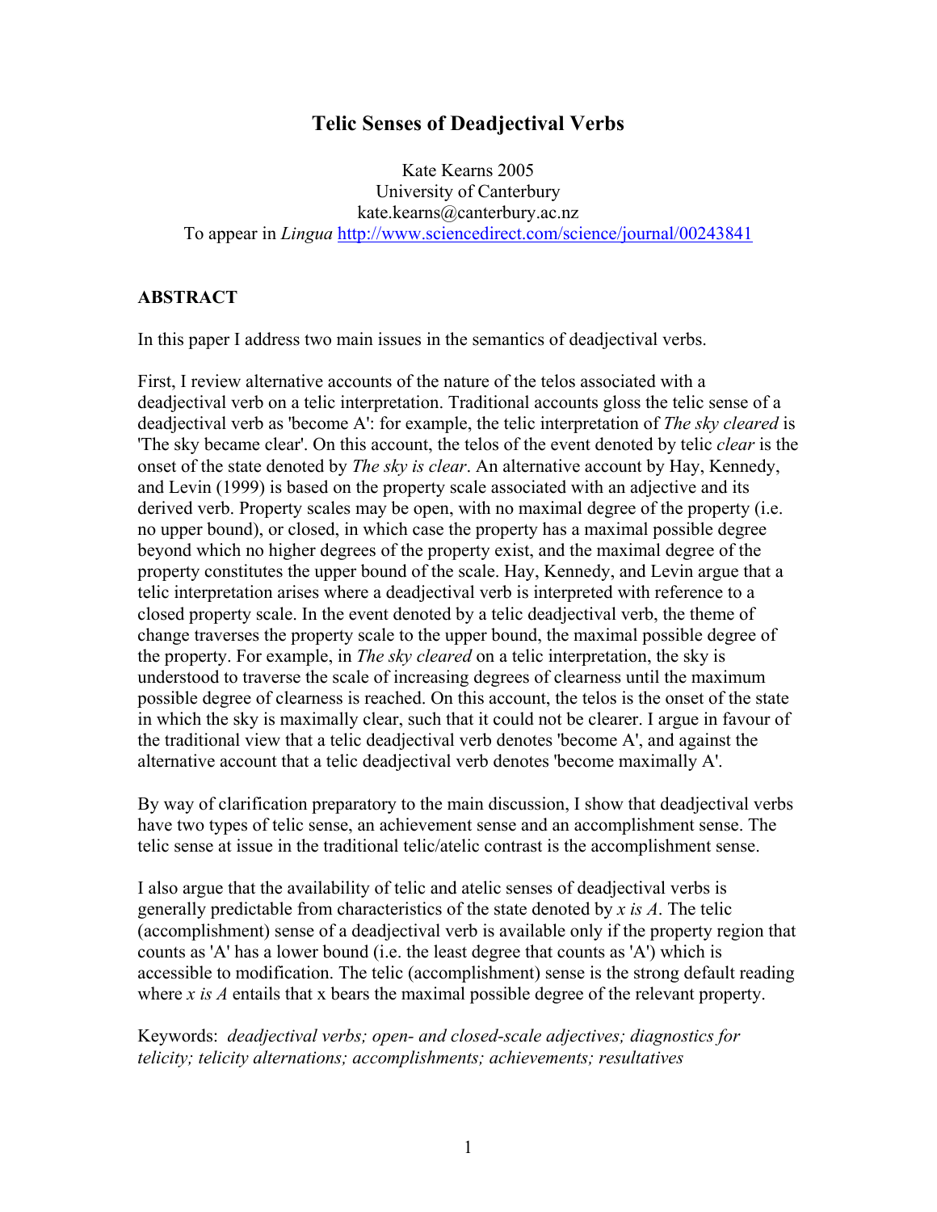# Telic Senses of Deadjectival Verbs

Kate Kearns 2005
University of Canterbury
kate.kearns@canterbury.ac.nz
To appear in *Lingua* http://www.sciencedirect.com/science/journal/00243841

## ABSTRACT

In this paper I address two main issues in the semantics of deadjectival verbs.

First, I review alternative accounts of the nature of the telos associated with a deadjectival verb on a telic interpretation. Traditional accounts gloss the telic sense of a deadjectival verb as 'become A': for example, the telic interpretation of *The sky cleared* is 'The sky became clear'. On this account, the telos of the event denoted by telic *clear* is the onset of the state denoted by *The sky is clear*. An alternative account by Hay, Kennedy, and Levin (1999) is based on the property scale associated with an adjective and its derived verb. Property scales may be open, with no maximal degree of the property (i.e. no upper bound), or closed, in which case the property has a maximal possible degree beyond which no higher degrees of the property exist, and the maximal degree of the property constitutes the upper bound of the scale. Hay, Kennedy, and Levin argue that a telic interpretation arises where a deadjectival verb is interpreted with reference to a closed property scale. In the event denoted by a telic deadjectival verb, the theme of change traverses the property scale to the upper bound, the maximal possible degree of the property. For example, in *The sky cleared* on a telic interpretation, the sky is understood to traverse the scale of increasing degrees of clearness until the maximum possible degree of clearness is reached. On this account, the telos is the onset of the state in which the sky is maximally clear, such that it could not be clearer. I argue in favour of the traditional view that a telic deadjectival verb denotes 'become A', and against the alternative account that a telic deadjectival verb denotes 'become maximally A'.

By way of clarification preparatory to the main discussion, I show that deadjectival verbs have two types of telic sense, an achievement sense and an accomplishment sense. The telic sense at issue in the traditional telic/atelic contrast is the accomplishment sense.

I also argue that the availability of telic and atelic senses of deadjectival verbs is generally predictable from characteristics of the state denoted by *x is A*. The telic (accomplishment) sense of a deadjectival verb is available only if the property region that counts as 'A' has a lower bound (i.e. the least degree that counts as 'A') which is accessible to modification. The telic (accomplishment) sense is the strong default reading where *x is A* entails that x bears the maximal possible degree of the relevant property.

Keywords: *deadjectival verbs; open- and closed-scale adjectives; diagnostics for telicity; telicity alternations; accomplishments; achievements; resultatives*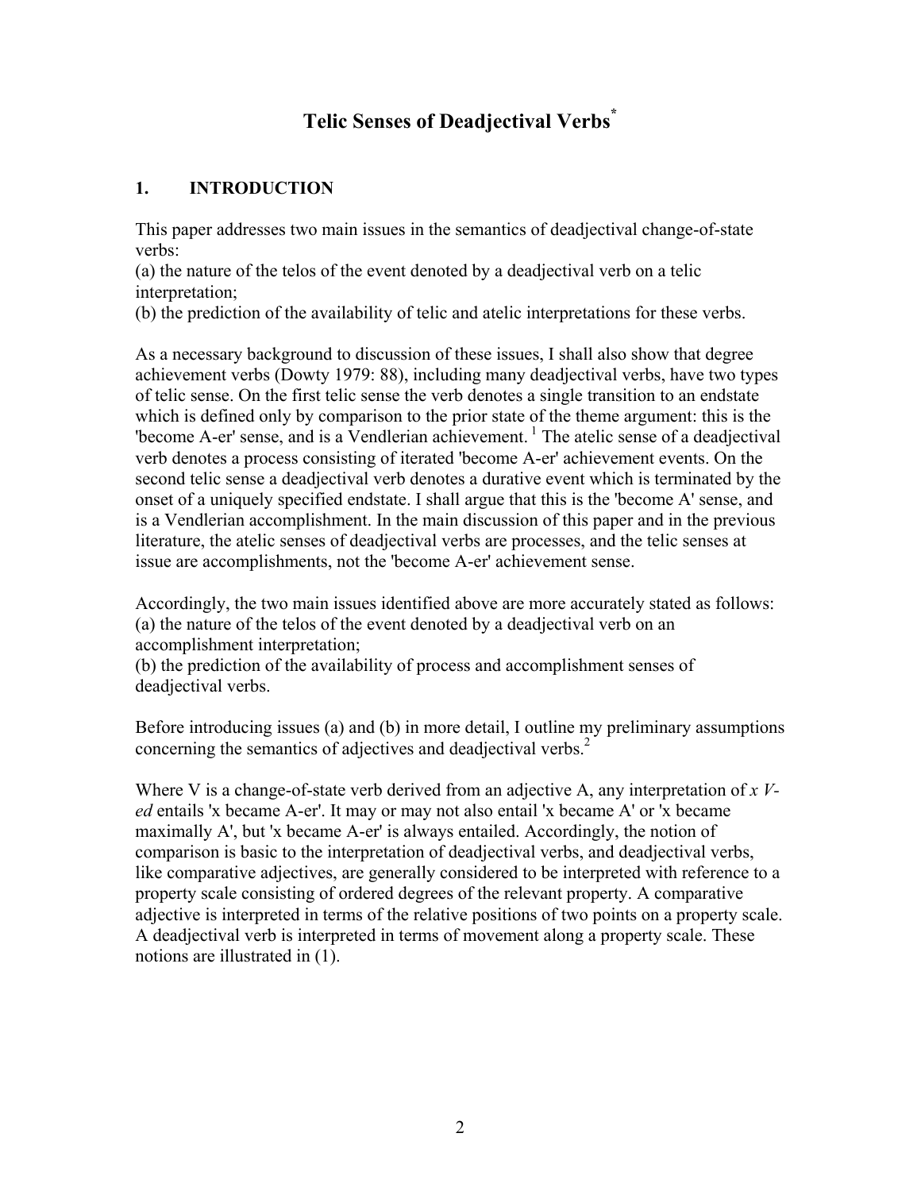# Telic Senses of Deadjectival Verbs[*]

## 1. INTRODUCTION

This paper addresses two main issues in the semantics of deadjectival change-of-state verbs:
(a) the nature of the telos of the event denoted by a deadjectival verb on a telic interpretation;
(b) the prediction of the availability of telic and atelic interpretations for these verbs.

As a necessary background to discussion of these issues, I shall also show that degree achievement verbs (Dowty 1979: 88), including many deadjectival verbs, have two types of telic sense. On the first telic sense the verb denotes a single transition to an endstate which is defined only by comparison to the prior state of the theme argument: this is the 'become A-er' sense, and is a Vendlerian achievement. [1] The atelic sense of a deadjectival verb denotes a process consisting of iterated 'become A-er' achievement events. On the second telic sense a deadjectival verb denotes a durative event which is terminated by the onset of a uniquely specified endstate. I shall argue that this is the 'become A' sense, and is a Vendlerian accomplishment. In the main discussion of this paper and in the previous literature, the atelic senses of deadjectival verbs are processes, and the telic senses at issue are accomplishments, not the 'become A-er' achievement sense.

Accordingly, the two main issues identified above are more accurately stated as follows:
(a) the nature of the telos of the event denoted by a deadjectival verb on an accomplishment interpretation;
(b) the prediction of the availability of process and accomplishment senses of deadjectival verbs.

Before introducing issues (a) and (b) in more detail, I outline my preliminary assumptions concerning the semantics of adjectives and deadjectival verbs.[2]

Where V is a change-of-state verb derived from an adjective A, any interpretation of *x V-ed* entails 'x became A-er'. It may or may not also entail 'x became A' or 'x became maximally A', but 'x became A-er' is always entailed. Accordingly, the notion of comparison is basic to the interpretation of deadjectival verbs, and deadjectival verbs, like comparative adjectives, are generally considered to be interpreted with reference to a property scale consisting of ordered degrees of the relevant property. A comparative adjective is interpreted in terms of the relative positions of two points on a property scale. A deadjectival verb is interpreted in terms of movement along a property scale. These notions are illustrated in (1).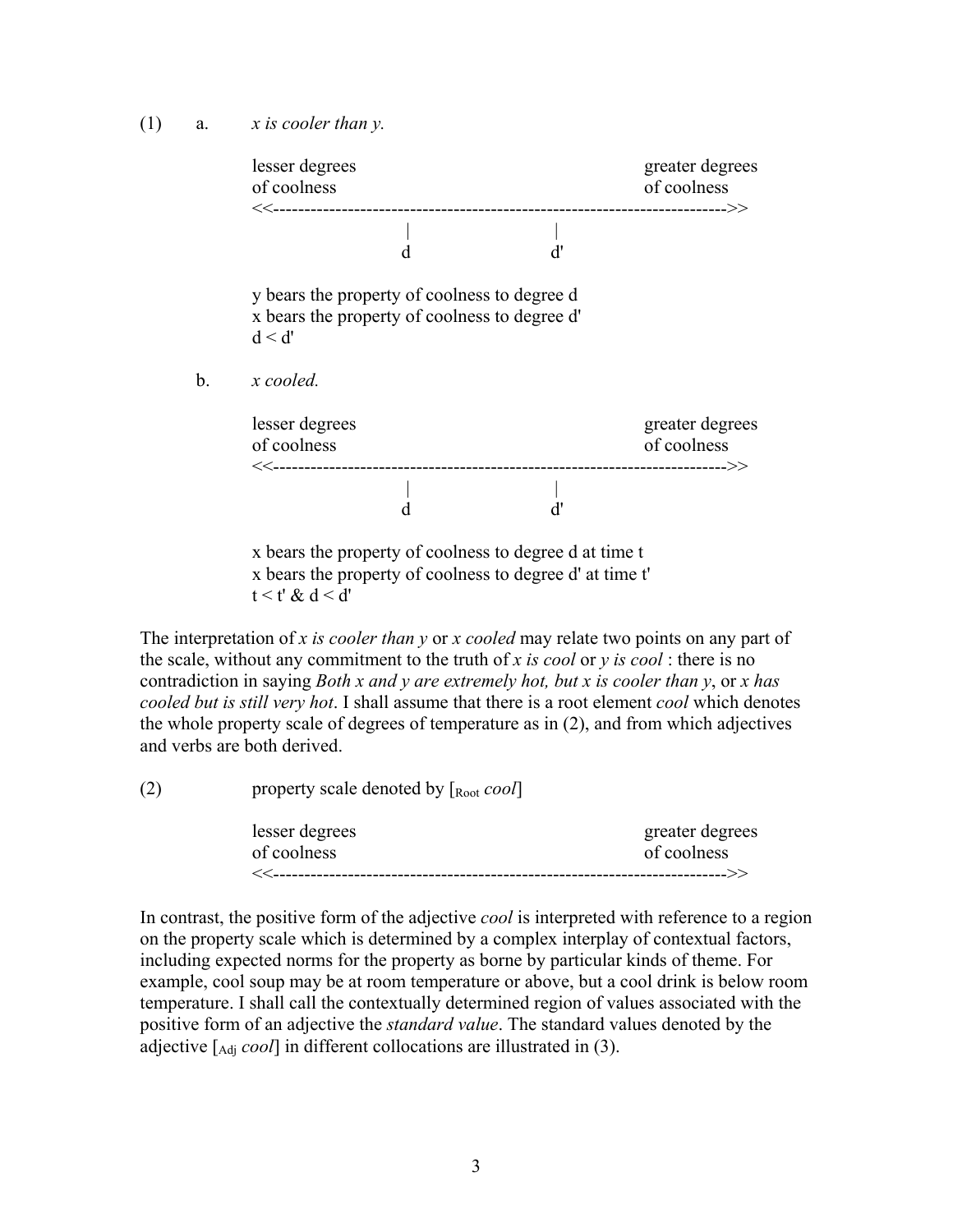(1) a. *x is cooler than y.*

```
lesser degrees                                              greater degrees
of coolness                                                 of coolness
<<-------------------------------------------------------------------------->>
                       |                   |
                       d                   d'
```

y bears the property of coolness to degree d
x bears the property of coolness to degree d'
$d < d'$

b. *x cooled.*

```
lesser degrees                                              greater degrees
of coolness                                                 of coolness
<<-------------------------------------------------------------------------->>
                       |                   |
                       d                   d'
```

x bears the property of coolness to degree d at time t
x bears the property of coolness to degree d' at time t'
$t < t'$ & $d < d'$

The interpretation of *x is cooler than y* or *x cooled* may relate two points on any part of the scale, without any commitment to the truth of *x is cool* or *y is cool* : there is no contradiction in saying *Both x and y are extremely hot, but x is cooler than y*, or *x has cooled but is still very hot*. I shall assume that there is a root element *cool* which denotes the whole property scale of degrees of temperature as in (2), and from which adjectives and verbs are both derived.

(2) property scale denoted by [$_{\text{Root}}$ *cool*]

```
lesser degrees                                              greater degrees
of coolness                                                 of coolness
<<-------------------------------------------------------------------------->>
```

In contrast, the positive form of the adjective *cool* is interpreted with reference to a region on the property scale which is determined by a complex interplay of contextual factors, including expected norms for the property as borne by particular kinds of theme. For example, cool soup may be at room temperature or above, but a cool drink is below room temperature. I shall call the contextually determined region of values associated with the positive form of an adjective the *standard value*. The standard values denoted by the adjective [$_{\text{Adj}}$ *cool*] in different collocations are illustrated in (3).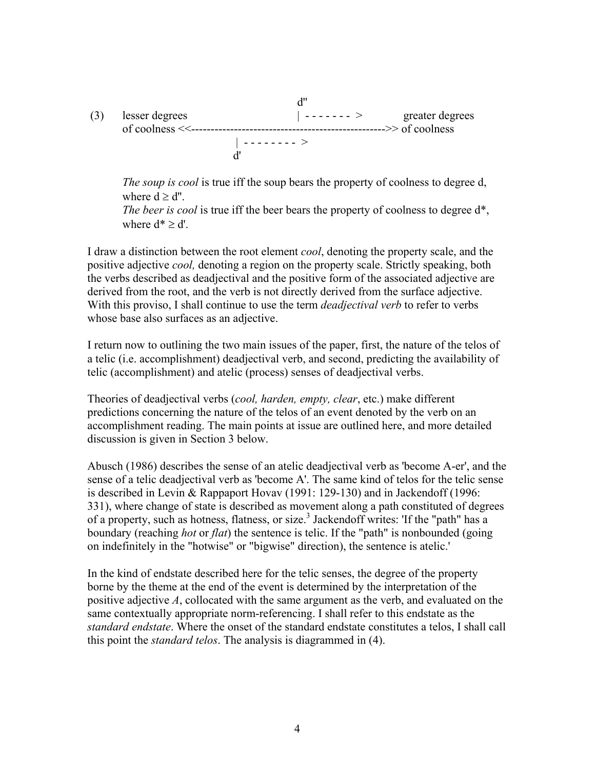(3)

```
                                              d''
lesser degrees                                | - - - - - - - >          greater degrees
of coolness <<-------------------------------------------------->> of coolness
                                 | - - - - - - - - >
                                 d'
```

*The soup is cool* is true iff the soup bears the property of coolness to degree d, where $d \geq d''$.
*The beer is cool* is true iff the beer bears the property of coolness to degree $d^*$, where $d^* \geq d'$.

I draw a distinction between the root element *cool*, denoting the property scale, and the positive adjective *cool,* denoting a region on the property scale. Strictly speaking, both the verbs described as deadjectival and the positive form of the associated adjective are derived from the root, and the verb is not directly derived from the surface adjective. With this proviso, I shall continue to use the term *deadjectival verb* to refer to verbs whose base also surfaces as an adjective.

I return now to outlining the two main issues of the paper, first, the nature of the telos of a telic (i.e. accomplishment) deadjectival verb, and second, predicting the availability of telic (accomplishment) and atelic (process) senses of deadjectival verbs.

Theories of deadjectival verbs (*cool, harden, empty, clear*, etc.) make different predictions concerning the nature of the telos of an event denoted by the verb on an accomplishment reading. The main points at issue are outlined here, and more detailed discussion is given in Section 3 below.

Abusch (1986) describes the sense of an atelic deadjectival verb as 'become A-er', and the sense of a telic deadjectival verb as 'become A'. The same kind of telos for the telic sense is described in Levin & Rappaport Hovav (1991: 129-130) and in Jackendoff (1996: 331), where change of state is described as movement along a path constituted of degrees of a property, such as hotness, flatness, or size.[3] Jackendoff writes: 'If the "path" has a boundary (reaching *hot* or *flat*) the sentence is telic. If the "path" is nonbounded (going on indefinitely in the "hotwise" or "bigwise" direction), the sentence is atelic.'

In the kind of endstate described here for the telic senses, the degree of the property borne by the theme at the end of the event is determined by the interpretation of the positive adjective *A*, collocated with the same argument as the verb, and evaluated on the same contextually appropriate norm-referencing. I shall refer to this endstate as the *standard endstate*. Where the onset of the standard endstate constitutes a telos, I shall call this point the *standard telos*. The analysis is diagrammed in (4).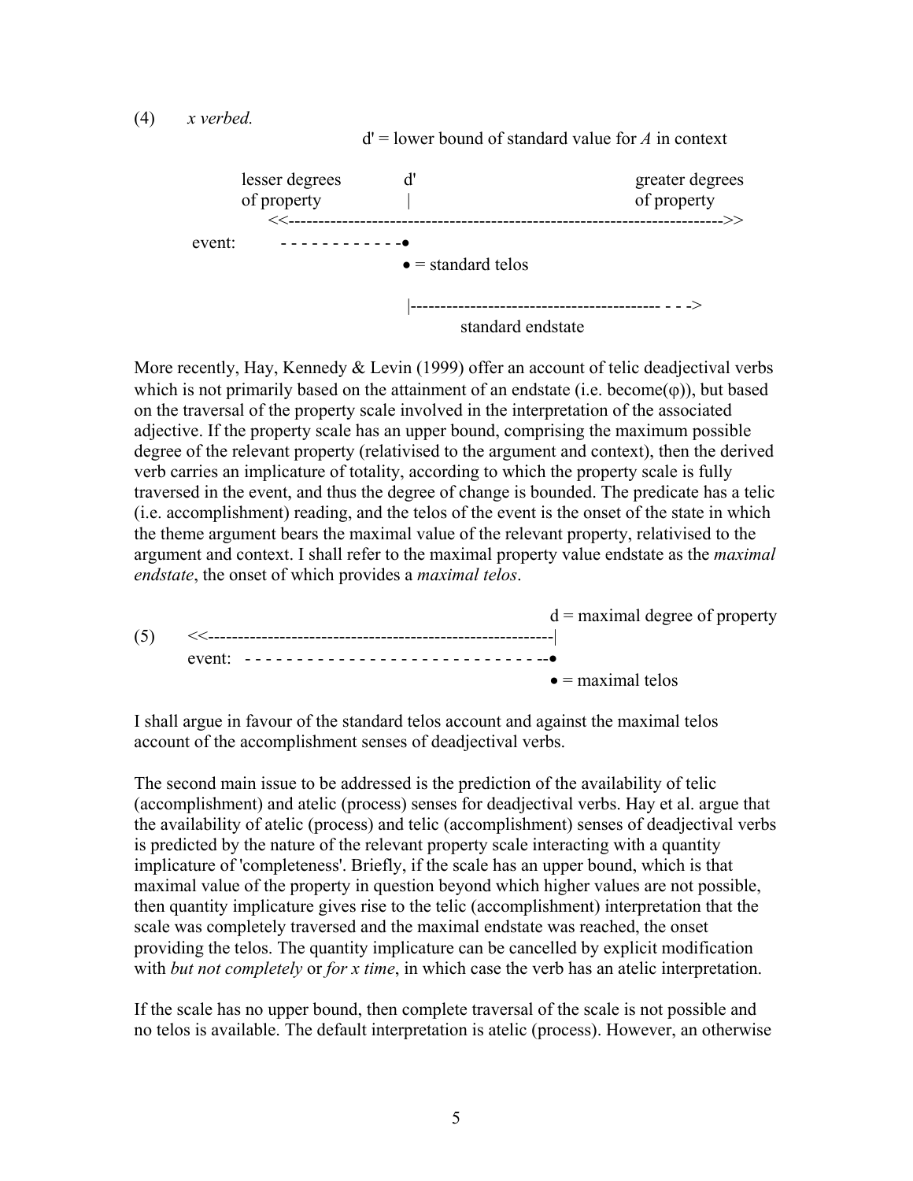(4) *x verbed.*

```
                         d' = lower bound of standard value for A in context

          lesser degrees          d'                                greater degrees
          of property             |                                 of property
            <<------------------------------------------------------------------>>
   event:     - - - - - - - - - - -•
                                  • = standard telos

                                  |---------------------------------------- - - ->
                                          standard endstate
```

More recently, Hay, Kennedy & Levin (1999) offer an account of telic deadjectival verbs which is not primarily based on the attainment of an endstate (i.e. become(φ)), but based on the traversal of the property scale involved in the interpretation of the associated adjective. If the property scale has an upper bound, comprising the maximum possible degree of the relevant property (relativised to the argument and context), then the derived verb carries an implicature of totality, according to which the property scale is fully traversed in the event, and thus the degree of change is bounded. The predicate has a telic (i.e. accomplishment) reading, and the telos of the event is the onset of the state in which the theme argument bears the maximal value of the relevant property, relativised to the argument and context. I shall refer to the maximal property value endstate as the *maximal endstate*, the onset of which provides a *maximal telos*.

```
                                                          d = maximal degree of property
(5)    <<---------------------------------------------------------|
       event:  - - - - - - - - - - - - - - - - - - - - - - - - - - -•
                                                          • = maximal telos
```

I shall argue in favour of the standard telos account and against the maximal telos account of the accomplishment senses of deadjectival verbs.

The second main issue to be addressed is the prediction of the availability of telic (accomplishment) and atelic (process) senses for deadjectival verbs. Hay et al. argue that the availability of atelic (process) and telic (accomplishment) senses of deadjectival verbs is predicted by the nature of the relevant property scale interacting with a quantity implicature of 'completeness'. Briefly, if the scale has an upper bound, which is that maximal value of the property in question beyond which higher values are not possible, then quantity implicature gives rise to the telic (accomplishment) interpretation that the scale was completely traversed and the maximal endstate was reached, the onset providing the telos. The quantity implicature can be cancelled by explicit modification with *but not completely* or *for x time*, in which case the verb has an atelic interpretation.

If the scale has no upper bound, then complete traversal of the scale is not possible and no telos is available. The default interpretation is atelic (process). However, an otherwise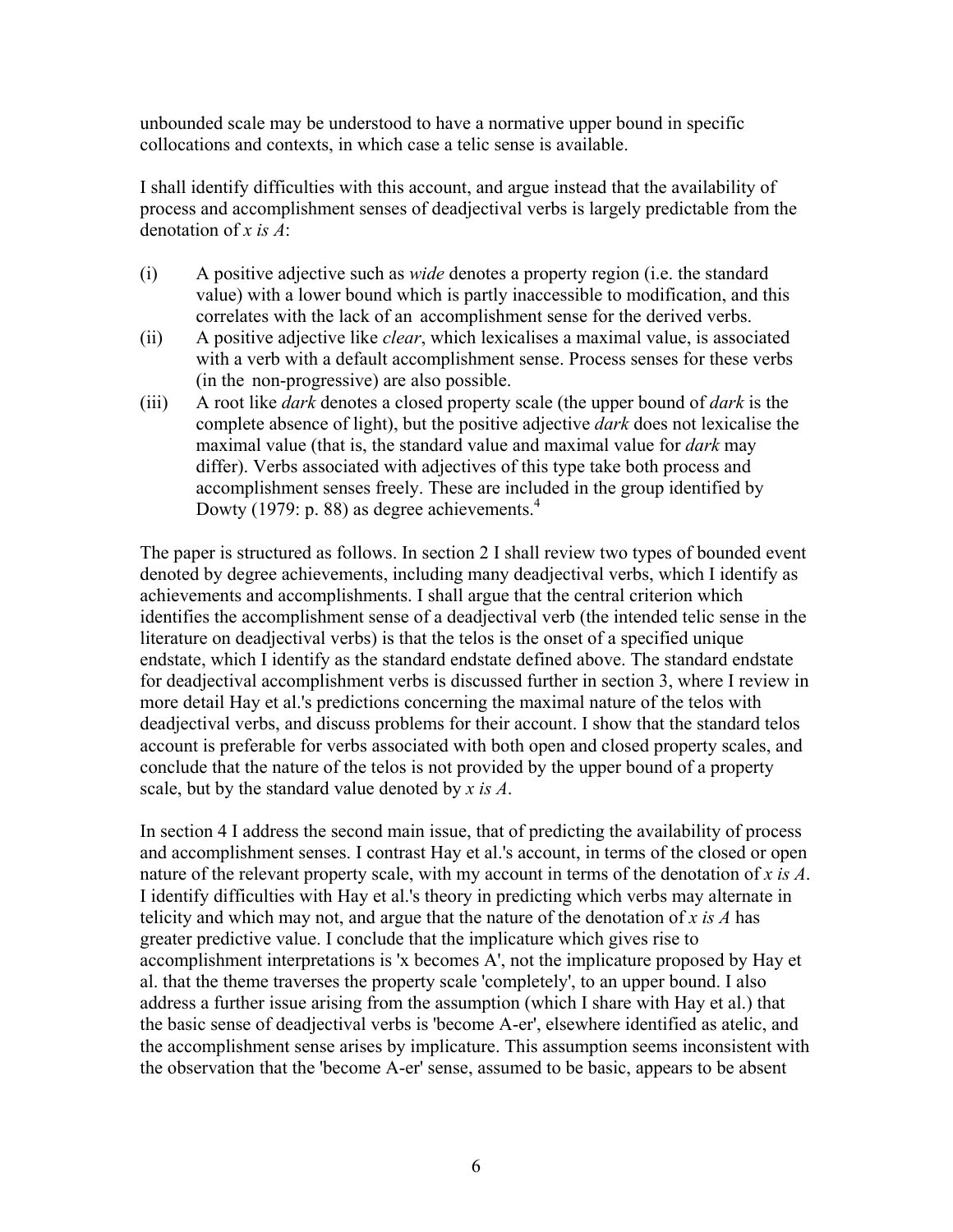unbounded scale may be understood to have a normative upper bound in specific collocations and contexts, in which case a telic sense is available.

I shall identify difficulties with this account, and argue instead that the availability of process and accomplishment senses of deadjectival verbs is largely predictable from the denotation of *x is A*:

(i) A positive adjective such as *wide* denotes a property region (i.e. the standard value) with a lower bound which is partly inaccessible to modification, and this correlates with the lack of an accomplishment sense for the derived verbs.

(ii) A positive adjective like *clear*, which lexicalises a maximal value, is associated with a verb with a default accomplishment sense. Process senses for these verbs (in the non-progressive) are also possible.

(iii) A root like *dark* denotes a closed property scale (the upper bound of *dark* is the complete absence of light), but the positive adjective *dark* does not lexicalise the maximal value (that is, the standard value and maximal value for *dark* may differ). Verbs associated with adjectives of this type take both process and accomplishment senses freely. These are included in the group identified by Dowty (1979: p. 88) as degree achievements.[4]

The paper is structured as follows. In section 2 I shall review two types of bounded event denoted by degree achievements, including many deadjectival verbs, which I identify as achievements and accomplishments. I shall argue that the central criterion which identifies the accomplishment sense of a deadjectival verb (the intended telic sense in the literature on deadjectival verbs) is that the telos is the onset of a specified unique endstate, which I identify as the standard endstate defined above. The standard endstate for deadjectival accomplishment verbs is discussed further in section 3, where I review in more detail Hay et al.'s predictions concerning the maximal nature of the telos with deadjectival verbs, and discuss problems for their account. I show that the standard telos account is preferable for verbs associated with both open and closed property scales, and conclude that the nature of the telos is not provided by the upper bound of a property scale, but by the standard value denoted by *x is A*.

In section 4 I address the second main issue, that of predicting the availability of process and accomplishment senses. I contrast Hay et al.'s account, in terms of the closed or open nature of the relevant property scale, with my account in terms of the denotation of *x is A*. I identify difficulties with Hay et al.'s theory in predicting which verbs may alternate in telicity and which may not, and argue that the nature of the denotation of *x is A* has greater predictive value. I conclude that the implicature which gives rise to accomplishment interpretations is 'x becomes A', not the implicature proposed by Hay et al. that the theme traverses the property scale 'completely', to an upper bound. I also address a further issue arising from the assumption (which I share with Hay et al.) that the basic sense of deadjectival verbs is 'become A-er', elsewhere identified as atelic, and the accomplishment sense arises by implicature. This assumption seems inconsistent with the observation that the 'become A-er' sense, assumed to be basic, appears to be absent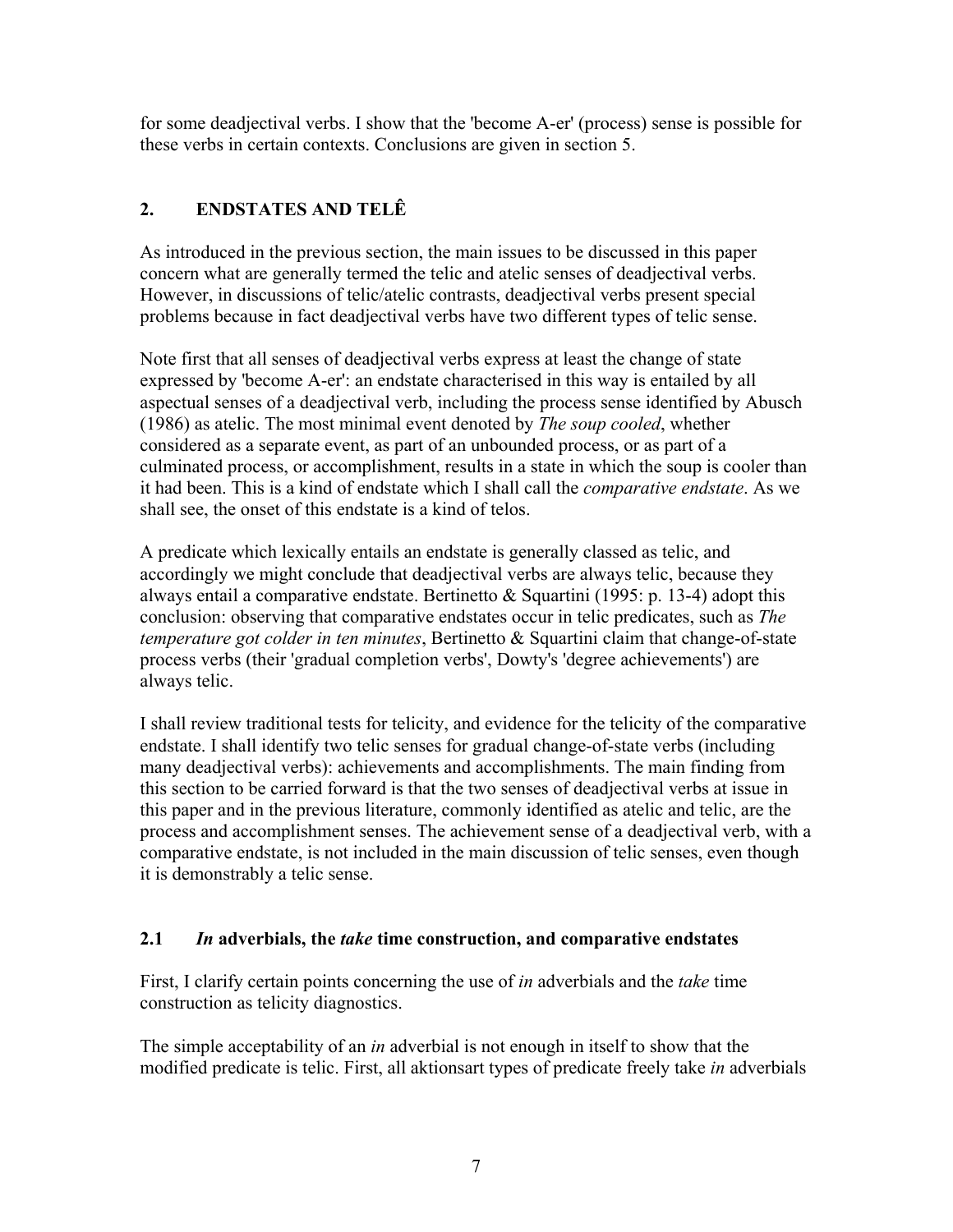for some deadjectival verbs. I show that the 'become A-er' (process) sense is possible for these verbs in certain contexts. Conclusions are given in section 5.

## 2. ENDSTATES AND TELÊ

As introduced in the previous section, the main issues to be discussed in this paper concern what are generally termed the telic and atelic senses of deadjectival verbs. However, in discussions of telic/atelic contrasts, deadjectival verbs present special problems because in fact deadjectival verbs have two different types of telic sense.

Note first that all senses of deadjectival verbs express at least the change of state expressed by 'become A-er': an endstate characterised in this way is entailed by all aspectual senses of a deadjectival verb, including the process sense identified by Abusch (1986) as atelic. The most minimal event denoted by *The soup cooled*, whether considered as a separate event, as part of an unbounded process, or as part of a culminated process, or accomplishment, results in a state in which the soup is cooler than it had been. This is a kind of endstate which I shall call the *comparative endstate*. As we shall see, the onset of this endstate is a kind of telos.

A predicate which lexically entails an endstate is generally classed as telic, and accordingly we might conclude that deadjectival verbs are always telic, because they always entail a comparative endstate. Bertinetto & Squartini (1995: p. 13-4) adopt this conclusion: observing that comparative endstates occur in telic predicates, such as *The temperature got colder in ten minutes*, Bertinetto & Squartini claim that change-of-state process verbs (their 'gradual completion verbs', Dowty's 'degree achievements') are always telic.

I shall review traditional tests for telicity, and evidence for the telicity of the comparative endstate. I shall identify two telic senses for gradual change-of-state verbs (including many deadjectival verbs): achievements and accomplishments. The main finding from this section to be carried forward is that the two senses of deadjectival verbs at issue in this paper and in the previous literature, commonly identified as atelic and telic, are the process and accomplishment senses. The achievement sense of a deadjectival verb, with a comparative endstate, is not included in the main discussion of telic senses, even though it is demonstrably a telic sense.

### 2.1 *In* adverbials, the *take* time construction, and comparative endstates

First, I clarify certain points concerning the use of *in* adverbials and the *take* time construction as telicity diagnostics.

The simple acceptability of an *in* adverbial is not enough in itself to show that the modified predicate is telic. First, all aktionsart types of predicate freely take *in* adverbials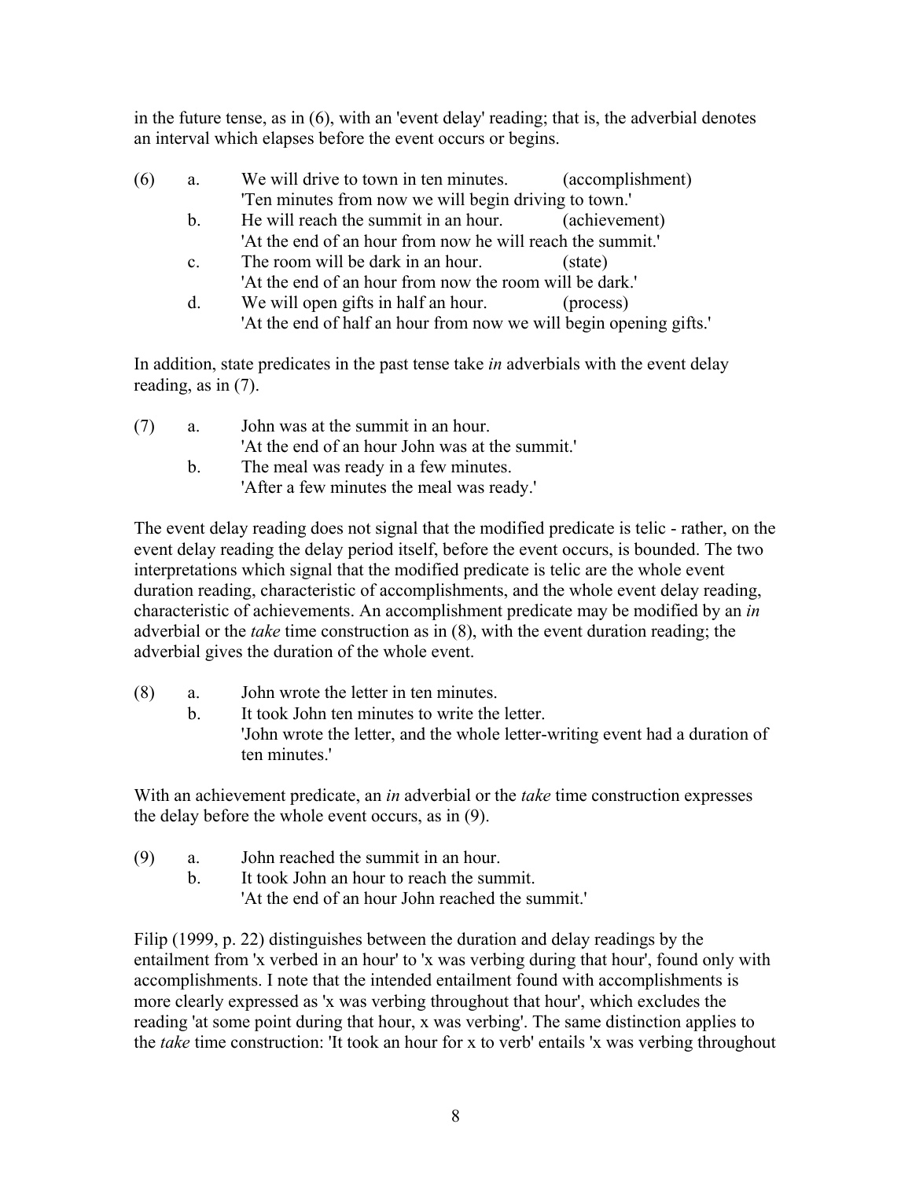in the future tense, as in (6), with an 'event delay' reading; that is, the adverbial denotes an interval which elapses before the event occurs or begins.

(6) a. We will drive to town in ten minutes. (accomplishment)
    'Ten minutes from now we will begin driving to town.'
  b. He will reach the summit in an hour. (achievement)
    'At the end of an hour from now he will reach the summit.'
  c. The room will be dark in an hour. (state)
    'At the end of an hour from now the room will be dark.'
  d. We will open gifts in half an hour. (process)
    'At the end of half an hour from now we will begin opening gifts.'

In addition, state predicates in the past tense take *in* adverbials with the event delay reading, as in (7).

(7) a. John was at the summit in an hour.
    'At the end of an hour John was at the summit.'
  b. The meal was ready in a few minutes.
    'After a few minutes the meal was ready.'

The event delay reading does not signal that the modified predicate is telic - rather, on the event delay reading the delay period itself, before the event occurs, is bounded. The two interpretations which signal that the modified predicate is telic are the whole event duration reading, characteristic of accomplishments, and the whole event delay reading, characteristic of achievements. An accomplishment predicate may be modified by an *in* adverbial or the *take* time construction as in (8), with the event duration reading; the adverbial gives the duration of the whole event.

(8) a. John wrote the letter in ten minutes.
  b. It took John ten minutes to write the letter.
    'John wrote the letter, and the whole letter-writing event had a duration of ten minutes.'

With an achievement predicate, an *in* adverbial or the *take* time construction expresses the delay before the whole event occurs, as in (9).

(9) a. John reached the summit in an hour.
  b. It took John an hour to reach the summit.
    'At the end of an hour John reached the summit.'

Filip (1999, p. 22) distinguishes between the duration and delay readings by the entailment from 'x verbed in an hour' to 'x was verbing during that hour', found only with accomplishments. I note that the intended entailment found with accomplishments is more clearly expressed as 'x was verbing throughout that hour', which excludes the reading 'at some point during that hour, x was verbing'. The same distinction applies to the *take* time construction: 'It took an hour for x to verb' entails 'x was verbing throughout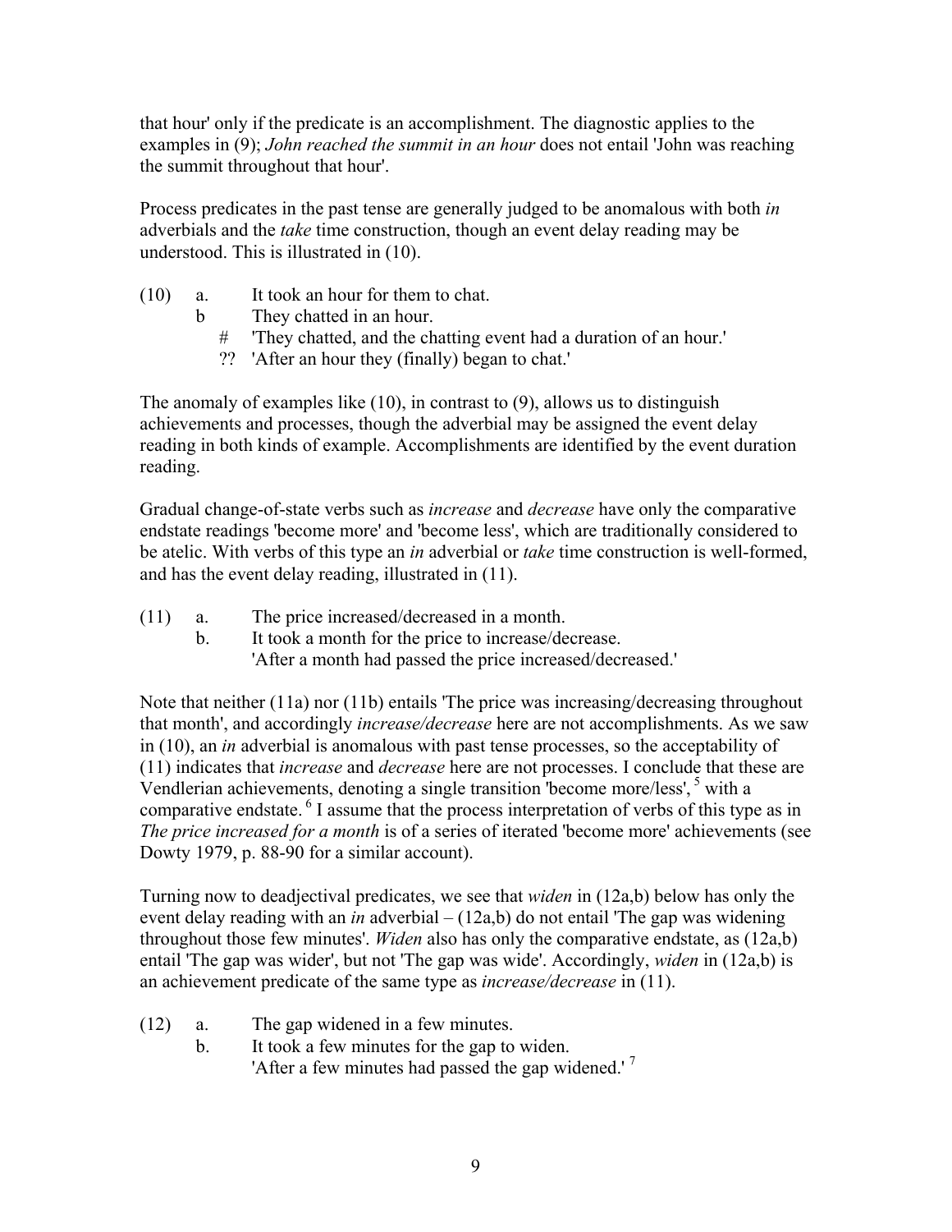that hour' only if the predicate is an accomplishment. The diagnostic applies to the examples in (9); *John reached the summit in an hour* does not entail 'John was reaching the summit throughout that hour'.

Process predicates in the past tense are generally judged to be anomalous with both *in* adverbials and the *take* time construction, though an event delay reading may be understood. This is illustrated in (10).

(10) a. It took an hour for them to chat.
 b They chatted in an hour.
 # 'They chatted, and the chatting event had a duration of an hour.'
 ?? 'After an hour they (finally) began to chat.'

The anomaly of examples like (10), in contrast to (9), allows us to distinguish achievements and processes, though the adverbial may be assigned the event delay reading in both kinds of example. Accomplishments are identified by the event duration reading.

Gradual change-of-state verbs such as *increase* and *decrease* have only the comparative endstate readings 'become more' and 'become less', which are traditionally considered to be atelic. With verbs of this type an *in* adverbial or *take* time construction is well-formed, and has the event delay reading, illustrated in (11).

(11) a. The price increased/decreased in a month.
 b. It took a month for the price to increase/decrease.
 'After a month had passed the price increased/decreased.'

Note that neither (11a) nor (11b) entails 'The price was increasing/decreasing throughout that month', and accordingly *increase/decrease* here are not accomplishments. As we saw in (10), an *in* adverbial is anomalous with past tense processes, so the acceptability of (11) indicates that *increase* and *decrease* here are not processes. I conclude that these are Vendlerian achievements, denoting a single transition 'become more/less', [5] with a comparative endstate. [6] I assume that the process interpretation of verbs of this type as in *The price increased for a month* is of a series of iterated 'become more' achievements (see Dowty 1979, p. 88-90 for a similar account).

Turning now to deadjectival predicates, we see that *widen* in (12a,b) below has only the event delay reading with an *in* adverbial – (12a,b) do not entail 'The gap was widening throughout those few minutes'. *Widen* also has only the comparative endstate, as (12a,b) entail 'The gap was wider', but not 'The gap was wide'. Accordingly, *widen* in (12a,b) is an achievement predicate of the same type as *increase/decrease* in (11).

(12) a. The gap widened in a few minutes.
 b. It took a few minutes for the gap to widen.
 'After a few minutes had passed the gap widened.' [7]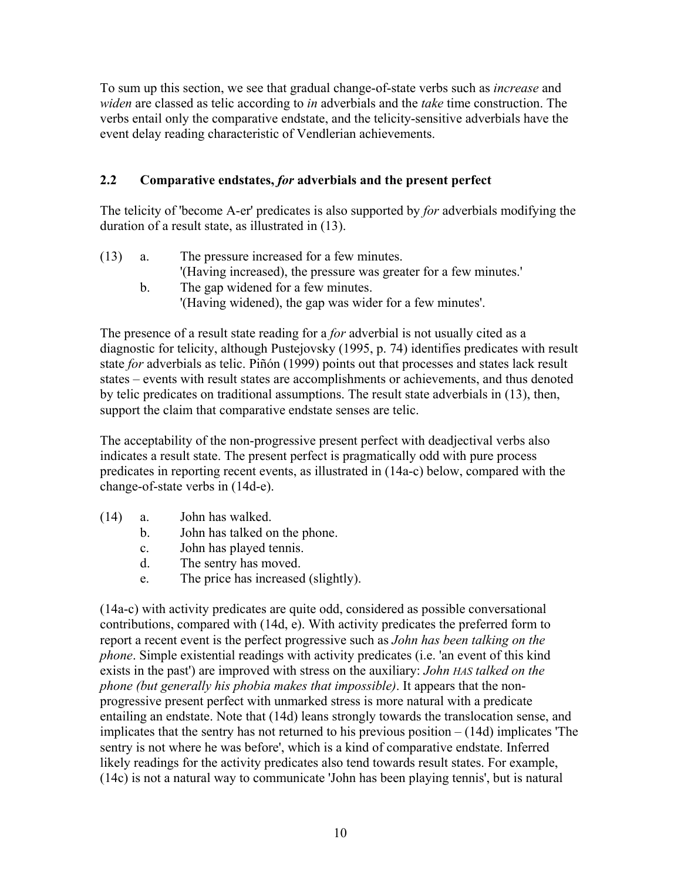To sum up this section, we see that gradual change-of-state verbs such as *increase* and *widen* are classed as telic according to *in* adverbials and the *take* time construction. The verbs entail only the comparative endstate, and the telicity-sensitive adverbials have the event delay reading characteristic of Vendlerian achievements.

## 2.2 Comparative endstates, *for* adverbials and the present perfect

The telicity of 'become A-er' predicates is also supported by *for* adverbials modifying the duration of a result state, as illustrated in (13).

(13) a. The pressure increased for a few minutes.
'(Having increased), the pressure was greater for a few minutes.'
b. The gap widened for a few minutes.
'(Having widened), the gap was wider for a few minutes'.

The presence of a result state reading for a *for* adverbial is not usually cited as a diagnostic for telicity, although Pustejovsky (1995, p. 74) identifies predicates with result state *for* adverbials as telic. Piñón (1999) points out that processes and states lack result states – events with result states are accomplishments or achievements, and thus denoted by telic predicates on traditional assumptions. The result state adverbials in (13), then, support the claim that comparative endstate senses are telic.

The acceptability of the non-progressive present perfect with deadjectival verbs also indicates a result state. The present perfect is pragmatically odd with pure process predicates in reporting recent events, as illustrated in (14a-c) below, compared with the change-of-state verbs in (14d-e).

(14) a. John has walked.
b. John has talked on the phone.
c. John has played tennis.
d. The sentry has moved.
e. The price has increased (slightly).

(14a-c) with activity predicates are quite odd, considered as possible conversational contributions, compared with (14d, e). With activity predicates the preferred form to report a recent event is the perfect progressive such as *John has been talking on the phone*. Simple existential readings with activity predicates (i.e. 'an event of this kind exists in the past') are improved with stress on the auxiliary: *John HAS talked on the phone (but generally his phobia makes that impossible)*. It appears that the non-progressive present perfect with unmarked stress is more natural with a predicate entailing an endstate. Note that (14d) leans strongly towards the translocation sense, and implicates that the sentry has not returned to his previous position – (14d) implicates 'The sentry is not where he was before', which is a kind of comparative endstate. Inferred likely readings for the activity predicates also tend towards result states. For example, (14c) is not a natural way to communicate 'John has been playing tennis', but is natural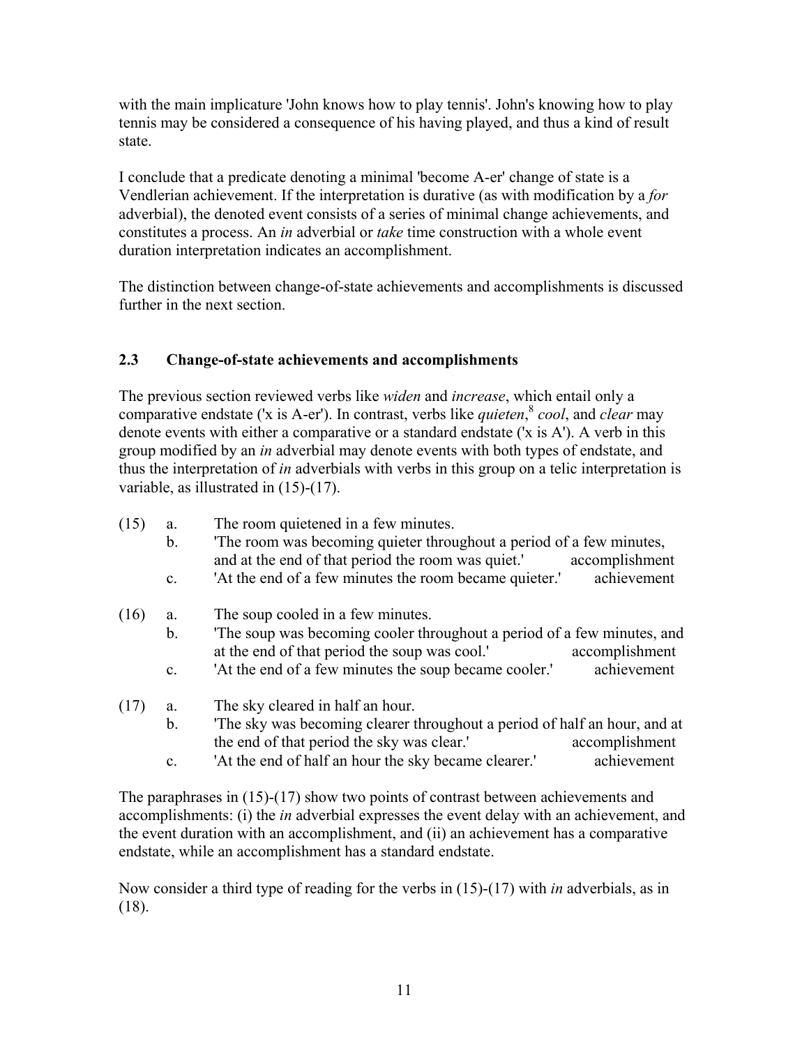with the main implicature 'John knows how to play tennis'. John's knowing how to play tennis may be considered a consequence of his having played, and thus a kind of result state.

I conclude that a predicate denoting a minimal 'become A-er' change of state is a Vendlerian achievement. If the interpretation is durative (as with modification by a *for* adverbial), the denoted event consists of a series of minimal change achievements, and constitutes a process. An *in* adverbial or *take* time construction with a whole event duration interpretation indicates an accomplishment.

The distinction between change-of-state achievements and accomplishments is discussed further in the next section.

### 2.3 Change-of-state achievements and accomplishments

The previous section reviewed verbs like *widen* and *increase*, which entail only a comparative endstate ('x is A-er'). In contrast, verbs like *quieten*,[8] *cool*, and *clear* may denote events with either a comparative or a standard endstate ('x is A'). A verb in this group modified by an *in* adverbial may denote events with both types of endstate, and thus the interpretation of *in* adverbials with verbs in this group on a telic interpretation is variable, as illustrated in (15)-(17).

(15) a. The room quietened in a few minutes.
  b. 'The room was becoming quieter throughout a period of a few minutes, and at the end of that period the room was quiet.' accomplishment
  c. 'At the end of a few minutes the room became quieter.' achievement

(16) a. The soup cooled in a few minutes.
  b. 'The soup was becoming cooler throughout a period of a few minutes, and at the end of that period the soup was cool.' accomplishment
  c. 'At the end of a few minutes the soup became cooler.' achievement

(17) a. The sky cleared in half an hour.
  b. 'The sky was becoming clearer throughout a period of half an hour, and at the end of that period the sky was clear.' accomplishment
  c. 'At the end of half an hour the sky became clearer.' achievement

The paraphrases in (15)-(17) show two points of contrast between achievements and accomplishments: (i) the *in* adverbial expresses the event delay with an achievement, and the event duration with an accomplishment, and (ii) an achievement has a comparative endstate, while an accomplishment has a standard endstate.

Now consider a third type of reading for the verbs in (15)-(17) with *in* adverbials, as in (18).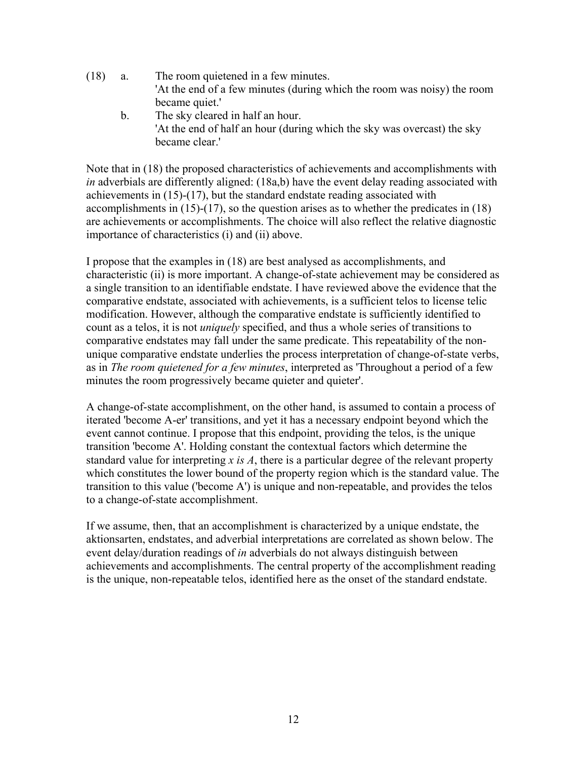(18) a. The room quietened in a few minutes.
'At the end of a few minutes (during which the room was noisy) the room became quiet.'

b. The sky cleared in half an hour.
'At the end of half an hour (during which the sky was overcast) the sky became clear.'

Note that in (18) the proposed characteristics of achievements and accomplishments with *in* adverbials are differently aligned: (18a,b) have the event delay reading associated with achievements in (15)-(17), but the standard endstate reading associated with accomplishments in (15)-(17), so the question arises as to whether the predicates in (18) are achievements or accomplishments. The choice will also reflect the relative diagnostic importance of characteristics (i) and (ii) above.

I propose that the examples in (18) are best analysed as accomplishments, and characteristic (ii) is more important. A change-of-state achievement may be considered as a single transition to an identifiable endstate. I have reviewed above the evidence that the comparative endstate, associated with achievements, is a sufficient telos to license telic modification. However, although the comparative endstate is sufficiently identified to count as a telos, it is not *uniquely* specified, and thus a whole series of transitions to comparative endstates may fall under the same predicate. This repeatability of the non-unique comparative endstate underlies the process interpretation of change-of-state verbs, as in *The room quietened for a few minutes*, interpreted as 'Throughout a period of a few minutes the room progressively became quieter and quieter'.

A change-of-state accomplishment, on the other hand, is assumed to contain a process of iterated 'become A-er' transitions, and yet it has a necessary endpoint beyond which the event cannot continue. I propose that this endpoint, providing the telos, is the unique transition 'become A'. Holding constant the contextual factors which determine the standard value for interpreting *x is A*, there is a particular degree of the relevant property which constitutes the lower bound of the property region which is the standard value. The transition to this value ('become A') is unique and non-repeatable, and provides the telos to a change-of-state accomplishment.

If we assume, then, that an accomplishment is characterized by a unique endstate, the aktionsarten, endstates, and adverbial interpretations are correlated as shown below. The event delay/duration readings of *in* adverbials do not always distinguish between achievements and accomplishments. The central property of the accomplishment reading is the unique, non-repeatable telos, identified here as the onset of the standard endstate.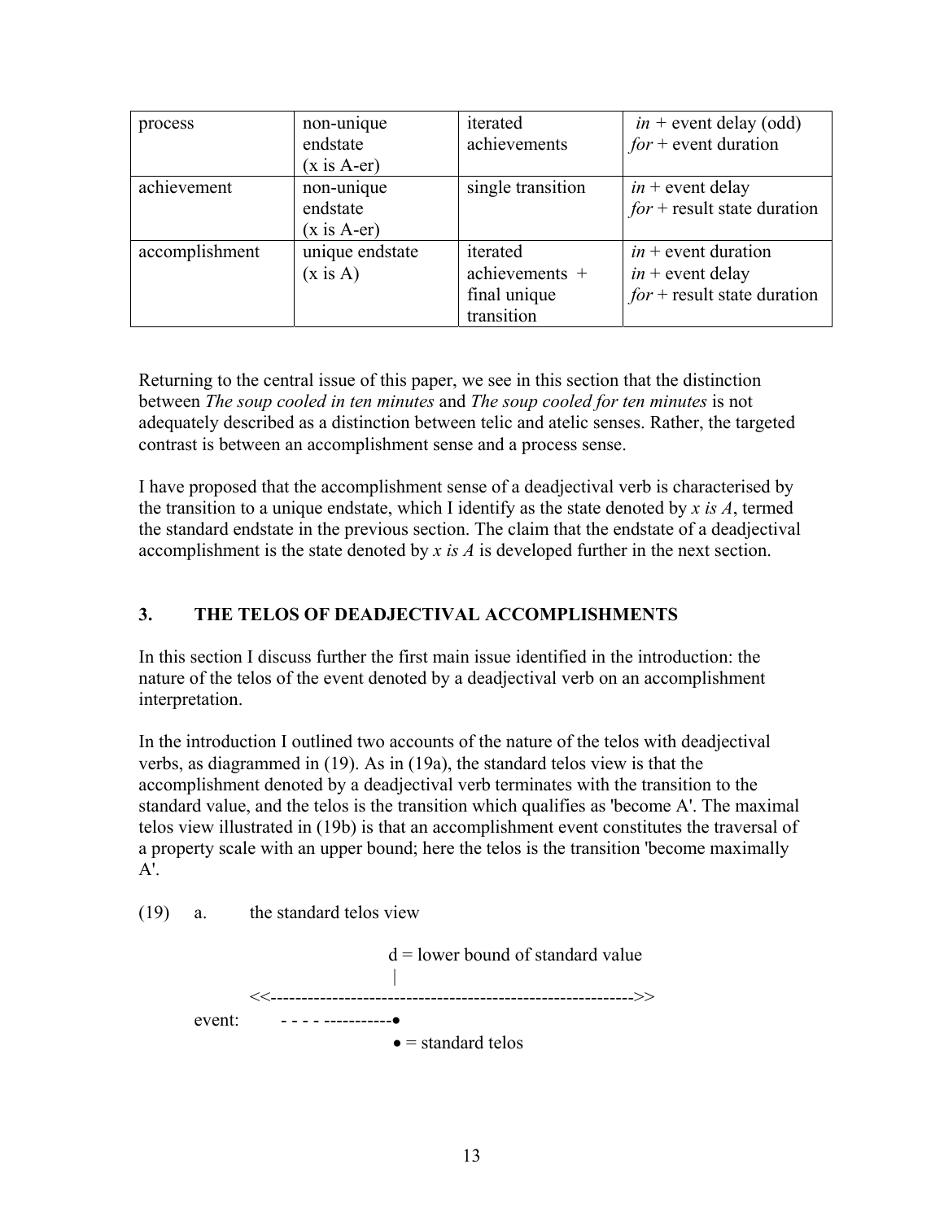| process | non-unique endstate (x is A-er) | iterated achievements | *in* + event delay (odd) <br> *for* + event duration |
|---|---|---|---|
| achievement | non-unique endstate (x is A-er) | single transition | *in* + event delay <br> *for* + result state duration |
| accomplishment | unique endstate (x is A) | iterated achievements + final unique transition | *in* + event duration <br> *in* + event delay <br> *for* + result state duration |

Returning to the central issue of this paper, we see in this section that the distinction between *The soup cooled in ten minutes* and *The soup cooled for ten minutes* is not adequately described as a distinction between telic and atelic senses. Rather, the targeted contrast is between an accomplishment sense and a process sense.

I have proposed that the accomplishment sense of a deadjectival verb is characterised by the transition to a unique endstate, which I identify as the state denoted by *x is A*, termed the standard endstate in the previous section. The claim that the endstate of a deadjectival accomplishment is the state denoted by *x is A* is developed further in the next section.

## 3. THE TELOS OF DEADJECTIVAL ACCOMPLISHMENTS

In this section I discuss further the first main issue identified in the introduction: the nature of the telos of the event denoted by a deadjectival verb on an accomplishment interpretation.

In the introduction I outlined two accounts of the nature of the telos with deadjectival verbs, as diagrammed in (19). As in (19a), the standard telos view is that the accomplishment denoted by a deadjectival verb terminates with the transition to the standard value, and the telos is the transition which qualifies as 'become A'. The maximal telos view illustrated in (19b) is that an accomplishment event constitutes the traversal of a property scale with an upper bound; here the telos is the transition 'become maximally A'.

(19) a. the standard telos view

```
                        d = lower bound of standard value
                        |
        <<----------------------------------------------------------->>
event:  - - - - -----------•
                        • = standard telos
```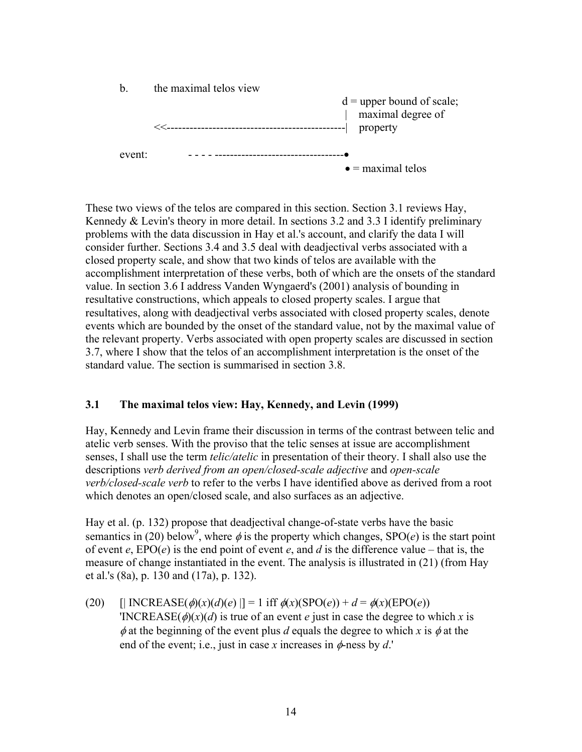b. the maximal telos view

```
                                                  d = upper bound of scale;
                                                  |   maximal degree of
        <<----------------------------------------|   property

event:        - - - - ----------------------------●
                                                  ● = maximal telos
```

These two views of the telos are compared in this section. Section 3.1 reviews Hay, Kennedy & Levin's theory in more detail. In sections 3.2 and 3.3 I identify preliminary problems with the data discussion in Hay et al.'s account, and clarify the data I will consider further. Sections 3.4 and 3.5 deal with deadjectival verbs associated with a closed property scale, and show that two kinds of telos are available with the accomplishment interpretation of these verbs, both of which are the onsets of the standard value. In section 3.6 I address Vanden Wyngaerd's (2001) analysis of bounding in resultative constructions, which appeals to closed property scales. I argue that resultatives, along with deadjectival verbs associated with closed property scales, denote events which are bounded by the onset of the standard value, not by the maximal value of the relevant property. Verbs associated with open property scales are discussed in section 3.7, where I show that the telos of an accomplishment interpretation is the onset of the standard value. The section is summarised in section 3.8.

### 3.1 The maximal telos view: Hay, Kennedy, and Levin (1999)

Hay, Kennedy and Levin frame their discussion in terms of the contrast between telic and atelic verb senses. With the proviso that the telic senses at issue are accomplishment senses, I shall use the term *telic/atelic* in presentation of their theory. I shall also use the descriptions *verb derived from an open/closed-scale adjective* and *open-scale verb/closed-scale verb* to refer to the verbs I have identified above as derived from a root which denotes an open/closed scale, and also surfaces as an adjective.

Hay et al. (p. 132) propose that deadjectival change-of-state verbs have the basic semantics in (20) below[9], where $\phi$ is the property which changes, SPO($e$) is the start point of event $e$, EPO($e$) is the end point of event $e$, and $d$ is the difference value – that is, the measure of change instantiated in the event. The analysis is illustrated in (21) (from Hay et al.'s (8a), p. 130 and (17a), p. 132).

(20) $[|\ \text{INCREASE}(\phi)(x)(d)(e)\ |] = 1$ iff $\phi(x)(\text{SPO}(e)) + d = \phi(x)(\text{EPO}(e))$
'INCREASE($\phi$)($x$)($d$) is true of an event $e$ just in case the degree to which $x$ is $\phi$ at the beginning of the event plus $d$ equals the degree to which $x$ is $\phi$ at the end of the event; i.e., just in case $x$ increases in $\phi$-ness by $d$.'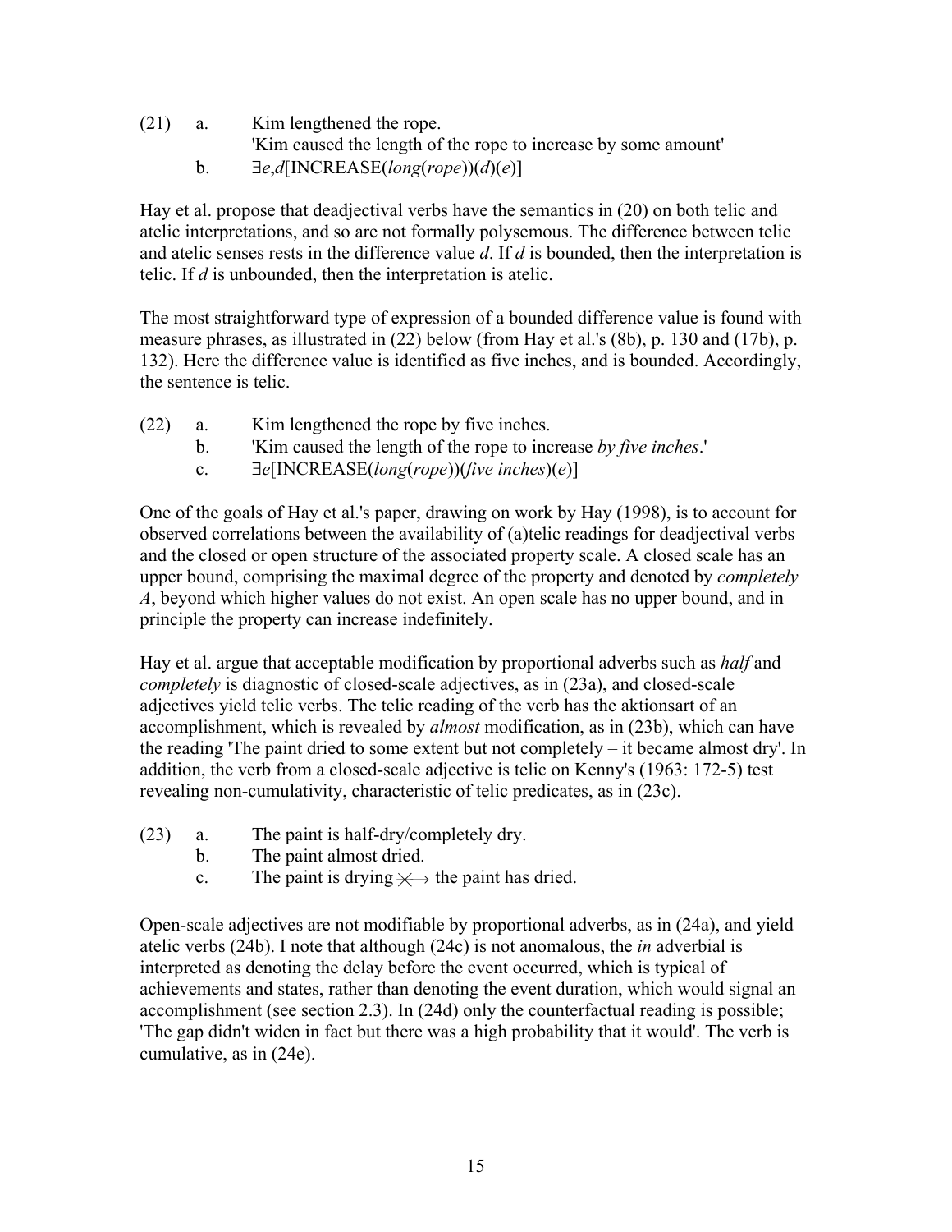(21) a. Kim lengthened the rope.
'Kim caused the length of the rope to increase by some amount'
b. ∃*e*,*d*[INCREASE(*long*(*rope*))(*d*)(*e*)]

Hay et al. propose that deadjectival verbs have the semantics in (20) on both telic and atelic interpretations, and so are not formally polysemous. The difference between telic and atelic senses rests in the difference value *d*. If *d* is bounded, then the interpretation is telic. If *d* is unbounded, then the interpretation is atelic.

The most straightforward type of expression of a bounded difference value is found with measure phrases, as illustrated in (22) below (from Hay et al.'s (8b), p. 130 and (17b), p. 132). Here the difference value is identified as five inches, and is bounded. Accordingly, the sentence is telic.

(22) a. Kim lengthened the rope by five inches.
b. 'Kim caused the length of the rope to increase *by five inches*.'
c. ∃*e*[INCREASE(*long*(*rope*))(*five inches*)(*e*)]

One of the goals of Hay et al.'s paper, drawing on work by Hay (1998), is to account for observed correlations between the availability of (a)telic readings for deadjectival verbs and the closed or open structure of the associated property scale. A closed scale has an upper bound, comprising the maximal degree of the property and denoted by *completely A*, beyond which higher values do not exist. An open scale has no upper bound, and in principle the property can increase indefinitely.

Hay et al. argue that acceptable modification by proportional adverbs such as *half* and *completely* is diagnostic of closed-scale adjectives, as in (23a), and closed-scale adjectives yield telic verbs. The telic reading of the verb has the aktionsart of an accomplishment, which is revealed by *almost* modification, as in (23b), which can have the reading 'The paint dried to some extent but not completely – it became almost dry'. In addition, the verb from a closed-scale adjective is telic on Kenny's (1963: 172-5) test revealing non-cumulativity, characteristic of telic predicates, as in (23c).

(23) a. The paint is half-dry/completely dry.
b. The paint almost dried.
c. The paint is drying $\not\longrightarrow$ the paint has dried.

Open-scale adjectives are not modifiable by proportional adverbs, as in (24a), and yield atelic verbs (24b). I note that although (24c) is not anomalous, the *in* adverbial is interpreted as denoting the delay before the event occurred, which is typical of achievements and states, rather than denoting the event duration, which would signal an accomplishment (see section 2.3). In (24d) only the counterfactual reading is possible; 'The gap didn't widen in fact but there was a high probability that it would'. The verb is cumulative, as in (24e).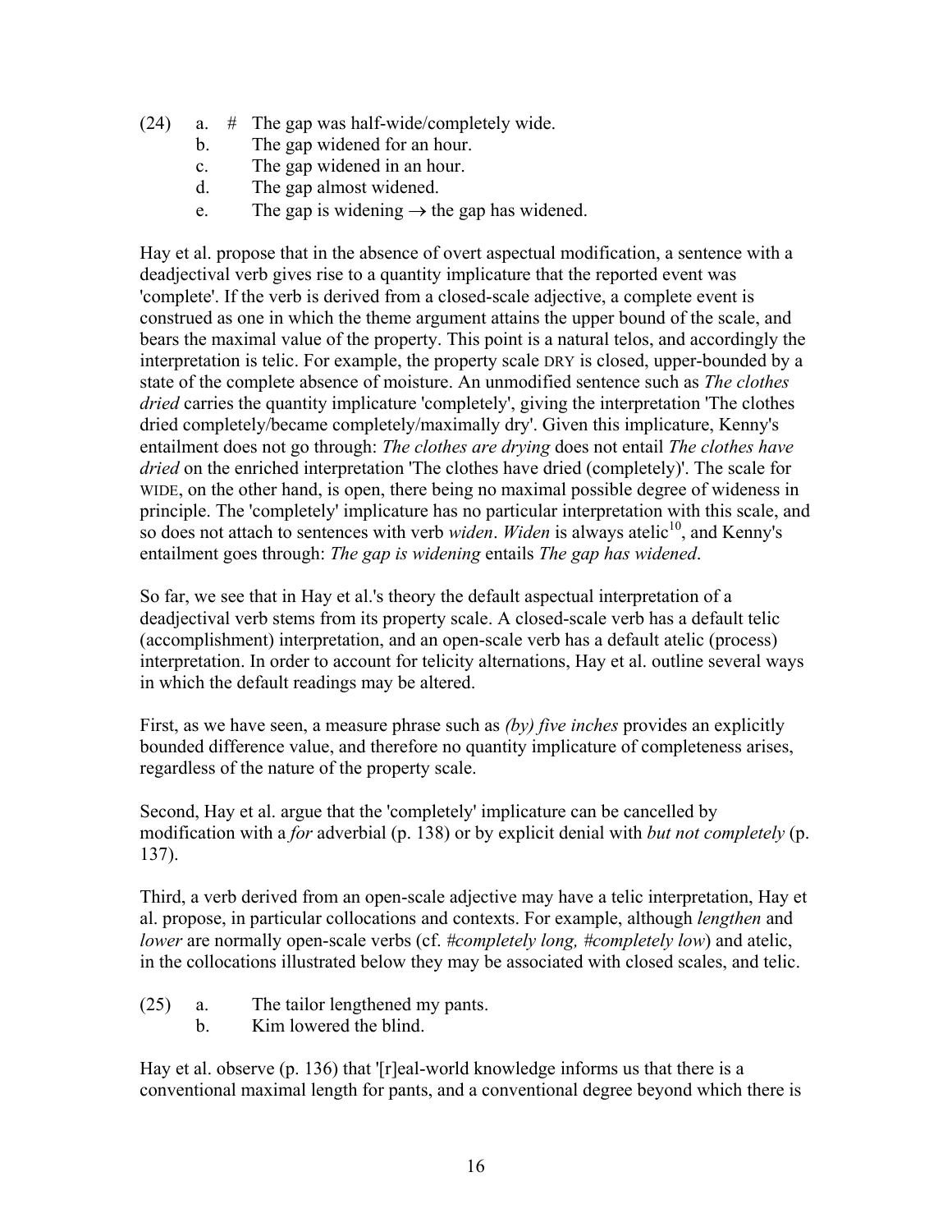(24) a. # The gap was half-wide/completely wide.
  b. The gap widened for an hour.
  c. The gap widened in an hour.
  d. The gap almost widened.
  e. The gap is widening → the gap has widened.

Hay et al. propose that in the absence of overt aspectual modification, a sentence with a deadjectival verb gives rise to a quantity implicature that the reported event was 'complete'. If the verb is derived from a closed-scale adjective, a complete event is construed as one in which the theme argument attains the upper bound of the scale, and bears the maximal value of the property. This point is a natural telos, and accordingly the interpretation is telic. For example, the property scale DRY is closed, upper-bounded by a state of the complete absence of moisture. An unmodified sentence such as *The clothes dried* carries the quantity implicature 'completely', giving the interpretation 'The clothes dried completely/became completely/maximally dry'. Given this implicature, Kenny's entailment does not go through: *The clothes are drying* does not entail *The clothes have dried* on the enriched interpretation 'The clothes have dried (completely)'. The scale for WIDE, on the other hand, is open, there being no maximal possible degree of wideness in principle. The 'completely' implicature has no particular interpretation with this scale, and so does not attach to sentences with verb *widen*. *Widen* is always atelic[10], and Kenny's entailment goes through: *The gap is widening* entails *The gap has widened*.

So far, we see that in Hay et al.'s theory the default aspectual interpretation of a deadjectival verb stems from its property scale. A closed-scale verb has a default telic (accomplishment) interpretation, and an open-scale verb has a default atelic (process) interpretation. In order to account for telicity alternations, Hay et al. outline several ways in which the default readings may be altered.

First, as we have seen, a measure phrase such as *(by) five inches* provides an explicitly bounded difference value, and therefore no quantity implicature of completeness arises, regardless of the nature of the property scale.

Second, Hay et al. argue that the 'completely' implicature can be cancelled by modification with a *for* adverbial (p. 138) or by explicit denial with *but not completely* (p. 137).

Third, a verb derived from an open-scale adjective may have a telic interpretation, Hay et al. propose, in particular collocations and contexts. For example, although *lengthen* and *lower* are normally open-scale verbs (cf. *#completely long, #completely low*) and atelic, in the collocations illustrated below they may be associated with closed scales, and telic.

(25) a. The tailor lengthened my pants.
  b. Kim lowered the blind.

Hay et al. observe (p. 136) that '[r]eal-world knowledge informs us that there is a conventional maximal length for pants, and a conventional degree beyond which there is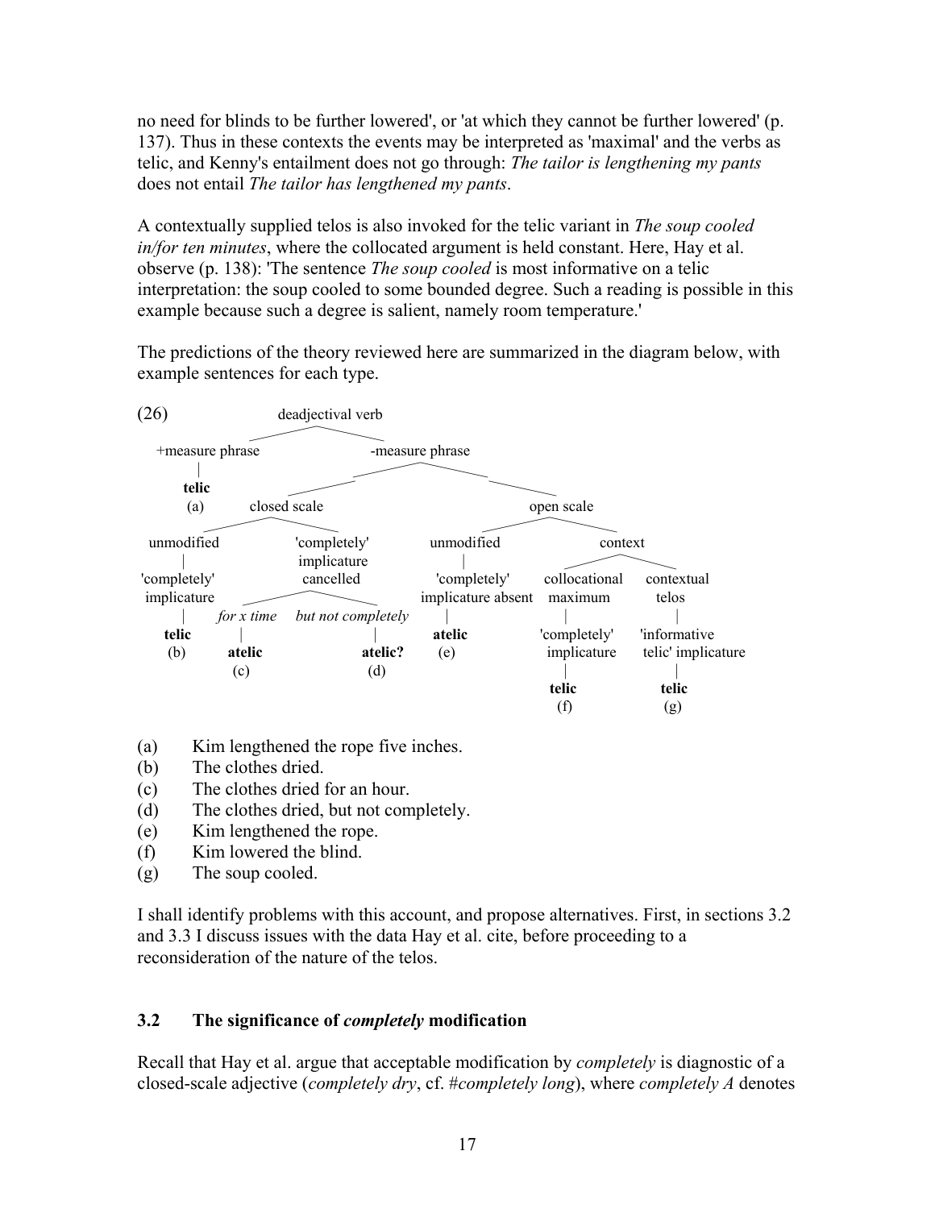no need for blinds to be further lowered', or 'at which they cannot be further lowered' (p. 137). Thus in these contexts the events may be interpreted as 'maximal' and the verbs as telic, and Kenny's entailment does not go through: *The tailor is lengthening my pants* does not entail *The tailor has lengthened my pants*.

A contextually supplied telos is also invoked for the telic variant in *The soup cooled in/for ten minutes*, where the collocated argument is held constant. Here, Hay et al. observe (p. 138): 'The sentence *The soup cooled* is most informative on a telic interpretation: the soup cooled to some bounded degree. Such a reading is possible in this example because such a degree is salient, namely room temperature.'

The predictions of the theory reviewed here are summarized in the diagram below, with example sentences for each type.

(26)

```
deadjectival verb
├── +measure phrase
│   └── telic (a)
└── -measure phrase
    ├── closed scale
    │   ├── unmodified
    │   │   └── 'completely' implicature
    │   │       └── telic (b)
    │   └── 'completely' implicature cancelled
    │       ├── for x time
    │       │   └── atelic (c)
    │       └── but not completely
    │           └── atelic? (d)
    └── open scale
        ├── unmodified
        │   └── 'completely' implicature absent
        │       └── atelic (e)
        └── context
            ├── collocational maximum
            │   └── 'completely' implicature
            │       └── telic (f)
            └── contextual telos
                └── 'informative telic' implicature
                    └── telic (g)
```

(a) Kim lengthened the rope five inches.
(b) The clothes dried.
(c) The clothes dried for an hour.
(d) The clothes dried, but not completely.
(e) Kim lengthened the rope.
(f) Kim lowered the blind.
(g) The soup cooled.

I shall identify problems with this account, and propose alternatives. First, in sections 3.2 and 3.3 I discuss issues with the data Hay et al. cite, before proceeding to a reconsideration of the nature of the telos.

### 3.2 The significance of *completely* modification

Recall that Hay et al. argue that acceptable modification by *completely* is diagnostic of a closed-scale adjective (*completely dry*, cf. #*completely long*), where *completely A* denotes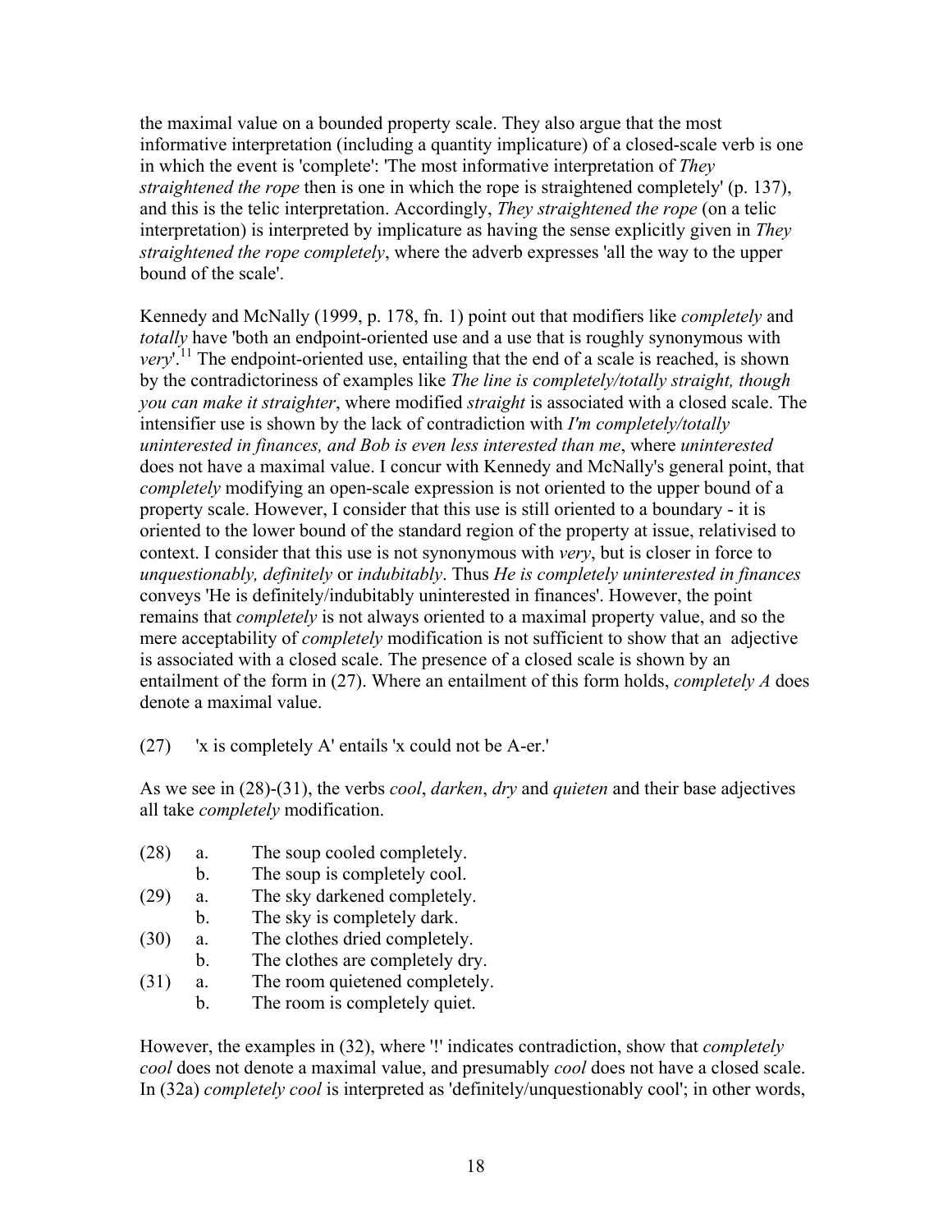the maximal value on a bounded property scale. They also argue that the most informative interpretation (including a quantity implicature) of a closed-scale verb is one in which the event is 'complete': 'The most informative interpretation of *They straightened the rope* then is one in which the rope is straightened completely' (p. 137), and this is the telic interpretation. Accordingly, *They straightened the rope* (on a telic interpretation) is interpreted by implicature as having the sense explicitly given in *They straightened the rope completely*, where the adverb expresses 'all the way to the upper bound of the scale'.

Kennedy and McNally (1999, p. 178, fn. 1) point out that modifiers like *completely* and *totally* have 'both an endpoint-oriented use and a use that is roughly synonymous with *very*'.[11] The endpoint-oriented use, entailing that the end of a scale is reached, is shown by the contradictoriness of examples like *The line is completely/totally straight, though you can make it straighter*, where modified *straight* is associated with a closed scale. The intensifier use is shown by the lack of contradiction with *I'm completely/totally uninterested in finances, and Bob is even less interested than me*, where *uninterested* does not have a maximal value. I concur with Kennedy and McNally's general point, that *completely* modifying an open-scale expression is not oriented to the upper bound of a property scale. However, I consider that this use is still oriented to a boundary - it is oriented to the lower bound of the standard region of the property at issue, relativised to context. I consider that this use is not synonymous with *very*, but is closer in force to *unquestionably, definitely* or *indubitably*. Thus *He is completely uninterested in finances* conveys 'He is definitely/indubitably uninterested in finances'. However, the point remains that *completely* is not always oriented to a maximal property value, and so the mere acceptability of *completely* modification is not sufficient to show that an adjective is associated with a closed scale. The presence of a closed scale is shown by an entailment of the form in (27). Where an entailment of this form holds, *completely A* does denote a maximal value.

(27) 'x is completely A' entails 'x could not be A-er.'

As we see in (28)-(31), the verbs *cool*, *darken*, *dry* and *quieten* and their base adjectives all take *completely* modification.

(28) a. The soup cooled completely.
     b. The soup is completely cool.

(29) a. The sky darkened completely.
     b. The sky is completely dark.

(30) a. The clothes dried completely.
     b. The clothes are completely dry.

(31) a. The room quietened completely.
     b. The room is completely quiet.

However, the examples in (32), where '!' indicates contradiction, show that *completely cool* does not denote a maximal value, and presumably *cool* does not have a closed scale. In (32a) *completely cool* is interpreted as 'definitely/unquestionably cool'; in other words,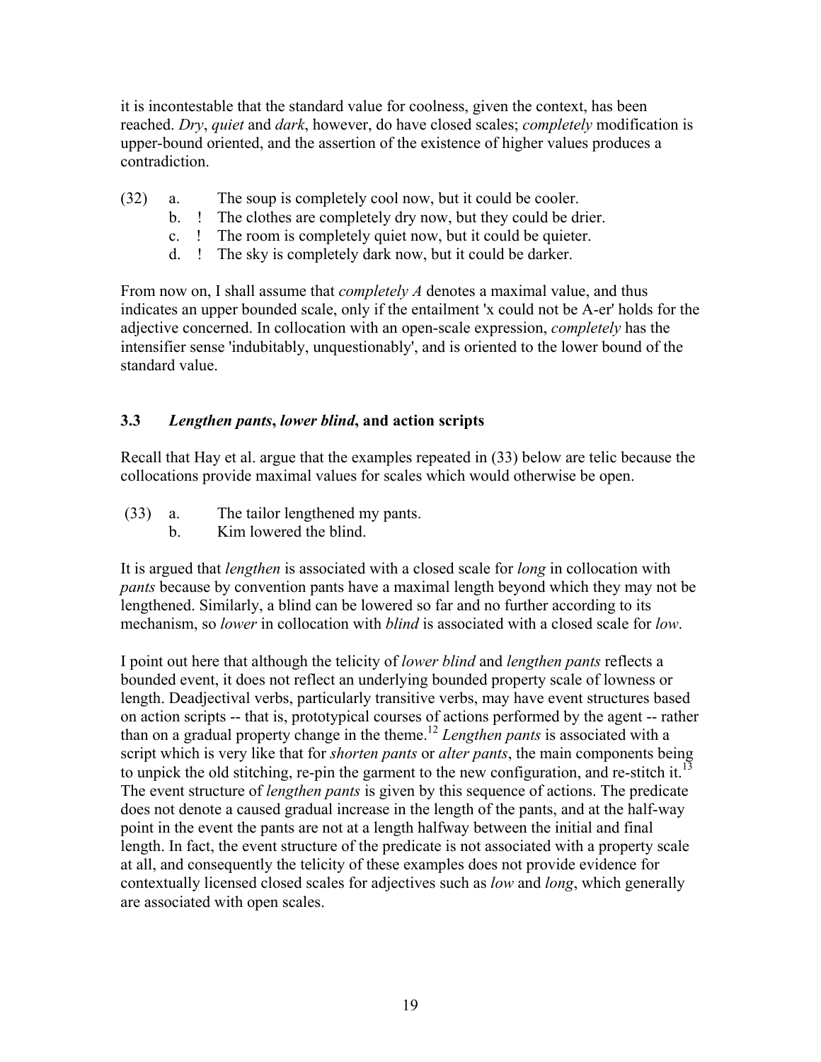it is incontestable that the standard value for coolness, given the context, has been reached. *Dry*, *quiet* and *dark*, however, do have closed scales; *completely* modification is upper-bound oriented, and the assertion of the existence of higher values produces a contradiction.

(32)
a. The soup is completely cool now, but it could be cooler.
b. ! The clothes are completely dry now, but they could be drier.
c. ! The room is completely quiet now, but it could be quieter.
d. ! The sky is completely dark now, but it could be darker.

From now on, I shall assume that *completely A* denotes a maximal value, and thus indicates an upper bounded scale, only if the entailment 'x could not be A-er' holds for the adjective concerned. In collocation with an open-scale expression, *completely* has the intensifier sense 'indubitably, unquestionably', and is oriented to the lower bound of the standard value.

### 3.3 *Lengthen pants*, *lower blind*, and action scripts

Recall that Hay et al. argue that the examples repeated in (33) below are telic because the collocations provide maximal values for scales which would otherwise be open.

(33)
a. The tailor lengthened my pants.
b. Kim lowered the blind.

It is argued that *lengthen* is associated with a closed scale for *long* in collocation with *pants* because by convention pants have a maximal length beyond which they may not be lengthened. Similarly, a blind can be lowered so far and no further according to its mechanism, so *lower* in collocation with *blind* is associated with a closed scale for *low*.

I point out here that although the telicity of *lower blind* and *lengthen pants* reflects a bounded event, it does not reflect an underlying bounded property scale of lowness or length. Deadjectival verbs, particularly transitive verbs, may have event structures based on action scripts -- that is, prototypical courses of actions performed by the agent -- rather than on a gradual property change in the theme.[12] *Lengthen pants* is associated with a script which is very like that for *shorten pants* or *alter pants*, the main components being to unpick the old stitching, re-pin the garment to the new configuration, and re-stitch it.[13] The event structure of *lengthen pants* is given by this sequence of actions. The predicate does not denote a caused gradual increase in the length of the pants, and at the half-way point in the event the pants are not at a length halfway between the initial and final length. In fact, the event structure of the predicate is not associated with a property scale at all, and consequently the telicity of these examples does not provide evidence for contextually licensed closed scales for adjectives such as *low* and *long*, which generally are associated with open scales.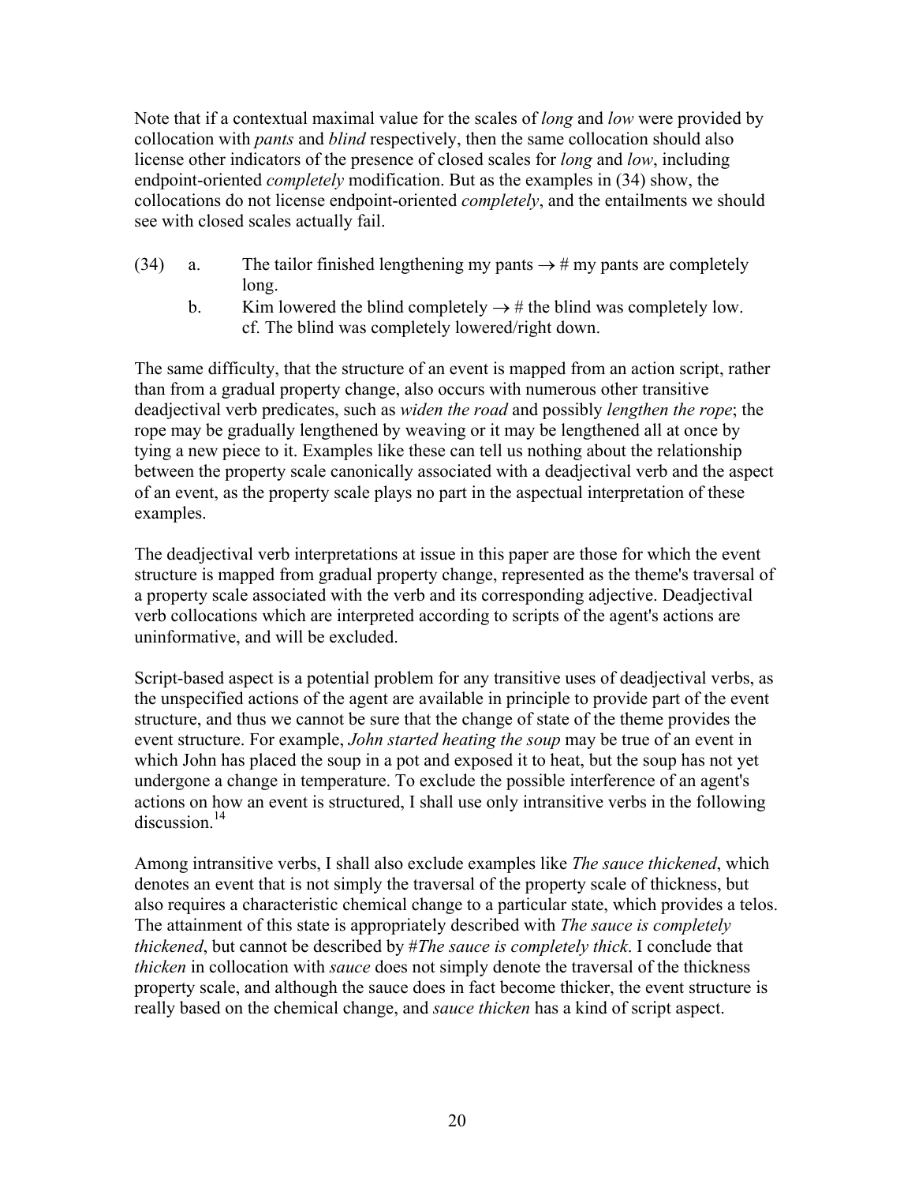Note that if a contextual maximal value for the scales of *long* and *low* were provided by collocation with *pants* and *blind* respectively, then the same collocation should also license other indicators of the presence of closed scales for *long* and *low*, including endpoint-oriented *completely* modification. But as the examples in (34) show, the collocations do not license endpoint-oriented *completely*, and the entailments we should see with closed scales actually fail.

(34) a. The tailor finished lengthening my pants → # my pants are completely long.

b. Kim lowered the blind completely → # the blind was completely low. cf. The blind was completely lowered/right down.

The same difficulty, that the structure of an event is mapped from an action script, rather than from a gradual property change, also occurs with numerous other transitive deadjectival verb predicates, such as *widen the road* and possibly *lengthen the rope*; the rope may be gradually lengthened by weaving or it may be lengthened all at once by tying a new piece to it. Examples like these can tell us nothing about the relationship between the property scale canonically associated with a deadjectival verb and the aspect of an event, as the property scale plays no part in the aspectual interpretation of these examples.

The deadjectival verb interpretations at issue in this paper are those for which the event structure is mapped from gradual property change, represented as the theme's traversal of a property scale associated with the verb and its corresponding adjective. Deadjectival verb collocations which are interpreted according to scripts of the agent's actions are uninformative, and will be excluded.

Script-based aspect is a potential problem for any transitive uses of deadjectival verbs, as the unspecified actions of the agent are available in principle to provide part of the event structure, and thus we cannot be sure that the change of state of the theme provides the event structure. For example, *John started heating the soup* may be true of an event in which John has placed the soup in a pot and exposed it to heat, but the soup has not yet undergone a change in temperature. To exclude the possible interference of an agent's actions on how an event is structured, I shall use only intransitive verbs in the following discussion.[14]

Among intransitive verbs, I shall also exclude examples like *The sauce thickened*, which denotes an event that is not simply the traversal of the property scale of thickness, but also requires a characteristic chemical change to a particular state, which provides a telos. The attainment of this state is appropriately described with *The sauce is completely thickened*, but cannot be described by #*The sauce is completely thick*. I conclude that *thicken* in collocation with *sauce* does not simply denote the traversal of the thickness property scale, and although the sauce does in fact become thicker, the event structure is really based on the chemical change, and *sauce thicken* has a kind of script aspect.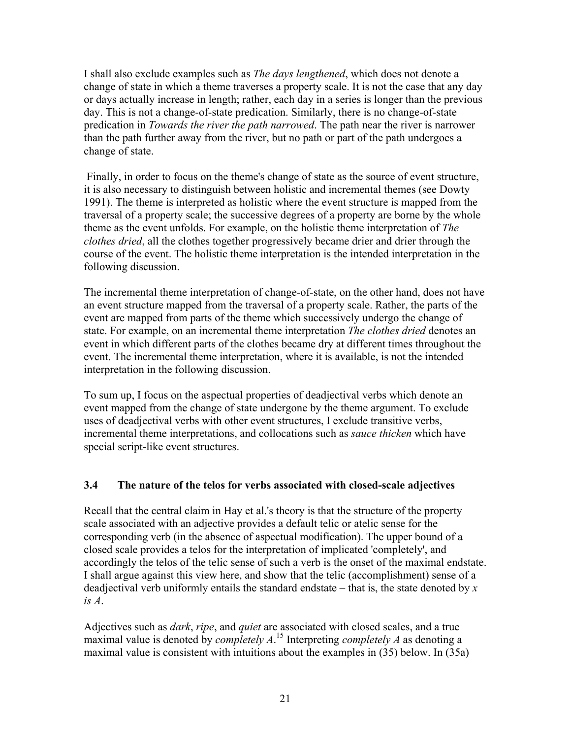I shall also exclude examples such as *The days lengthened*, which does not denote a change of state in which a theme traverses a property scale. It is not the case that any day or days actually increase in length; rather, each day in a series is longer than the previous day. This is not a change-of-state predication. Similarly, there is no change-of-state predication in *Towards the river the path narrowed*. The path near the river is narrower than the path further away from the river, but no path or part of the path undergoes a change of state.

Finally, in order to focus on the theme's change of state as the source of event structure, it is also necessary to distinguish between holistic and incremental themes (see Dowty 1991). The theme is interpreted as holistic where the event structure is mapped from the traversal of a property scale; the successive degrees of a property are borne by the whole theme as the event unfolds. For example, on the holistic theme interpretation of *The clothes dried*, all the clothes together progressively became drier and drier through the course of the event. The holistic theme interpretation is the intended interpretation in the following discussion.

The incremental theme interpretation of change-of-state, on the other hand, does not have an event structure mapped from the traversal of a property scale. Rather, the parts of the event are mapped from parts of the theme which successively undergo the change of state. For example, on an incremental theme interpretation *The clothes dried* denotes an event in which different parts of the clothes became dry at different times throughout the event. The incremental theme interpretation, where it is available, is not the intended interpretation in the following discussion.

To sum up, I focus on the aspectual properties of deadjectival verbs which denote an event mapped from the change of state undergone by the theme argument. To exclude uses of deadjectival verbs with other event structures, I exclude transitive verbs, incremental theme interpretations, and collocations such as *sauce thicken* which have special script-like event structures.

### 3.4 The nature of the telos for verbs associated with closed-scale adjectives

Recall that the central claim in Hay et al.'s theory is that the structure of the property scale associated with an adjective provides a default telic or atelic sense for the corresponding verb (in the absence of aspectual modification). The upper bound of a closed scale provides a telos for the interpretation of implicated 'completely', and accordingly the telos of the telic sense of such a verb is the onset of the maximal endstate. I shall argue against this view here, and show that the telic (accomplishment) sense of a deadjectival verb uniformly entails the standard endstate – that is, the state denoted by *x is A*.

Adjectives such as *dark*, *ripe*, and *quiet* are associated with closed scales, and a true maximal value is denoted by *completely A*.[15] Interpreting *completely A* as denoting a maximal value is consistent with intuitions about the examples in (35) below. In (35a)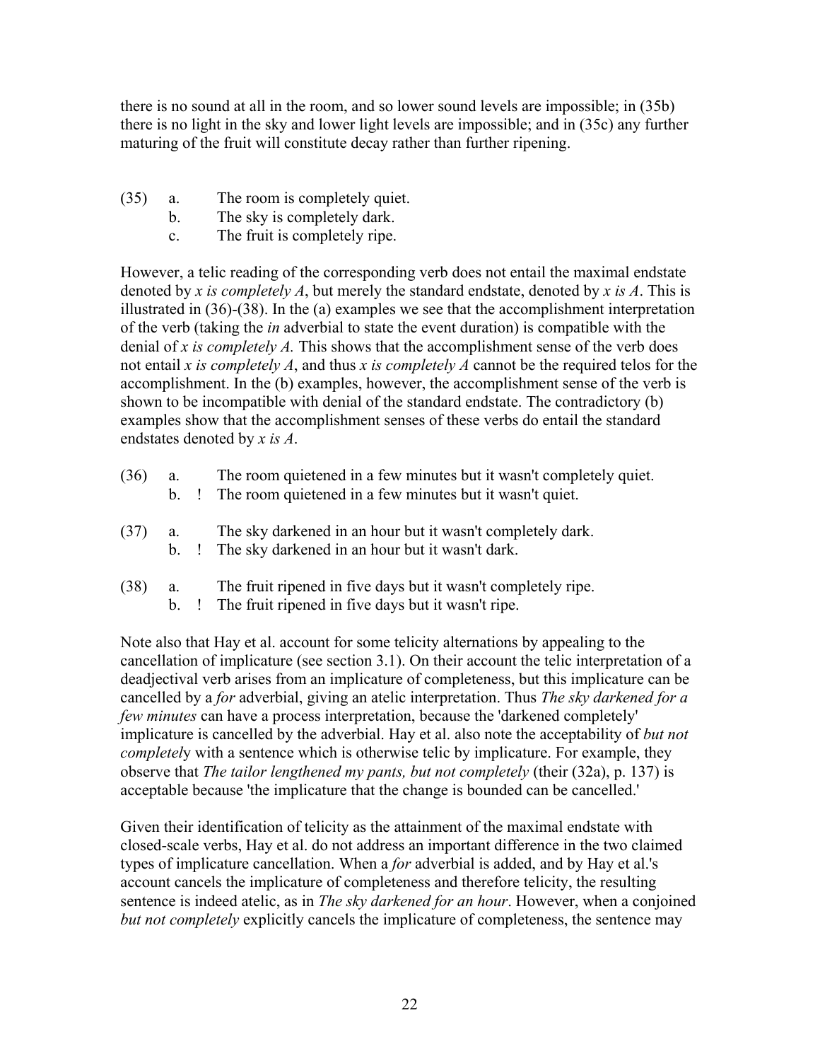there is no sound at all in the room, and so lower sound levels are impossible; in (35b) there is no light in the sky and lower light levels are impossible; and in (35c) any further maturing of the fruit will constitute decay rather than further ripening.

(35) a. The room is completely quiet.
 b. The sky is completely dark.
 c. The fruit is completely ripe.

However, a telic reading of the corresponding verb does not entail the maximal endstate denoted by *x is completely A*, but merely the standard endstate, denoted by *x is A*. This is illustrated in (36)-(38). In the (a) examples we see that the accomplishment interpretation of the verb (taking the *in* adverbial to state the event duration) is compatible with the denial of *x is completely A.* This shows that the accomplishment sense of the verb does not entail *x is completely A*, and thus *x is completely A* cannot be the required telos for the accomplishment. In the (b) examples, however, the accomplishment sense of the verb is shown to be incompatible with denial of the standard endstate. The contradictory (b) examples show that the accomplishment senses of these verbs do entail the standard endstates denoted by *x is A*.

(36) a. The room quietened in a few minutes but it wasn't completely quiet.
 b. ! The room quietened in a few minutes but it wasn't quiet.

(37) a. The sky darkened in an hour but it wasn't completely dark.
 b. ! The sky darkened in an hour but it wasn't dark.

(38) a. The fruit ripened in five days but it wasn't completely ripe.
 b. ! The fruit ripened in five days but it wasn't ripe.

Note also that Hay et al. account for some telicity alternations by appealing to the cancellation of implicature (see section 3.1). On their account the telic interpretation of a deadjectival verb arises from an implicature of completeness, but this implicature can be cancelled by a *for* adverbial, giving an atelic interpretation. Thus *The sky darkened for a few minutes* can have a process interpretation, because the 'darkened completely' implicature is cancelled by the adverbial. Hay et al. also note the acceptability of *but not completely* with a sentence which is otherwise telic by implicature. For example, they observe that *The tailor lengthened my pants, but not completely* (their (32a), p. 137) is acceptable because 'the implicature that the change is bounded can be cancelled.'

Given their identification of telicity as the attainment of the maximal endstate with closed-scale verbs, Hay et al. do not address an important difference in the two claimed types of implicature cancellation. When a *for* adverbial is added, and by Hay et al.'s account cancels the implicature of completeness and therefore telicity, the resulting sentence is indeed atelic, as in *The sky darkened for an hour*. However, when a conjoined *but not completely* explicitly cancels the implicature of completeness, the sentence may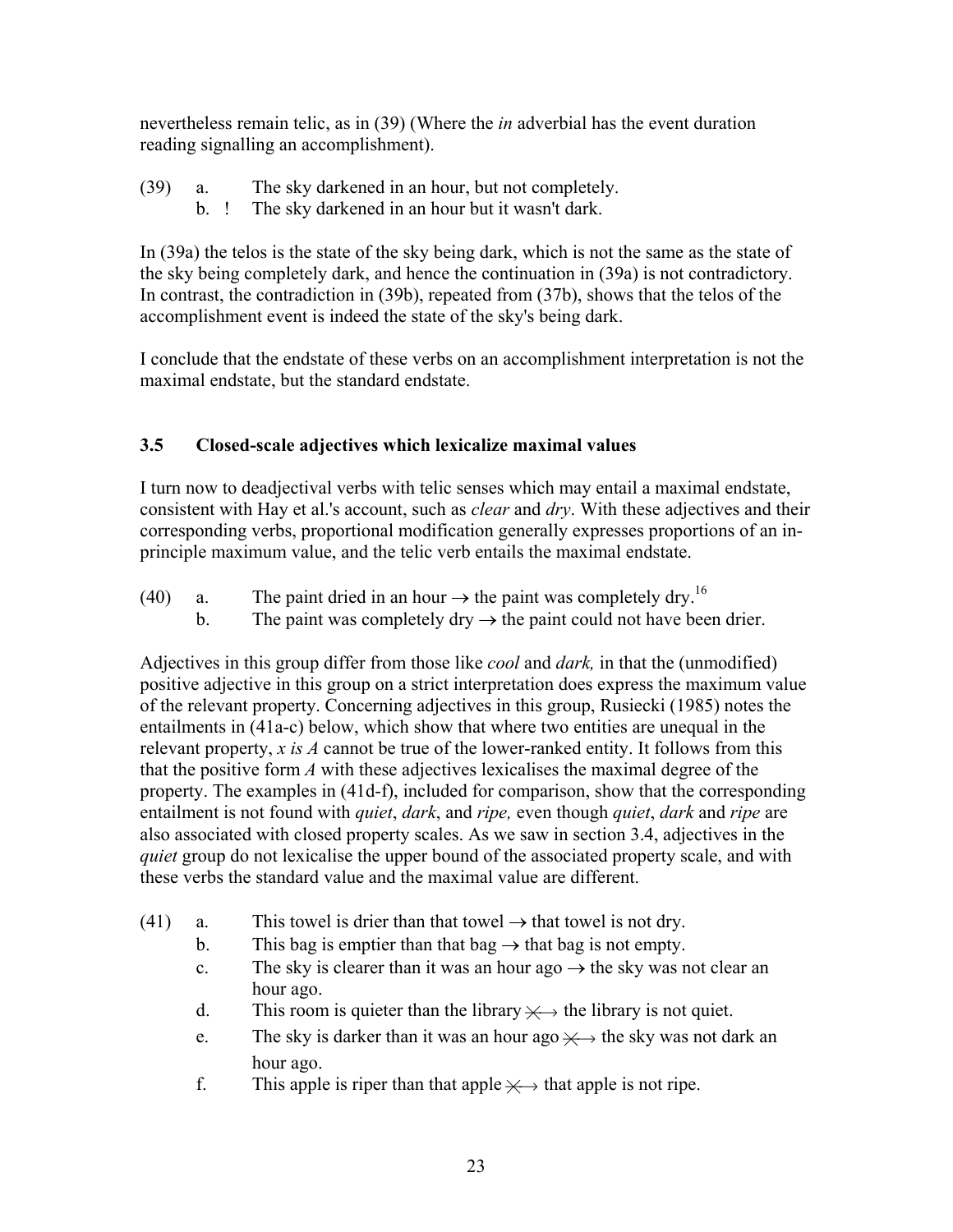nevertheless remain telic, as in (39) (Where the *in* adverbial has the event duration reading signalling an accomplishment).

(39) a. The sky darkened in an hour, but not completely.
 b. ! The sky darkened in an hour but it wasn't dark.

In (39a) the telos is the state of the sky being dark, which is not the same as the state of the sky being completely dark, and hence the continuation in (39a) is not contradictory. In contrast, the contradiction in (39b), repeated from (37b), shows that the telos of the accomplishment event is indeed the state of the sky's being dark.

I conclude that the endstate of these verbs on an accomplishment interpretation is not the maximal endstate, but the standard endstate.

### 3.5 Closed-scale adjectives which lexicalize maximal values

I turn now to deadjectival verbs with telic senses which may entail a maximal endstate, consistent with Hay et al.'s account, such as *clear* and *dry*. With these adjectives and their corresponding verbs, proportional modification generally expresses proportions of an in-principle maximum value, and the telic verb entails the maximal endstate.

(40) a. The paint dried in an hour $\rightarrow$ the paint was completely dry.[16]
 b. The paint was completely dry $\rightarrow$ the paint could not have been drier.

Adjectives in this group differ from those like *cool* and *dark,* in that the (unmodified) positive adjective in this group on a strict interpretation does express the maximum value of the relevant property. Concerning adjectives in this group, Rusiecki (1985) notes the entailments in (41a-c) below, which show that where two entities are unequal in the relevant property, *x is A* cannot be true of the lower-ranked entity. It follows from this that the positive form *A* with these adjectives lexicalises the maximal degree of the property. The examples in (41d-f), included for comparison, show that the corresponding entailment is not found with *quiet*, *dark*, and *ripe,* even though *quiet*, *dark* and *ripe* are also associated with closed property scales. As we saw in section 3.4, adjectives in the *quiet* group do not lexicalise the upper bound of the associated property scale, and with these verbs the standard value and the maximal value are different.

(41) a. This towel is drier than that towel $\rightarrow$ that towel is not dry.
 b. This bag is emptier than that bag $\rightarrow$ that bag is not empty.
 c. The sky is clearer than it was an hour ago $\rightarrow$ the sky was not clear an hour ago.
 d. This room is quieter than the library $\not\rightarrow$ the library is not quiet.
 e. The sky is darker than it was an hour ago $\not\rightarrow$ the sky was not dark an hour ago.
 f. This apple is riper than that apple $\not\rightarrow$ that apple is not ripe.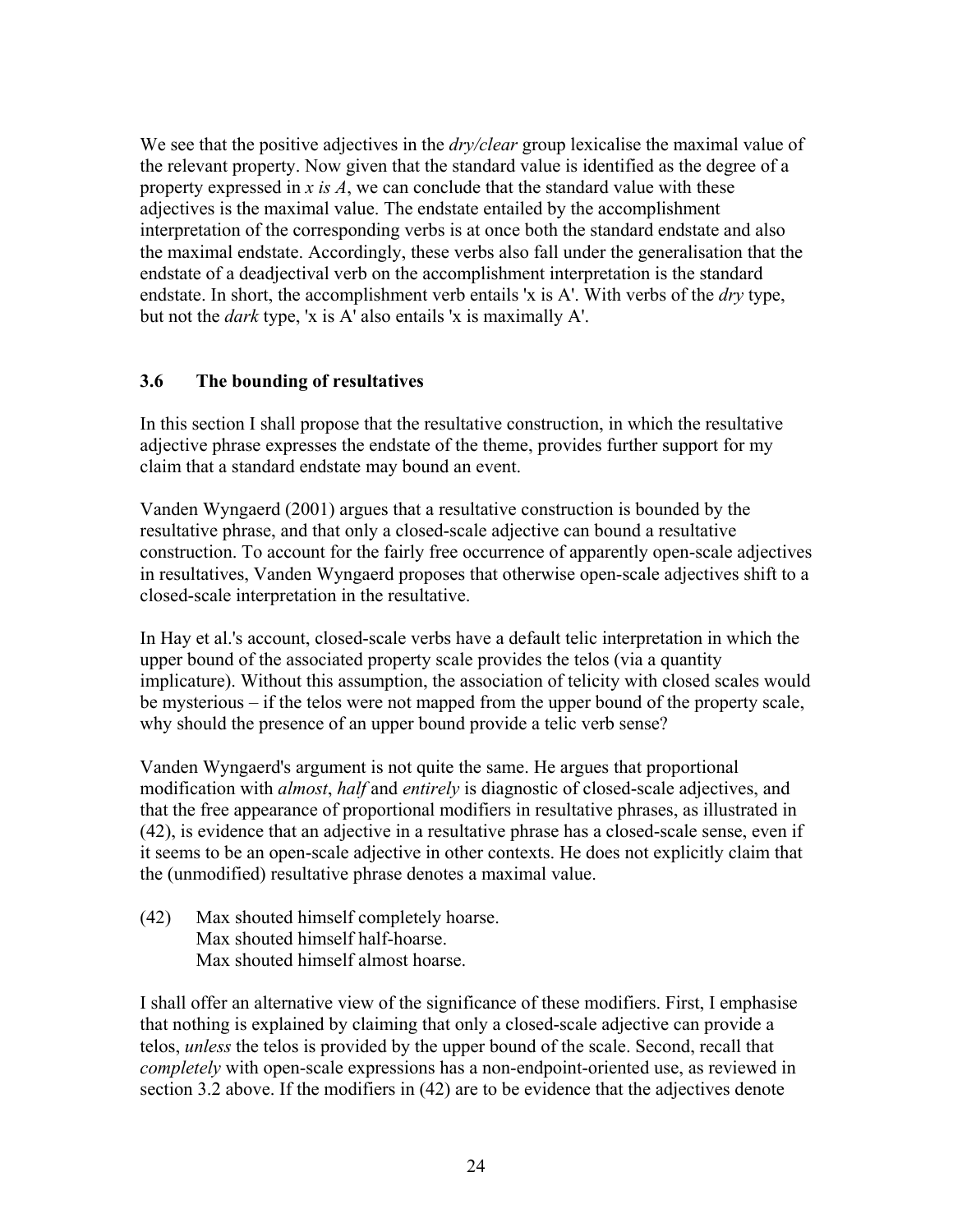We see that the positive adjectives in the *dry/clear* group lexicalise the maximal value of the relevant property. Now given that the standard value is identified as the degree of a property expressed in *x is A*, we can conclude that the standard value with these adjectives is the maximal value. The endstate entailed by the accomplishment interpretation of the corresponding verbs is at once both the standard endstate and also the maximal endstate. Accordingly, these verbs also fall under the generalisation that the endstate of a deadjectival verb on the accomplishment interpretation is the standard endstate. In short, the accomplishment verb entails 'x is A'. With verbs of the *dry* type, but not the *dark* type, 'x is A' also entails 'x is maximally A'.

### 3.6 The bounding of resultatives

In this section I shall propose that the resultative construction, in which the resultative adjective phrase expresses the endstate of the theme, provides further support for my claim that a standard endstate may bound an event.

Vanden Wyngaerd (2001) argues that a resultative construction is bounded by the resultative phrase, and that only a closed-scale adjective can bound a resultative construction. To account for the fairly free occurrence of apparently open-scale adjectives in resultatives, Vanden Wyngaerd proposes that otherwise open-scale adjectives shift to a closed-scale interpretation in the resultative.

In Hay et al.'s account, closed-scale verbs have a default telic interpretation in which the upper bound of the associated property scale provides the telos (via a quantity implicature). Without this assumption, the association of telicity with closed scales would be mysterious – if the telos were not mapped from the upper bound of the property scale, why should the presence of an upper bound provide a telic verb sense?

Vanden Wyngaerd's argument is not quite the same. He argues that proportional modification with *almost*, *half* and *entirely* is diagnostic of closed-scale adjectives, and that the free appearance of proportional modifiers in resultative phrases, as illustrated in (42), is evidence that an adjective in a resultative phrase has a closed-scale sense, even if it seems to be an open-scale adjective in other contexts. He does not explicitly claim that the (unmodified) resultative phrase denotes a maximal value.

(42) Max shouted himself completely hoarse.
 Max shouted himself half-hoarse.
 Max shouted himself almost hoarse.

I shall offer an alternative view of the significance of these modifiers. First, I emphasise that nothing is explained by claiming that only a closed-scale adjective can provide a telos, *unless* the telos is provided by the upper bound of the scale. Second, recall that *completely* with open-scale expressions has a non-endpoint-oriented use, as reviewed in section 3.2 above. If the modifiers in (42) are to be evidence that the adjectives denote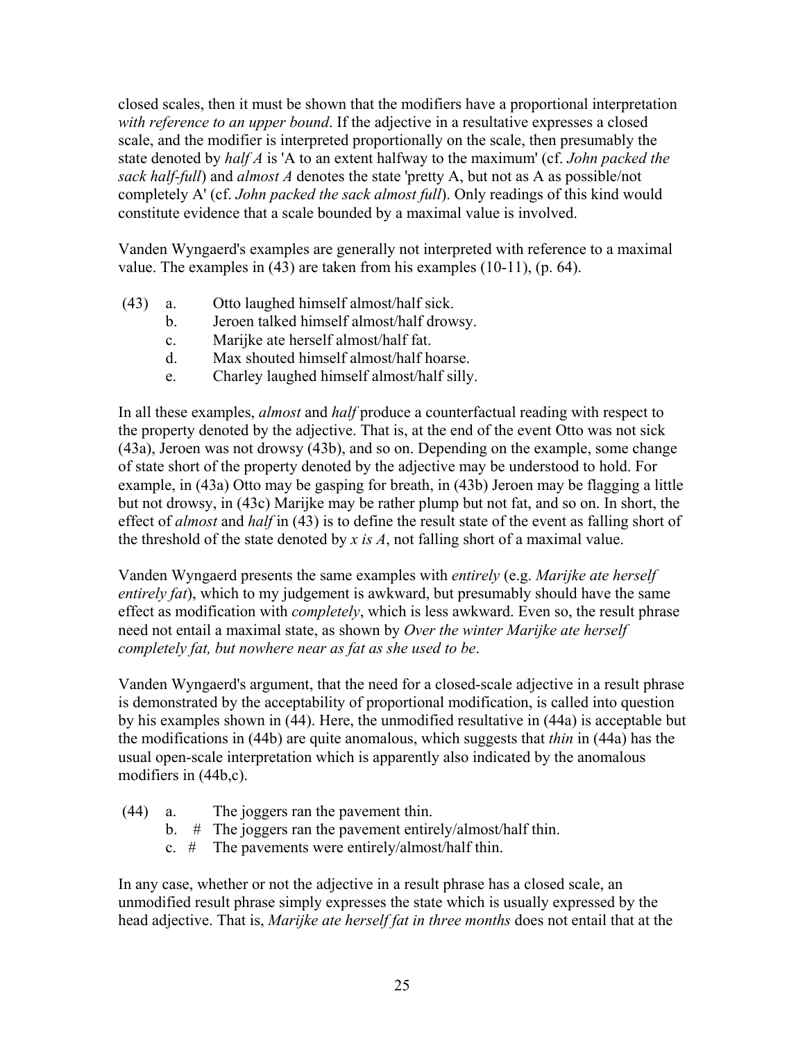closed scales, then it must be shown that the modifiers have a proportional interpretation *with reference to an upper bound*. If the adjective in a resultative expresses a closed scale, and the modifier is interpreted proportionally on the scale, then presumably the state denoted by *half A* is 'A to an extent halfway to the maximum' (cf. *John packed the sack half-full*) and *almost A* denotes the state 'pretty A, but not as A as possible/not completely A' (cf. *John packed the sack almost full*). Only readings of this kind would constitute evidence that a scale bounded by a maximal value is involved.

Vanden Wyngaerd's examples are generally not interpreted with reference to a maximal value. The examples in (43) are taken from his examples (10-11), (p. 64).

(43) a. Otto laughed himself almost/half sick.
     b. Jeroen talked himself almost/half drowsy.
     c. Marijke ate herself almost/half fat.
     d. Max shouted himself almost/half hoarse.
     e. Charley laughed himself almost/half silly.

In all these examples, *almost* and *half* produce a counterfactual reading with respect to the property denoted by the adjective. That is, at the end of the event Otto was not sick (43a), Jeroen was not drowsy (43b), and so on. Depending on the example, some change of state short of the property denoted by the adjective may be understood to hold. For example, in (43a) Otto may be gasping for breath, in (43b) Jeroen may be flagging a little but not drowsy, in (43c) Marijke may be rather plump but not fat, and so on. In short, the effect of *almost* and *half* in (43) is to define the result state of the event as falling short of the threshold of the state denoted by *x is A*, not falling short of a maximal value.

Vanden Wyngaerd presents the same examples with *entirely* (e.g. *Marijke ate herself entirely fat*), which to my judgement is awkward, but presumably should have the same effect as modification with *completely*, which is less awkward. Even so, the result phrase need not entail a maximal state, as shown by *Over the winter Marijke ate herself completely fat, but nowhere near as fat as she used to be*.

Vanden Wyngaerd's argument, that the need for a closed-scale adjective in a result phrase is demonstrated by the acceptability of proportional modification, is called into question by his examples shown in (44). Here, the unmodified resultative in (44a) is acceptable but the modifications in (44b) are quite anomalous, which suggests that *thin* in (44a) has the usual open-scale interpretation which is apparently also indicated by the anomalous modifiers in (44b,c).

(44) a. The joggers ran the pavement thin.
     b. # The joggers ran the pavement entirely/almost/half thin.
     c. # The pavements were entirely/almost/half thin.

In any case, whether or not the adjective in a result phrase has a closed scale, an unmodified result phrase simply expresses the state which is usually expressed by the head adjective. That is, *Marijke ate herself fat in three months* does not entail that at the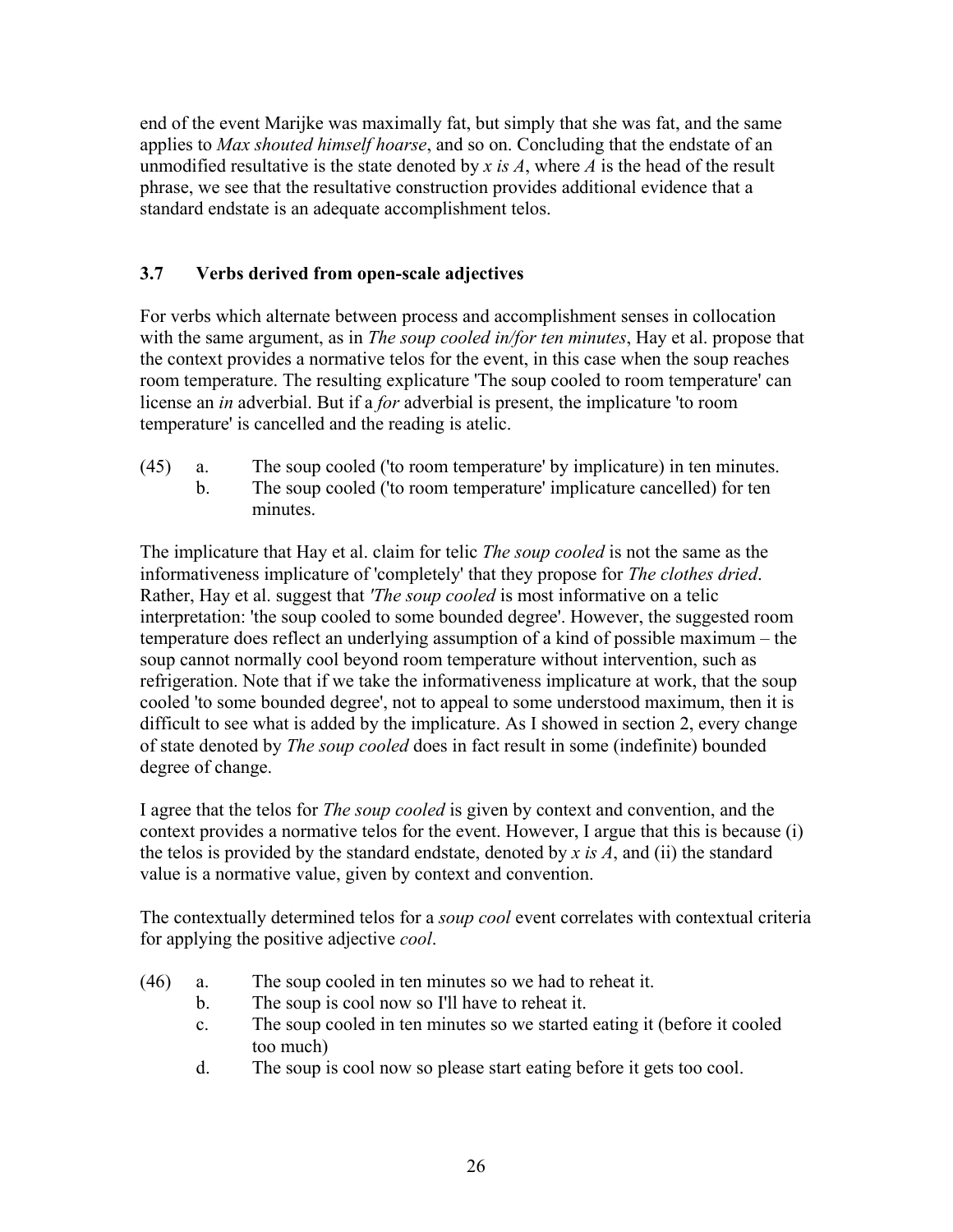end of the event Marijke was maximally fat, but simply that she was fat, and the same applies to *Max shouted himself hoarse*, and so on. Concluding that the endstate of an unmodified resultative is the state denoted by *x is A*, where *A* is the head of the result phrase, we see that the resultative construction provides additional evidence that a standard endstate is an adequate accomplishment telos.

### 3.7 Verbs derived from open-scale adjectives

For verbs which alternate between process and accomplishment senses in collocation with the same argument, as in *The soup cooled in/for ten minutes*, Hay et al. propose that the context provides a normative telos for the event, in this case when the soup reaches room temperature. The resulting explicature 'The soup cooled to room temperature' can license an *in* adverbial. But if a *for* adverbial is present, the implicature 'to room temperature' is cancelled and the reading is atelic.

(45) a. The soup cooled ('to room temperature' by implicature) in ten minutes.
     b. The soup cooled ('to room temperature' implicature cancelled) for ten minutes.

The implicature that Hay et al. claim for telic *The soup cooled* is not the same as the informativeness implicature of 'completely' that they propose for *The clothes dried*. Rather, Hay et al. suggest that *'The soup cooled* is most informative on a telic interpretation: 'the soup cooled to some bounded degree'. However, the suggested room temperature does reflect an underlying assumption of a kind of possible maximum – the soup cannot normally cool beyond room temperature without intervention, such as refrigeration. Note that if we take the informativeness implicature at work, that the soup cooled 'to some bounded degree', not to appeal to some understood maximum, then it is difficult to see what is added by the implicature. As I showed in section 2, every change of state denoted by *The soup cooled* does in fact result in some (indefinite) bounded degree of change.

I agree that the telos for *The soup cooled* is given by context and convention, and the context provides a normative telos for the event. However, I argue that this is because (i) the telos is provided by the standard endstate, denoted by *x is A*, and (ii) the standard value is a normative value, given by context and convention.

The contextually determined telos for a *soup cool* event correlates with contextual criteria for applying the positive adjective *cool*.

(46) a. The soup cooled in ten minutes so we had to reheat it.
     b. The soup is cool now so I'll have to reheat it.
     c. The soup cooled in ten minutes so we started eating it (before it cooled too much)
     d. The soup is cool now so please start eating before it gets too cool.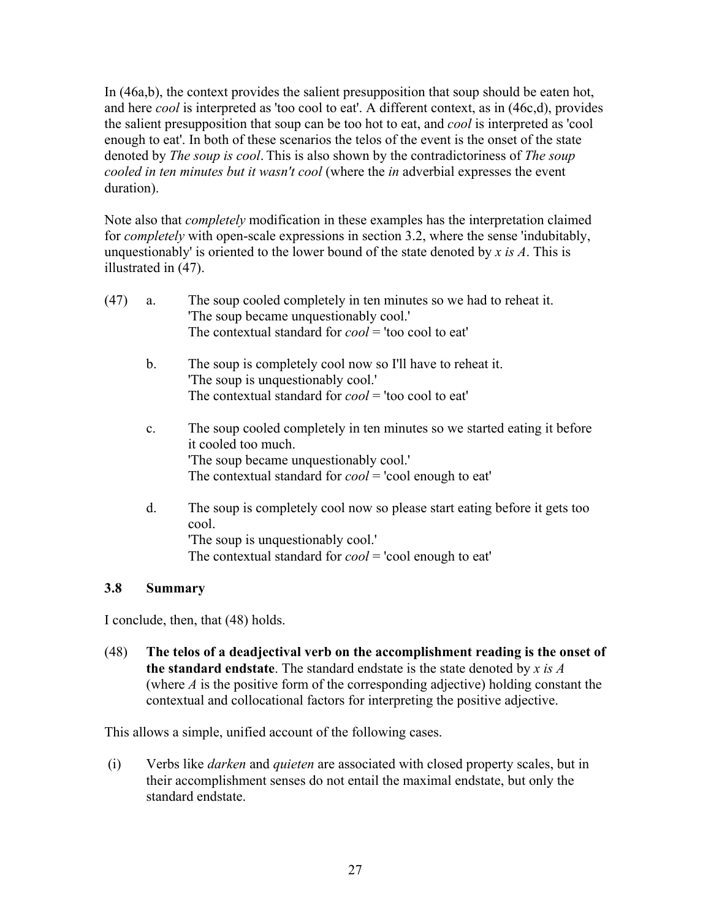In (46a,b), the context provides the salient presupposition that soup should be eaten hot, and here *cool* is interpreted as 'too cool to eat'. A different context, as in (46c,d), provides the salient presupposition that soup can be too hot to eat, and *cool* is interpreted as 'cool enough to eat'. In both of these scenarios the telos of the event is the onset of the state denoted by *The soup is cool*. This is also shown by the contradictoriness of *The soup cooled in ten minutes but it wasn't cool* (where the *in* adverbial expresses the event duration).

Note also that *completely* modification in these examples has the interpretation claimed for *completely* with open-scale expressions in section 3.2, where the sense 'indubitably, unquestionably' is oriented to the lower bound of the state denoted by *x is A*. This is illustrated in (47).

(47) a. The soup cooled completely in ten minutes so we had to reheat it.
'The soup became unquestionably cool.'
The contextual standard for *cool* = 'too cool to eat'

b. The soup is completely cool now so I'll have to reheat it.
'The soup is unquestionably cool.'
The contextual standard for *cool* = 'too cool to eat'

c. The soup cooled completely in ten minutes so we started eating it before it cooled too much.
'The soup became unquestionably cool.'
The contextual standard for *cool* = 'cool enough to eat'

d. The soup is completely cool now so please start eating before it gets too cool.
'The soup is unquestionably cool.'
The contextual standard for *cool* = 'cool enough to eat'

### 3.8 Summary

I conclude, then, that (48) holds.

(48) **The telos of a deadjectival verb on the accomplishment reading is the onset of the standard endstate**. The standard endstate is the state denoted by *x is A* (where *A* is the positive form of the corresponding adjective) holding constant the contextual and collocational factors for interpreting the positive adjective.

This allows a simple, unified account of the following cases.

(i) Verbs like *darken* and *quieten* are associated with closed property scales, but in their accomplishment senses do not entail the maximal endstate, but only the standard endstate.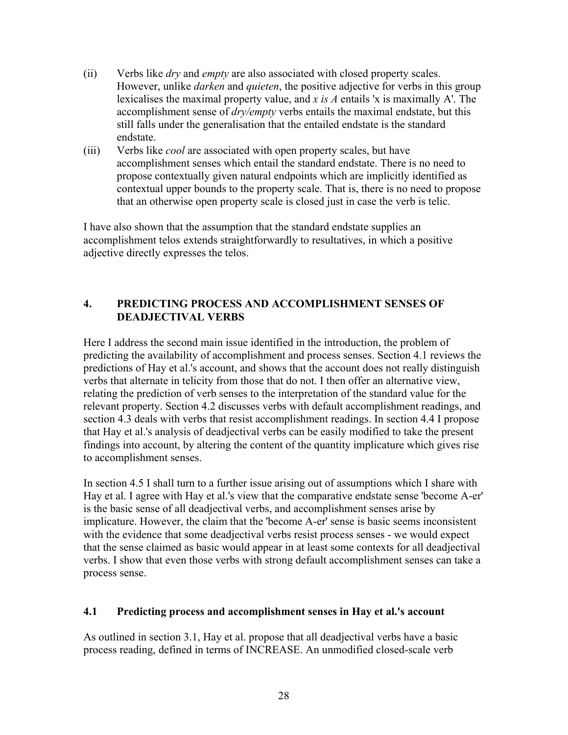(ii) Verbs like *dry* and *empty* are also associated with closed property scales. However, unlike *darken* and *quieten*, the positive adjective for verbs in this group lexicalises the maximal property value, and *x is A* entails 'x is maximally A'. The accomplishment sense of *dry/empty* verbs entails the maximal endstate, but this still falls under the generalisation that the entailed endstate is the standard endstate.

(iii) Verbs like *cool* are associated with open property scales, but have accomplishment senses which entail the standard endstate. There is no need to propose contextually given natural endpoints which are implicitly identified as contextual upper bounds to the property scale. That is, there is no need to propose that an otherwise open property scale is closed just in case the verb is telic.

I have also shown that the assumption that the standard endstate supplies an accomplishment telos extends straightforwardly to resultatives, in which a positive adjective directly expresses the telos.

## 4. PREDICTING PROCESS AND ACCOMPLISHMENT SENSES OF DEADJECTIVAL VERBS

Here I address the second main issue identified in the introduction, the problem of predicting the availability of accomplishment and process senses. Section 4.1 reviews the predictions of Hay et al.'s account, and shows that the account does not really distinguish verbs that alternate in telicity from those that do not. I then offer an alternative view, relating the prediction of verb senses to the interpretation of the standard value for the relevant property. Section 4.2 discusses verbs with default accomplishment readings, and section 4.3 deals with verbs that resist accomplishment readings. In section 4.4 I propose that Hay et al.'s analysis of deadjectival verbs can be easily modified to take the present findings into account, by altering the content of the quantity implicature which gives rise to accomplishment senses.

In section 4.5 I shall turn to a further issue arising out of assumptions which I share with Hay et al. I agree with Hay et al.'s view that the comparative endstate sense 'become A-er' is the basic sense of all deadjectival verbs, and accomplishment senses arise by implicature. However, the claim that the 'become A-er' sense is basic seems inconsistent with the evidence that some deadjectival verbs resist process senses - we would expect that the sense claimed as basic would appear in at least some contexts for all deadjectival verbs. I show that even those verbs with strong default accomplishment senses can take a process sense.

### 4.1 Predicting process and accomplishment senses in Hay et al.'s account

As outlined in section 3.1, Hay et al. propose that all deadjectival verbs have a basic process reading, defined in terms of INCREASE. An unmodified closed-scale verb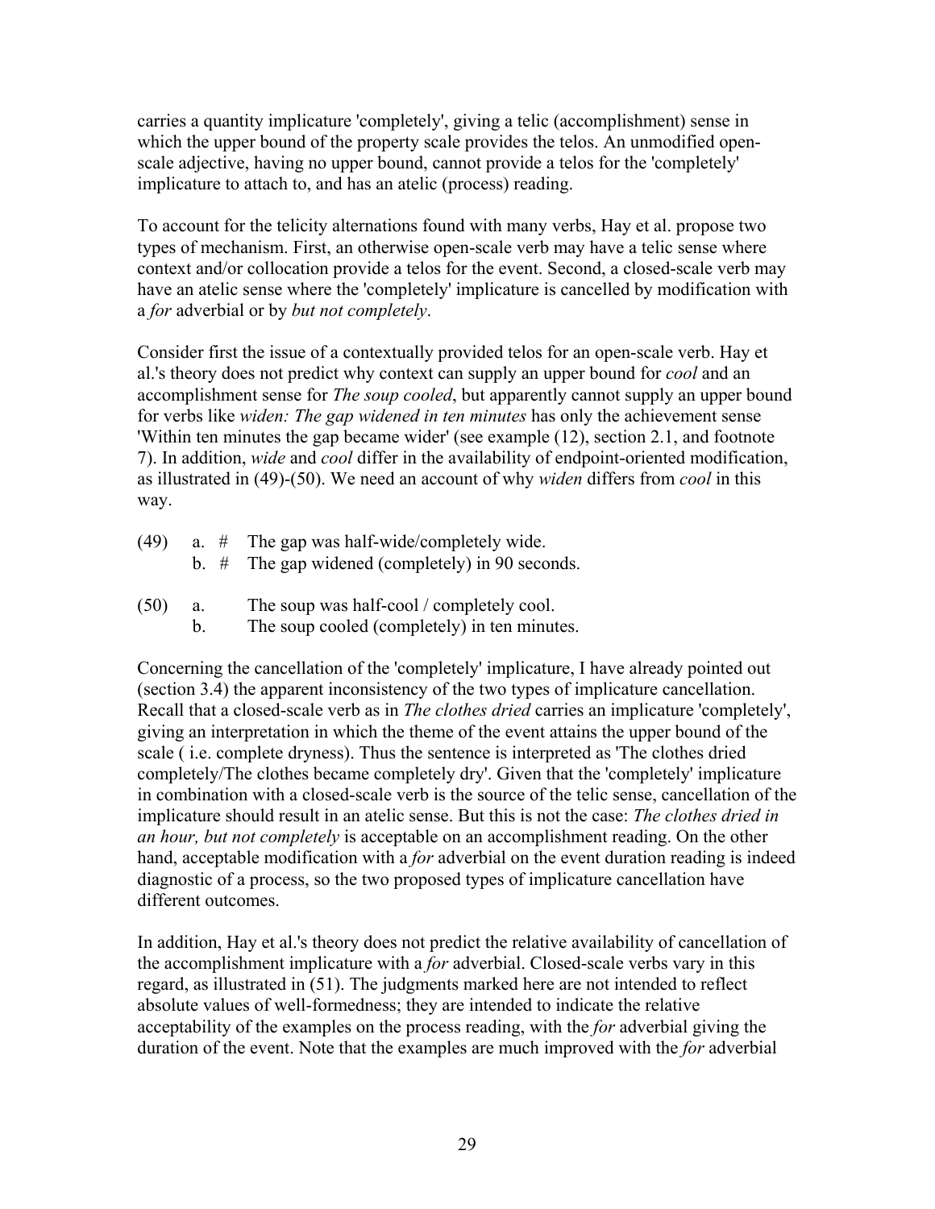carries a quantity implicature 'completely', giving a telic (accomplishment) sense in which the upper bound of the property scale provides the telos. An unmodified open-scale adjective, having no upper bound, cannot provide a telos for the 'completely' implicature to attach to, and has an atelic (process) reading.

To account for the telicity alternations found with many verbs, Hay et al. propose two types of mechanism. First, an otherwise open-scale verb may have a telic sense where context and/or collocation provide a telos for the event. Second, a closed-scale verb may have an atelic sense where the 'completely' implicature is cancelled by modification with a *for* adverbial or by *but not completely*.

Consider first the issue of a contextually provided telos for an open-scale verb. Hay et al.'s theory does not predict why context can supply an upper bound for *cool* and an accomplishment sense for *The soup cooled*, but apparently cannot supply an upper bound for verbs like *widen: The gap widened in ten minutes* has only the achievement sense 'Within ten minutes the gap became wider' (see example (12), section 2.1, and footnote 7). In addition, *wide* and *cool* differ in the availability of endpoint-oriented modification, as illustrated in (49)-(50). We need an account of why *widen* differs from *cool* in this way.

(49) a. # The gap was half-wide/completely wide.
     b. # The gap widened (completely) in 90 seconds.

(50) a. The soup was half-cool / completely cool.
     b. The soup cooled (completely) in ten minutes.

Concerning the cancellation of the 'completely' implicature, I have already pointed out (section 3.4) the apparent inconsistency of the two types of implicature cancellation. Recall that a closed-scale verb as in *The clothes dried* carries an implicature 'completely', giving an interpretation in which the theme of the event attains the upper bound of the scale ( i.e. complete dryness). Thus the sentence is interpreted as 'The clothes dried completely/The clothes became completely dry'. Given that the 'completely' implicature in combination with a closed-scale verb is the source of the telic sense, cancellation of the implicature should result in an atelic sense. But this is not the case: *The clothes dried in an hour, but not completely* is acceptable on an accomplishment reading. On the other hand, acceptable modification with a *for* adverbial on the event duration reading is indeed diagnostic of a process, so the two proposed types of implicature cancellation have different outcomes.

In addition, Hay et al.'s theory does not predict the relative availability of cancellation of the accomplishment implicature with a *for* adverbial. Closed-scale verbs vary in this regard, as illustrated in (51). The judgments marked here are not intended to reflect absolute values of well-formedness; they are intended to indicate the relative acceptability of the examples on the process reading, with the *for* adverbial giving the duration of the event. Note that the examples are much improved with the *for* adverbial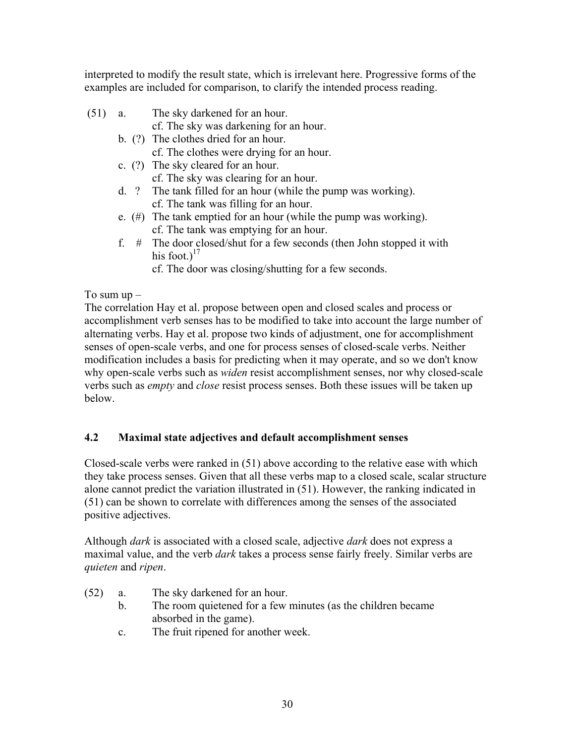interpreted to modify the result state, which is irrelevant here. Progressive forms of the examples are included for comparison, to clarify the intended process reading.

(51)
a. The sky darkened for an hour.
   cf. The sky was darkening for an hour.
b. (?) The clothes dried for an hour.
   cf. The clothes were drying for an hour.
c. (?) The sky cleared for an hour.
   cf. The sky was clearing for an hour.
d. ? The tank filled for an hour (while the pump was working).
   cf. The tank was filling for an hour.
e. (#) The tank emptied for an hour (while the pump was working).
   cf. The tank was emptying for an hour.
f. # The door closed/shut for a few seconds (then John stopped it with his foot.)[17]
   cf. The door was closing/shutting for a few seconds.

To sum up –
The correlation Hay et al. propose between open and closed scales and process or accomplishment verb senses has to be modified to take into account the large number of alternating verbs. Hay et al. propose two kinds of adjustment, one for accomplishment senses of open-scale verbs, and one for process senses of closed-scale verbs. Neither modification includes a basis for predicting when it may operate, and so we don't know why open-scale verbs such as *widen* resist accomplishment senses, nor why closed-scale verbs such as *empty* and *close* resist process senses. Both these issues will be taken up below.

## 4.2 Maximal state adjectives and default accomplishment senses

Closed-scale verbs were ranked in (51) above according to the relative ease with which they take process senses. Given that all these verbs map to a closed scale, scalar structure alone cannot predict the variation illustrated in (51). However, the ranking indicated in (51) can be shown to correlate with differences among the senses of the associated positive adjectives.

Although *dark* is associated with a closed scale, adjective *dark* does not express a maximal value, and the verb *dark* takes a process sense fairly freely. Similar verbs are *quieten* and *ripen*.

(52)
a. The sky darkened for an hour.
b. The room quietened for a few minutes (as the children became absorbed in the game).
c. The fruit ripened for another week.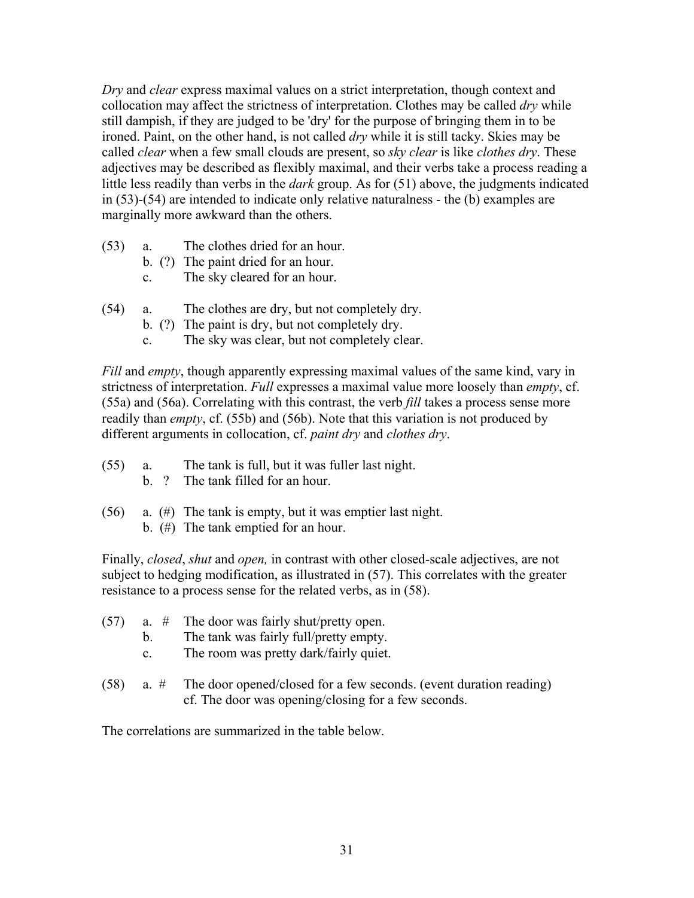*Dry* and *clear* express maximal values on a strict interpretation, though context and collocation may affect the strictness of interpretation. Clothes may be called *dry* while still dampish, if they are judged to be 'dry' for the purpose of bringing them in to be ironed. Paint, on the other hand, is not called *dry* while it is still tacky. Skies may be called *clear* when a few small clouds are present, so *sky clear* is like *clothes dry*. These adjectives may be described as flexibly maximal, and their verbs take a process reading a little less readily than verbs in the *dark* group. As for (51) above, the judgments indicated in (53)-(54) are intended to indicate only relative naturalness - the (b) examples are marginally more awkward than the others.

(53) a. The clothes dried for an hour.
 b. (?) The paint dried for an hour.
 c. The sky cleared for an hour.

(54) a. The clothes are dry, but not completely dry.
 b. (?) The paint is dry, but not completely dry.
 c. The sky was clear, but not completely clear.

*Fill* and *empty*, though apparently expressing maximal values of the same kind, vary in strictness of interpretation. *Full* expresses a maximal value more loosely than *empty*, cf. (55a) and (56a). Correlating with this contrast, the verb *fill* takes a process sense more readily than *empty*, cf. (55b) and (56b). Note that this variation is not produced by different arguments in collocation, cf. *paint dry* and *clothes dry*.

(55) a. The tank is full, but it was fuller last night.
 b. ? The tank filled for an hour.

(56) a. (#) The tank is empty, but it was emptier last night.
 b. (#) The tank emptied for an hour.

Finally, *closed*, *shut* and *open,* in contrast with other closed-scale adjectives, are not subject to hedging modification, as illustrated in (57). This correlates with the greater resistance to a process sense for the related verbs, as in (58).

(57) a. # The door was fairly shut/pretty open.
 b. The tank was fairly full/pretty empty.
 c. The room was pretty dark/fairly quiet.

(58) a. # The door opened/closed for a few seconds. (event duration reading)
 cf. The door was opening/closing for a few seconds.

The correlations are summarized in the table below.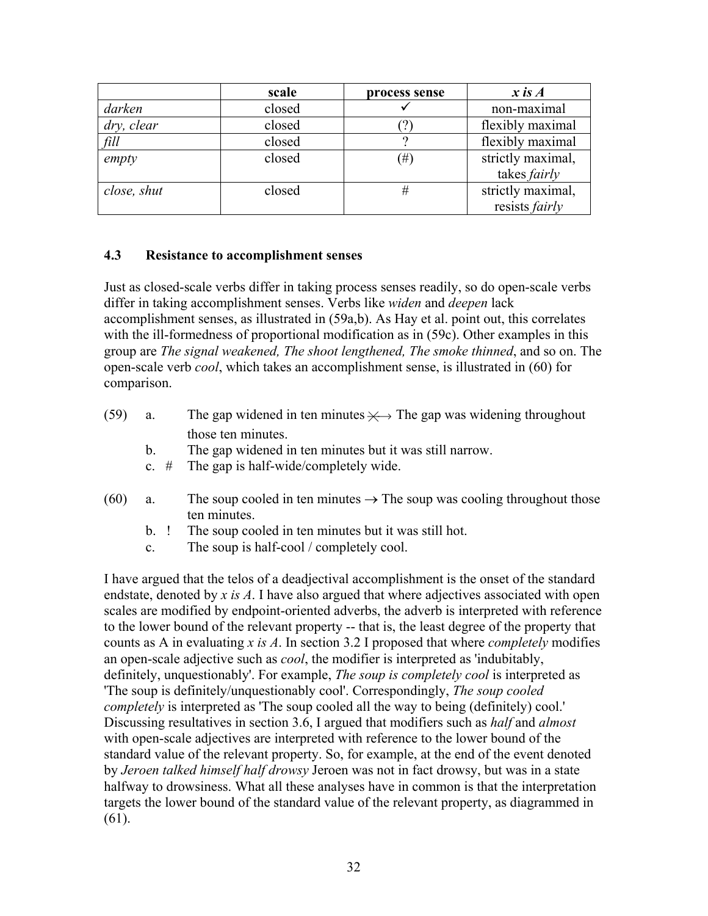| | scale | process sense | *x is A* |
|---|---|---|---|
| *darken* | closed | ✓ | non-maximal |
| *dry, clear* | closed | (?) | flexibly maximal |
| *fill* | closed | ? | flexibly maximal |
| *empty* | closed | (#) | strictly maximal, takes *fairly* |
| *close, shut* | closed | # | strictly maximal, resists *fairly* |

### 4.3 Resistance to accomplishment senses

Just as closed-scale verbs differ in taking process senses readily, so do open-scale verbs differ in taking accomplishment senses. Verbs like *widen* and *deepen* lack accomplishment senses, as illustrated in (59a,b). As Hay et al. point out, this correlates with the ill-formedness of proportional modification as in (59c). Other examples in this group are *The signal weakened, The shoot lengthened, The smoke thinned*, and so on. The open-scale verb *cool*, which takes an accomplishment sense, is illustrated in (60) for comparison.

(59) a. The gap widened in ten minutes $\not\longleftrightarrow$ The gap was widening throughout those ten minutes.
b. The gap widened in ten minutes but it was still narrow.
c. # The gap is half-wide/completely wide.

(60) a. The soup cooled in ten minutes → The soup was cooling throughout those ten minutes.
b. ! The soup cooled in ten minutes but it was still hot.
c. The soup is half-cool / completely cool.

I have argued that the telos of a deadjectival accomplishment is the onset of the standard endstate, denoted by *x is A*. I have also argued that where adjectives associated with open scales are modified by endpoint-oriented adverbs, the adverb is interpreted with reference to the lower bound of the relevant property -- that is, the least degree of the property that counts as A in evaluating *x is A*. In section 3.2 I proposed that where *completely* modifies an open-scale adjective such as *cool*, the modifier is interpreted as 'indubitably, definitely, unquestionably'. For example, *The soup is completely cool* is interpreted as 'The soup is definitely/unquestionably cool'. Correspondingly, *The soup cooled completely* is interpreted as 'The soup cooled all the way to being (definitely) cool.' Discussing resultatives in section 3.6, I argued that modifiers such as *half* and *almost* with open-scale adjectives are interpreted with reference to the lower bound of the standard value of the relevant property. So, for example, at the end of the event denoted by *Jeroen talked himself half drowsy* Jeroen was not in fact drowsy, but was in a state halfway to drowsiness. What all these analyses have in common is that the interpretation targets the lower bound of the standard value of the relevant property, as diagrammed in (61).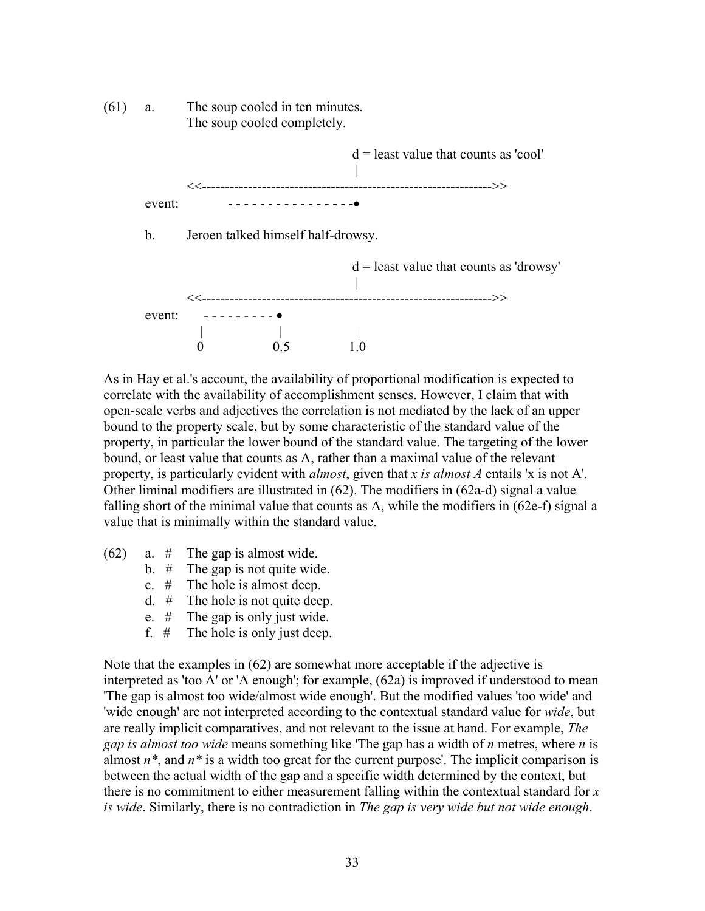(61) a. The soup cooled in ten minutes.
The soup cooled completely.

```
                                    d = least value that counts as 'cool'
                                    |
        <<--------------------------------------------------------------->>
event:            - - - - - - - - - - - - - - - -•
```

b. Jeroen talked himself half-drowsy.

```
                                    d = least value that counts as 'drowsy'
                                    |
        <<--------------------------------------------------------------->>
event:      - - - - - - - - - •
            |                 |                 |
            0                0.5               1.0
```

As in Hay et al.'s account, the availability of proportional modification is expected to correlate with the availability of accomplishment senses. However, I claim that with open-scale verbs and adjectives the correlation is not mediated by the lack of an upper bound to the property scale, but by some characteristic of the standard value of the property, in particular the lower bound of the standard value. The targeting of the lower bound, or least value that counts as A, rather than a maximal value of the relevant property, is particularly evident with *almost*, given that *x is almost A* entails 'x is not A'. Other liminal modifiers are illustrated in (62). The modifiers in (62a-d) signal a value falling short of the minimal value that counts as A, while the modifiers in (62e-f) signal a value that is minimally within the standard value.

(62) a. # The gap is almost wide.
b. # The gap is not quite wide.
c. # The hole is almost deep.
d. # The hole is not quite deep.
e. # The gap is only just wide.
f. # The hole is only just deep.

Note that the examples in (62) are somewhat more acceptable if the adjective is interpreted as 'too A' or 'A enough'; for example, (62a) is improved if understood to mean 'The gap is almost too wide/almost wide enough'. But the modified values 'too wide' and 'wide enough' are not interpreted according to the contextual standard value for *wide*, but are really implicit comparatives, and not relevant to the issue at hand. For example, *The gap is almost too wide* means something like 'The gap has a width of *n* metres, where *n* is almost *n\**, and *n\** is a width too great for the current purpose'. The implicit comparison is between the actual width of the gap and a specific width determined by the context, but there is no commitment to either measurement falling within the contextual standard for *x is wide*. Similarly, there is no contradiction in *The gap is very wide but not wide enough*.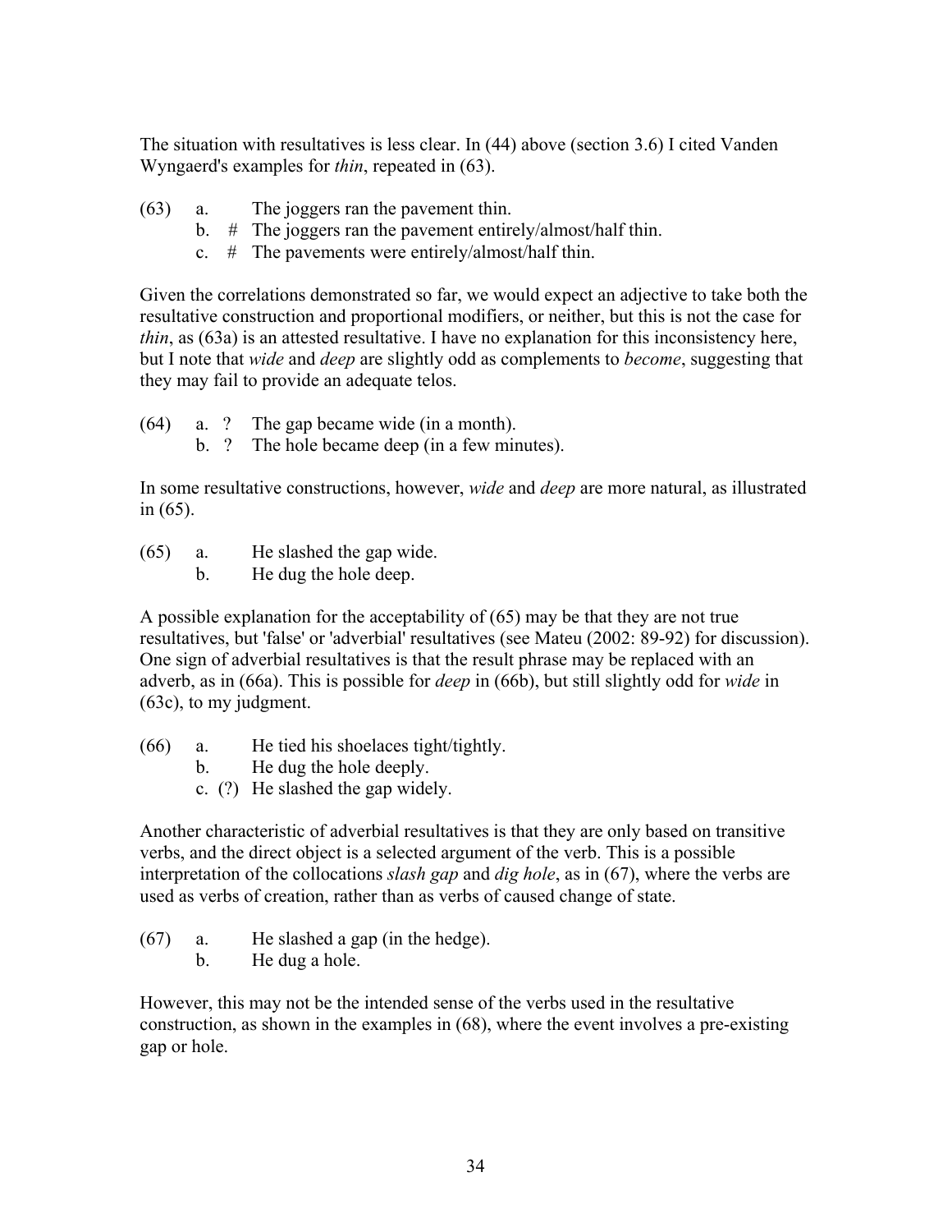The situation with resultatives is less clear. In (44) above (section 3.6) I cited Vanden Wyngaerd's examples for *thin*, repeated in (63).

(63) a. The joggers ran the pavement thin.
  b. # The joggers ran the pavement entirely/almost/half thin.
  c. # The pavements were entirely/almost/half thin.

Given the correlations demonstrated so far, we would expect an adjective to take both the resultative construction and proportional modifiers, or neither, but this is not the case for *thin*, as (63a) is an attested resultative. I have no explanation for this inconsistency here, but I note that *wide* and *deep* are slightly odd as complements to *become*, suggesting that they may fail to provide an adequate telos.

(64) a. ? The gap became wide (in a month).
  b. ? The hole became deep (in a few minutes).

In some resultative constructions, however, *wide* and *deep* are more natural, as illustrated in (65).

(65) a. He slashed the gap wide.
  b. He dug the hole deep.

A possible explanation for the acceptability of (65) may be that they are not true resultatives, but 'false' or 'adverbial' resultatives (see Mateu (2002: 89-92) for discussion). One sign of adverbial resultatives is that the result phrase may be replaced with an adverb, as in (66a). This is possible for *deep* in (66b), but still slightly odd for *wide* in (63c), to my judgment.

(66) a. He tied his shoelaces tight/tightly.
  b. He dug the hole deeply.
  c. (?) He slashed the gap widely.

Another characteristic of adverbial resultatives is that they are only based on transitive verbs, and the direct object is a selected argument of the verb. This is a possible interpretation of the collocations *slash gap* and *dig hole*, as in (67), where the verbs are used as verbs of creation, rather than as verbs of caused change of state.

(67) a. He slashed a gap (in the hedge).
  b. He dug a hole.

However, this may not be the intended sense of the verbs used in the resultative construction, as shown in the examples in (68), where the event involves a pre-existing gap or hole.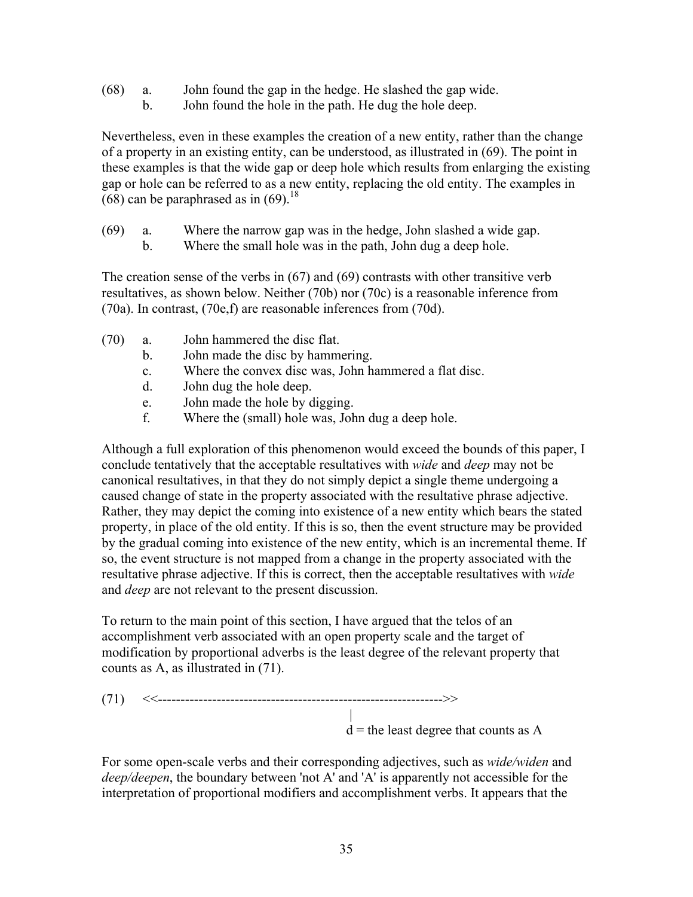(68) a. John found the gap in the hedge. He slashed the gap wide.
     b. John found the hole in the path. He dug the hole deep.

Nevertheless, even in these examples the creation of a new entity, rather than the change of a property in an existing entity, can be understood, as illustrated in (69). The point in these examples is that the wide gap or deep hole which results from enlarging the existing gap or hole can be referred to as a new entity, replacing the old entity. The examples in (68) can be paraphrased as in (69).[18]

(69) a. Where the narrow gap was in the hedge, John slashed a wide gap.
     b. Where the small hole was in the path, John dug a deep hole.

The creation sense of the verbs in (67) and (69) contrasts with other transitive verb resultatives, as shown below. Neither (70b) nor (70c) is a reasonable inference from (70a). In contrast, (70e,f) are reasonable inferences from (70d).

(70) a. John hammered the disc flat.
     b. John made the disc by hammering.
     c. Where the convex disc was, John hammered a flat disc.
     d. John dug the hole deep.
     e. John made the hole by digging.
     f. Where the (small) hole was, John dug a deep hole.

Although a full exploration of this phenomenon would exceed the bounds of this paper, I conclude tentatively that the acceptable resultatives with *wide* and *deep* may not be canonical resultatives, in that they do not simply depict a single theme undergoing a caused change of state in the property associated with the resultative phrase adjective. Rather, they may depict the coming into existence of a new entity which bears the stated property, in place of the old entity. If this is so, then the event structure may be provided by the gradual coming into existence of the new entity, which is an incremental theme. If so, the event structure is not mapped from a change in the property associated with the resultative phrase adjective. If this is correct, then the acceptable resultatives with *wide* and *deep* are not relevant to the present discussion.

To return to the main point of this section, I have argued that the telos of an accomplishment verb associated with an open property scale and the target of modification by proportional adverbs is the least degree of the relevant property that counts as A, as illustrated in (71).

```
(71)  <<---------------------------------------------------------------->>
                                                  |
                                                  d = the least degree that counts as A
```

For some open-scale verbs and their corresponding adjectives, such as *wide/widen* and *deep/deepen*, the boundary between 'not A' and 'A' is apparently not accessible for the interpretation of proportional modifiers and accomplishment verbs. It appears that the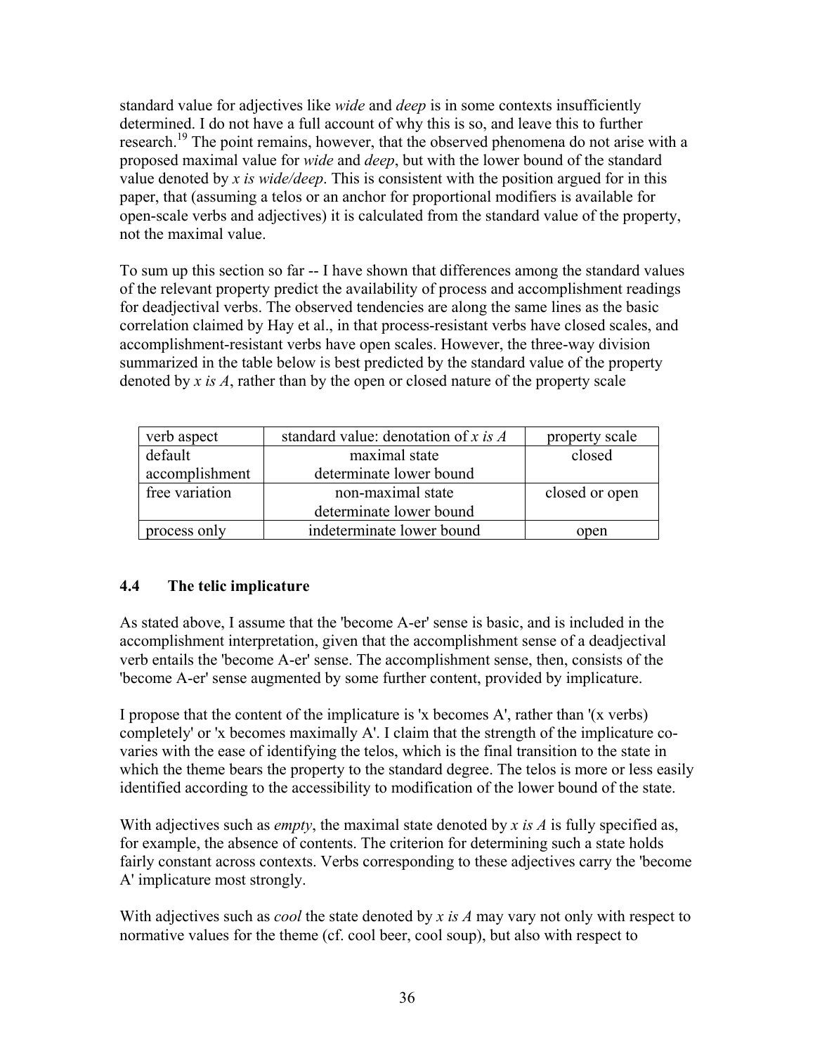standard value for adjectives like *wide* and *deep* is in some contexts insufficiently determined. I do not have a full account of why this is so, and leave this to further research.[19] The point remains, however, that the observed phenomena do not arise with a proposed maximal value for *wide* and *deep*, but with the lower bound of the standard value denoted by *x is wide/deep*. This is consistent with the position argued for in this paper, that (assuming a telos or an anchor for proportional modifiers is available for open-scale verbs and adjectives) it is calculated from the standard value of the property, not the maximal value.

To sum up this section so far -- I have shown that differences among the standard values of the relevant property predict the availability of process and accomplishment readings for deadjectival verbs. The observed tendencies are along the same lines as the basic correlation claimed by Hay et al., in that process-resistant verbs have closed scales, and accomplishment-resistant verbs have open scales. However, the three-way division summarized in the table below is best predicted by the standard value of the property denoted by *x is A*, rather than by the open or closed nature of the property scale

| verb aspect | standard value: denotation of *x is A* | property scale |
|---|---|---|
| default accomplishment | maximal state determinate lower bound | closed |
| free variation | non-maximal state determinate lower bound | closed or open |
| process only | indeterminate lower bound | open |

### 4.4 The telic implicature

As stated above, I assume that the 'become A-er' sense is basic, and is included in the accomplishment interpretation, given that the accomplishment sense of a deadjectival verb entails the 'become A-er' sense. The accomplishment sense, then, consists of the 'become A-er' sense augmented by some further content, provided by implicature.

I propose that the content of the implicature is 'x becomes A', rather than '(x verbs) completely' or 'x becomes maximally A'. I claim that the strength of the implicature co-varies with the ease of identifying the telos, which is the final transition to the state in which the theme bears the property to the standard degree. The telos is more or less easily identified according to the accessibility to modification of the lower bound of the state.

With adjectives such as *empty*, the maximal state denoted by *x is A* is fully specified as, for example, the absence of contents. The criterion for determining such a state holds fairly constant across contexts. Verbs corresponding to these adjectives carry the 'become A' implicature most strongly.

With adjectives such as *cool* the state denoted by *x is A* may vary not only with respect to normative values for the theme (cf. cool beer, cool soup), but also with respect to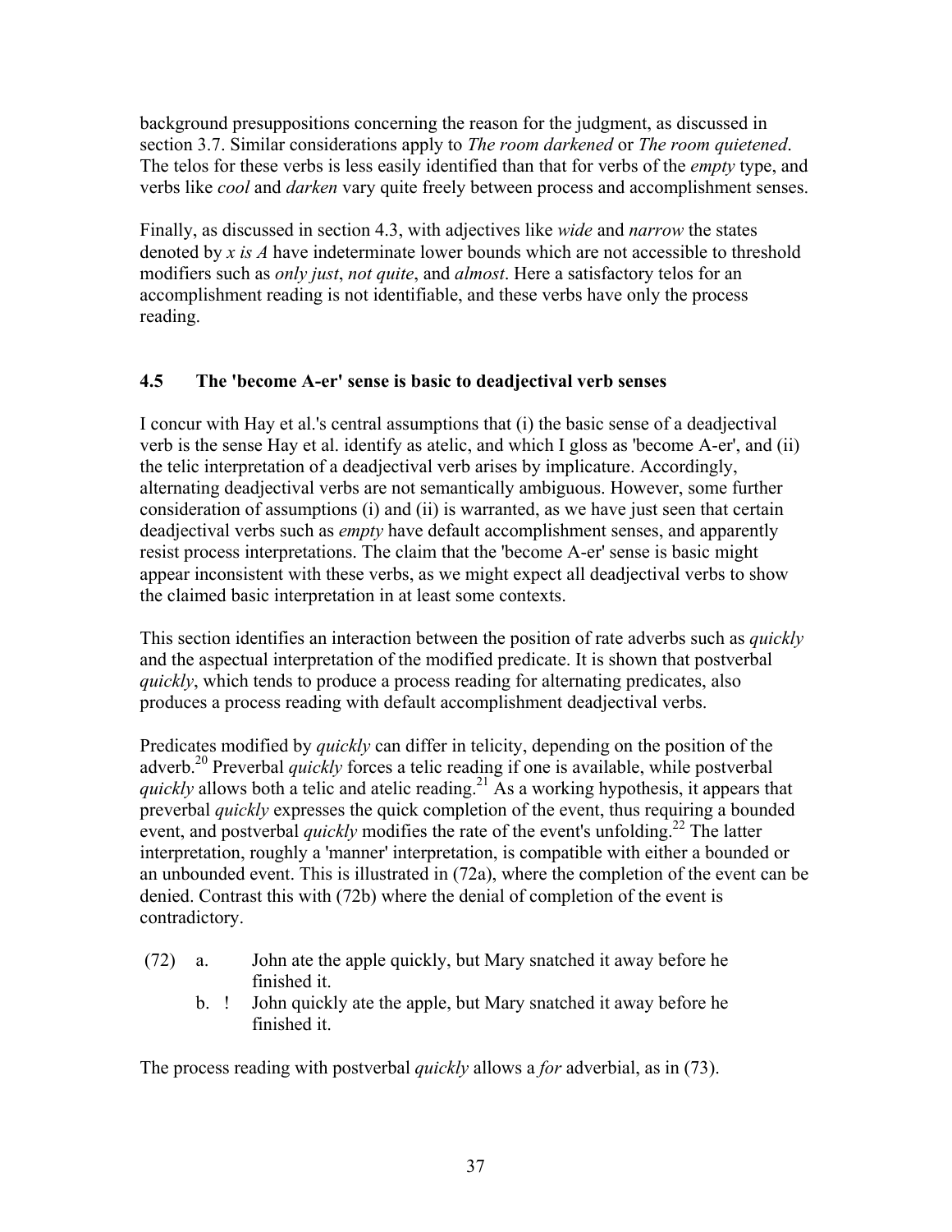background presuppositions concerning the reason for the judgment, as discussed in section 3.7. Similar considerations apply to *The room darkened* or *The room quietened*. The telos for these verbs is less easily identified than that for verbs of the *empty* type, and verbs like *cool* and *darken* vary quite freely between process and accomplishment senses.

Finally, as discussed in section 4.3, with adjectives like *wide* and *narrow* the states denoted by *x is A* have indeterminate lower bounds which are not accessible to threshold modifiers such as *only just*, *not quite*, and *almost*. Here a satisfactory telos for an accomplishment reading is not identifiable, and these verbs have only the process reading.

## 4.5 The 'become A-er' sense is basic to deadjectival verb senses

I concur with Hay et al.'s central assumptions that (i) the basic sense of a deadjectival verb is the sense Hay et al. identify as atelic, and which I gloss as 'become A-er', and (ii) the telic interpretation of a deadjectival verb arises by implicature. Accordingly, alternating deadjectival verbs are not semantically ambiguous. However, some further consideration of assumptions (i) and (ii) is warranted, as we have just seen that certain deadjectival verbs such as *empty* have default accomplishment senses, and apparently resist process interpretations. The claim that the 'become A-er' sense is basic might appear inconsistent with these verbs, as we might expect all deadjectival verbs to show the claimed basic interpretation in at least some contexts.

This section identifies an interaction between the position of rate adverbs such as *quickly* and the aspectual interpretation of the modified predicate. It is shown that postverbal *quickly*, which tends to produce a process reading for alternating predicates, also produces a process reading with default accomplishment deadjectival verbs.

Predicates modified by *quickly* can differ in telicity, depending on the position of the adverb.[20] Preverbal *quickly* forces a telic reading if one is available, while postverbal *quickly* allows both a telic and atelic reading.[21] As a working hypothesis, it appears that preverbal *quickly* expresses the quick completion of the event, thus requiring a bounded event, and postverbal *quickly* modifies the rate of the event's unfolding.[22] The latter interpretation, roughly a 'manner' interpretation, is compatible with either a bounded or an unbounded event. This is illustrated in (72a), where the completion of the event can be denied. Contrast this with (72b) where the denial of completion of the event is contradictory.

(72) a. John ate the apple quickly, but Mary snatched it away before he finished it.
b. ! John quickly ate the apple, but Mary snatched it away before he finished it.

The process reading with postverbal *quickly* allows a *for* adverbial, as in (73).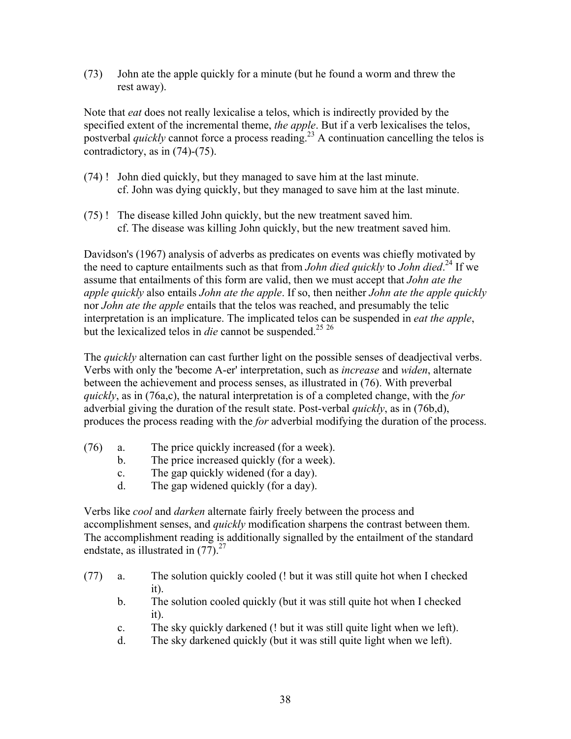(73) John ate the apple quickly for a minute (but he found a worm and threw the rest away).

Note that *eat* does not really lexicalise a telos, which is indirectly provided by the specified extent of the incremental theme, *the apple*. But if a verb lexicalises the telos, postverbal *quickly* cannot force a process reading.[23] A continuation cancelling the telos is contradictory, as in (74)-(75).

(74) ! John died quickly, but they managed to save him at the last minute.
cf. John was dying quickly, but they managed to save him at the last minute.

(75) ! The disease killed John quickly, but the new treatment saved him.
cf. The disease was killing John quickly, but the new treatment saved him.

Davidson's (1967) analysis of adverbs as predicates on events was chiefly motivated by the need to capture entailments such as that from *John died quickly* to *John died*.[24] If we assume that entailments of this form are valid, then we must accept that *John ate the apple quickly* also entails *John ate the apple*. If so, then neither *John ate the apple quickly* nor *John ate the apple* entails that the telos was reached, and presumably the telic interpretation is an implicature. The implicated telos can be suspended in *eat the apple*, but the lexicalized telos in *die* cannot be suspended.[25] [26]

The *quickly* alternation can cast further light on the possible senses of deadjectival verbs. Verbs with only the 'become A-er' interpretation, such as *increase* and *widen*, alternate between the achievement and process senses, as illustrated in (76). With preverbal *quickly*, as in (76a,c), the natural interpretation is of a completed change, with the *for* adverbial giving the duration of the result state. Post-verbal *quickly*, as in (76b,d), produces the process reading with the *for* adverbial modifying the duration of the process.

(76)
a. The price quickly increased (for a week).
b. The price increased quickly (for a week).
c. The gap quickly widened (for a day).
d. The gap widened quickly (for a day).

Verbs like *cool* and *darken* alternate fairly freely between the process and accomplishment senses, and *quickly* modification sharpens the contrast between them. The accomplishment reading is additionally signalled by the entailment of the standard endstate, as illustrated in (77).[27]

(77)
a. The solution quickly cooled (! but it was still quite hot when I checked it).
b. The solution cooled quickly (but it was still quite hot when I checked it).
c. The sky quickly darkened (! but it was still quite light when we left).
d. The sky darkened quickly (but it was still quite light when we left).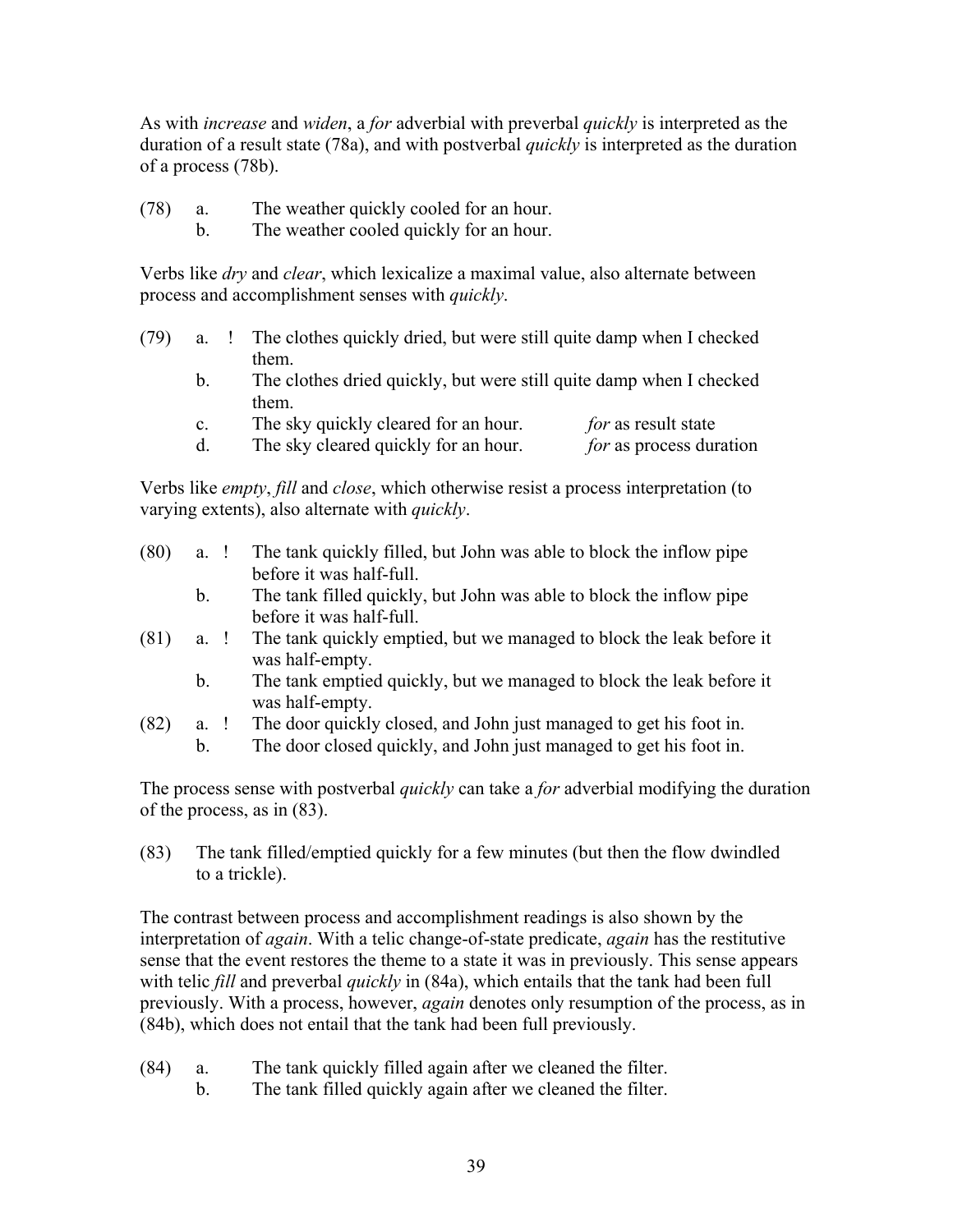As with *increase* and *widen*, a *for* adverbial with preverbal *quickly* is interpreted as the duration of a result state (78a), and with postverbal *quickly* is interpreted as the duration of a process (78b).

(78) a. The weather quickly cooled for an hour.
  b. The weather cooled quickly for an hour.

Verbs like *dry* and *clear*, which lexicalize a maximal value, also alternate between process and accomplishment senses with *quickly*.

(79) a. ! The clothes quickly dried, but were still quite damp when I checked them.
  b. The clothes dried quickly, but were still quite damp when I checked them.
  c. The sky quickly cleared for an hour. *for* as result state
  d. The sky cleared quickly for an hour. *for* as process duration

Verbs like *empty*, *fill* and *close*, which otherwise resist a process interpretation (to varying extents), also alternate with *quickly*.

(80) a. ! The tank quickly filled, but John was able to block the inflow pipe before it was half-full.
  b. The tank filled quickly, but John was able to block the inflow pipe before it was half-full.

(81) a. ! The tank quickly emptied, but we managed to block the leak before it was half-empty.
  b. The tank emptied quickly, but we managed to block the leak before it was half-empty.

(82) a. ! The door quickly closed, and John just managed to get his foot in.
  b. The door closed quickly, and John just managed to get his foot in.

The process sense with postverbal *quickly* can take a *for* adverbial modifying the duration of the process, as in (83).

(83) The tank filled/emptied quickly for a few minutes (but then the flow dwindled to a trickle).

The contrast between process and accomplishment readings is also shown by the interpretation of *again*. With a telic change-of-state predicate, *again* has the restitutive sense that the event restores the theme to a state it was in previously. This sense appears with telic *fill* and preverbal *quickly* in (84a), which entails that the tank had been full previously. With a process, however, *again* denotes only resumption of the process, as in (84b), which does not entail that the tank had been full previously.

(84) a. The tank quickly filled again after we cleaned the filter.
  b. The tank filled quickly again after we cleaned the filter.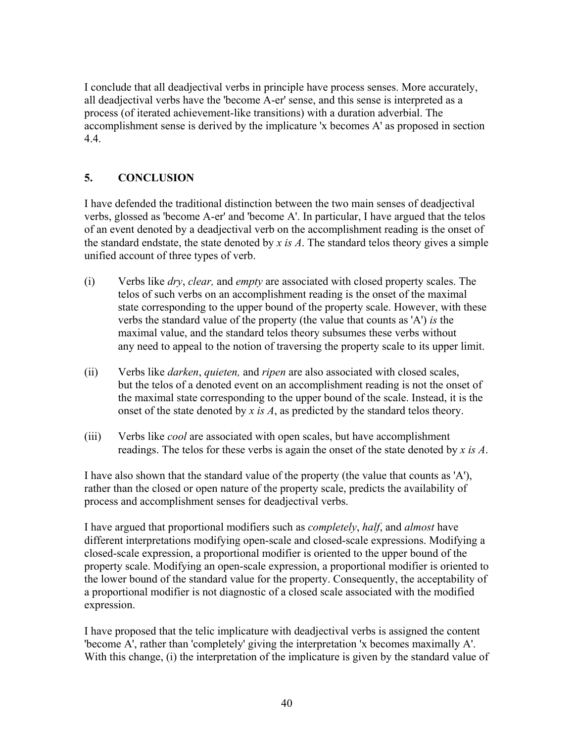I conclude that all deadjectival verbs in principle have process senses. More accurately, all deadjectival verbs have the 'become A-er' sense, and this sense is interpreted as a process (of iterated achievement-like transitions) with a duration adverbial. The accomplishment sense is derived by the implicature 'x becomes A' as proposed in section 4.4.

## 5. CONCLUSION

I have defended the traditional distinction between the two main senses of deadjectival verbs, glossed as 'become A-er' and 'become A'. In particular, I have argued that the telos of an event denoted by a deadjectival verb on the accomplishment reading is the onset of the standard endstate, the state denoted by *x is A*. The standard telos theory gives a simple unified account of three types of verb.

(i) Verbs like *dry*, *clear,* and *empty* are associated with closed property scales. The telos of such verbs on an accomplishment reading is the onset of the maximal state corresponding to the upper bound of the property scale. However, with these verbs the standard value of the property (the value that counts as 'A') *is* the maximal value, and the standard telos theory subsumes these verbs without any need to appeal to the notion of traversing the property scale to its upper limit.

(ii) Verbs like *darken*, *quieten,* and *ripen* are also associated with closed scales, but the telos of a denoted event on an accomplishment reading is not the onset of the maximal state corresponding to the upper bound of the scale. Instead, it is the onset of the state denoted by *x is A*, as predicted by the standard telos theory.

(iii) Verbs like *cool* are associated with open scales, but have accomplishment readings. The telos for these verbs is again the onset of the state denoted by *x is A*.

I have also shown that the standard value of the property (the value that counts as 'A'), rather than the closed or open nature of the property scale, predicts the availability of process and accomplishment senses for deadjectival verbs.

I have argued that proportional modifiers such as *completely*, *half*, and *almost* have different interpretations modifying open-scale and closed-scale expressions. Modifying a closed-scale expression, a proportional modifier is oriented to the upper bound of the property scale. Modifying an open-scale expression, a proportional modifier is oriented to the lower bound of the standard value for the property. Consequently, the acceptability of a proportional modifier is not diagnostic of a closed scale associated with the modified expression.

I have proposed that the telic implicature with deadjectival verbs is assigned the content 'become A', rather than 'completely' giving the interpretation 'x becomes maximally A'. With this change, (i) the interpretation of the implicature is given by the standard value of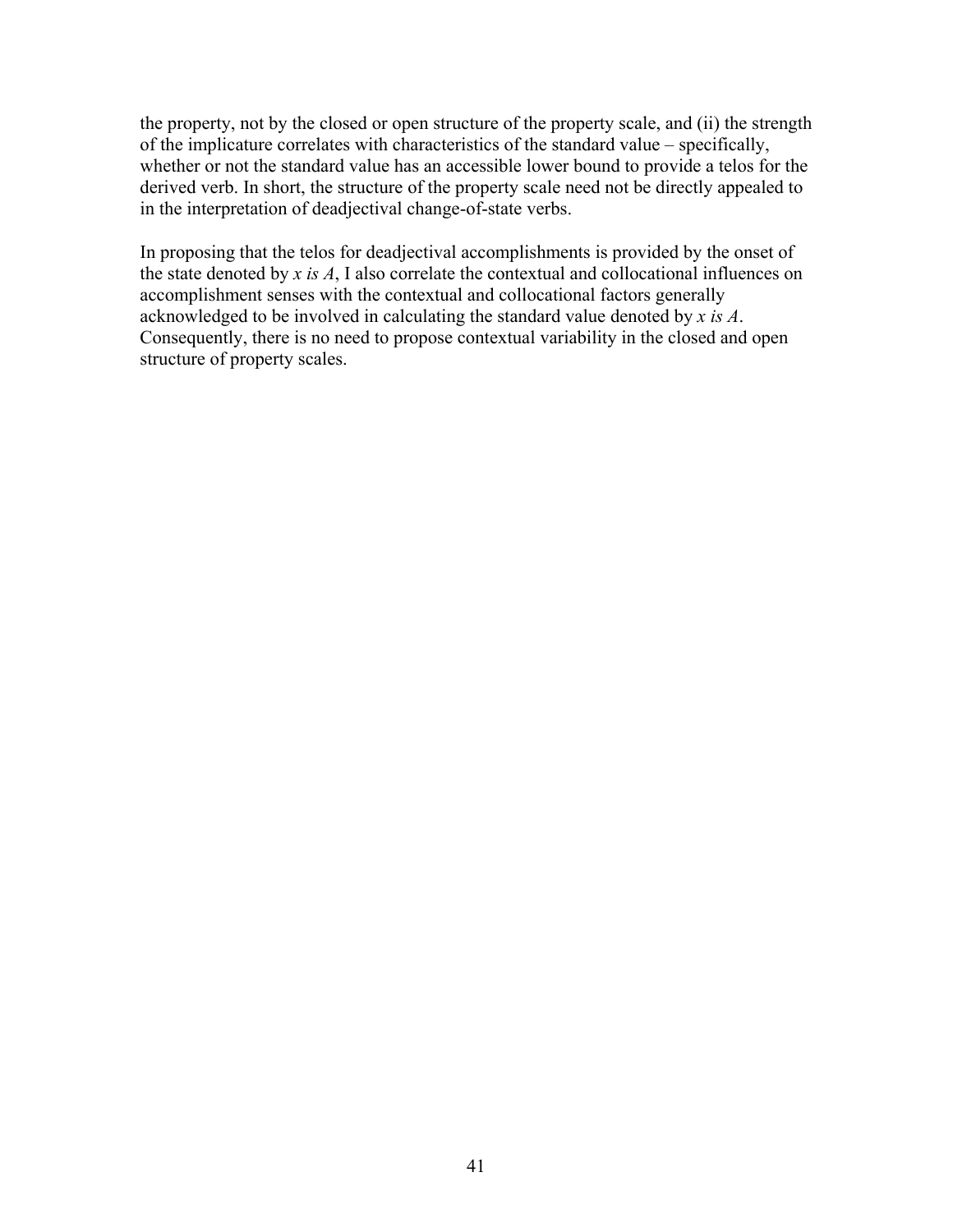the property, not by the closed or open structure of the property scale, and (ii) the strength of the implicature correlates with characteristics of the standard value – specifically, whether or not the standard value has an accessible lower bound to provide a telos for the derived verb. In short, the structure of the property scale need not be directly appealed to in the interpretation of deadjectival change-of-state verbs.

In proposing that the telos for deadjectival accomplishments is provided by the onset of the state denoted by *x is A*, I also correlate the contextual and collocational influences on accomplishment senses with the contextual and collocational factors generally acknowledged to be involved in calculating the standard value denoted by *x is A*. Consequently, there is no need to propose contextual variability in the closed and open structure of property scales.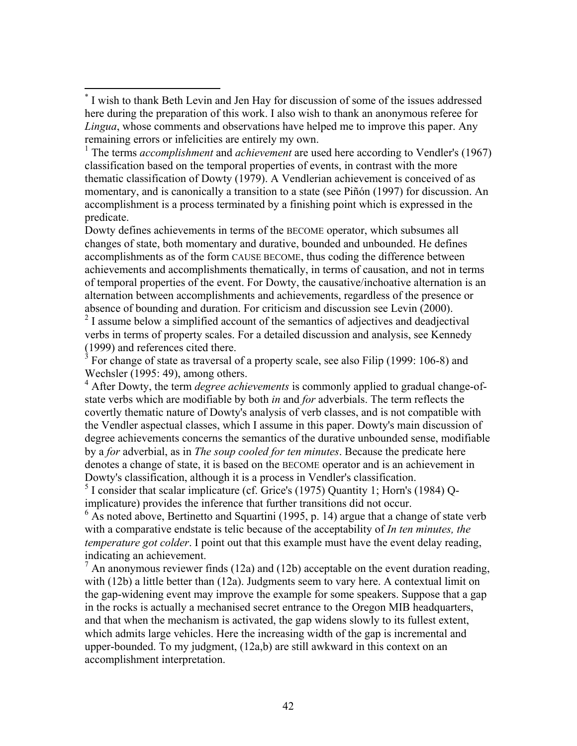[*] I wish to thank Beth Levin and Jen Hay for discussion of some of the issues addressed here during the preparation of this work. I also wish to thank an anonymous referee for *Lingua*, whose comments and observations have helped me to improve this paper. Any remaining errors or infelicities are entirely my own.

[1] The terms *accomplishment* and *achievement* are used here according to Vendler's (1967) classification based on the temporal properties of events, in contrast with the more thematic classification of Dowty (1979). A Vendlerian achievement is conceived of as momentary, and is canonically a transition to a state (see Piñón (1997) for discussion. An accomplishment is a process terminated by a finishing point which is expressed in the predicate.

Dowty defines achievements in terms of the BECOME operator, which subsumes all changes of state, both momentary and durative, bounded and unbounded. He defines accomplishments as of the form CAUSE BECOME, thus coding the difference between achievements and accomplishments thematically, in terms of causation, and not in terms of temporal properties of the event. For Dowty, the causative/inchoative alternation is an alternation between accomplishments and achievements, regardless of the presence or absence of bounding and duration. For criticism and discussion see Levin (2000).

[2] I assume below a simplified account of the semantics of adjectives and deadjectival verbs in terms of property scales. For a detailed discussion and analysis, see Kennedy (1999) and references cited there.

[3] For change of state as traversal of a property scale, see also Filip (1999: 106-8) and Wechsler (1995: 49), among others.

[4] After Dowty, the term *degree achievements* is commonly applied to gradual change-of-state verbs which are modifiable by both *in* and *for* adverbials. The term reflects the covertly thematic nature of Dowty's analysis of verb classes, and is not compatible with the Vendler aspectual classes, which I assume in this paper. Dowty's main discussion of degree achievements concerns the semantics of the durative unbounded sense, modifiable by a *for* adverbial, as in *The soup cooled for ten minutes*. Because the predicate here denotes a change of state, it is based on the BECOME operator and is an achievement in Dowty's classification, although it is a process in Vendler's classification.

[5] I consider that scalar implicature (cf. Grice's (1975) Quantity 1; Horn's (1984) Q-implicature) provides the inference that further transitions did not occur.

[6] As noted above, Bertinetto and Squartini (1995, p. 14) argue that a change of state verb with a comparative endstate is telic because of the acceptability of *In ten minutes, the temperature got colder*. I point out that this example must have the event delay reading, indicating an achievement.

[7] An anonymous reviewer finds (12a) and (12b) acceptable on the event duration reading, with (12b) a little better than (12a). Judgments seem to vary here. A contextual limit on the gap-widening event may improve the example for some speakers. Suppose that a gap in the rocks is actually a mechanised secret entrance to the Oregon MIB headquarters, and that when the mechanism is activated, the gap widens slowly to its fullest extent, which admits large vehicles. Here the increasing width of the gap is incremental and upper-bounded. To my judgment, (12a,b) are still awkward in this context on an accomplishment interpretation.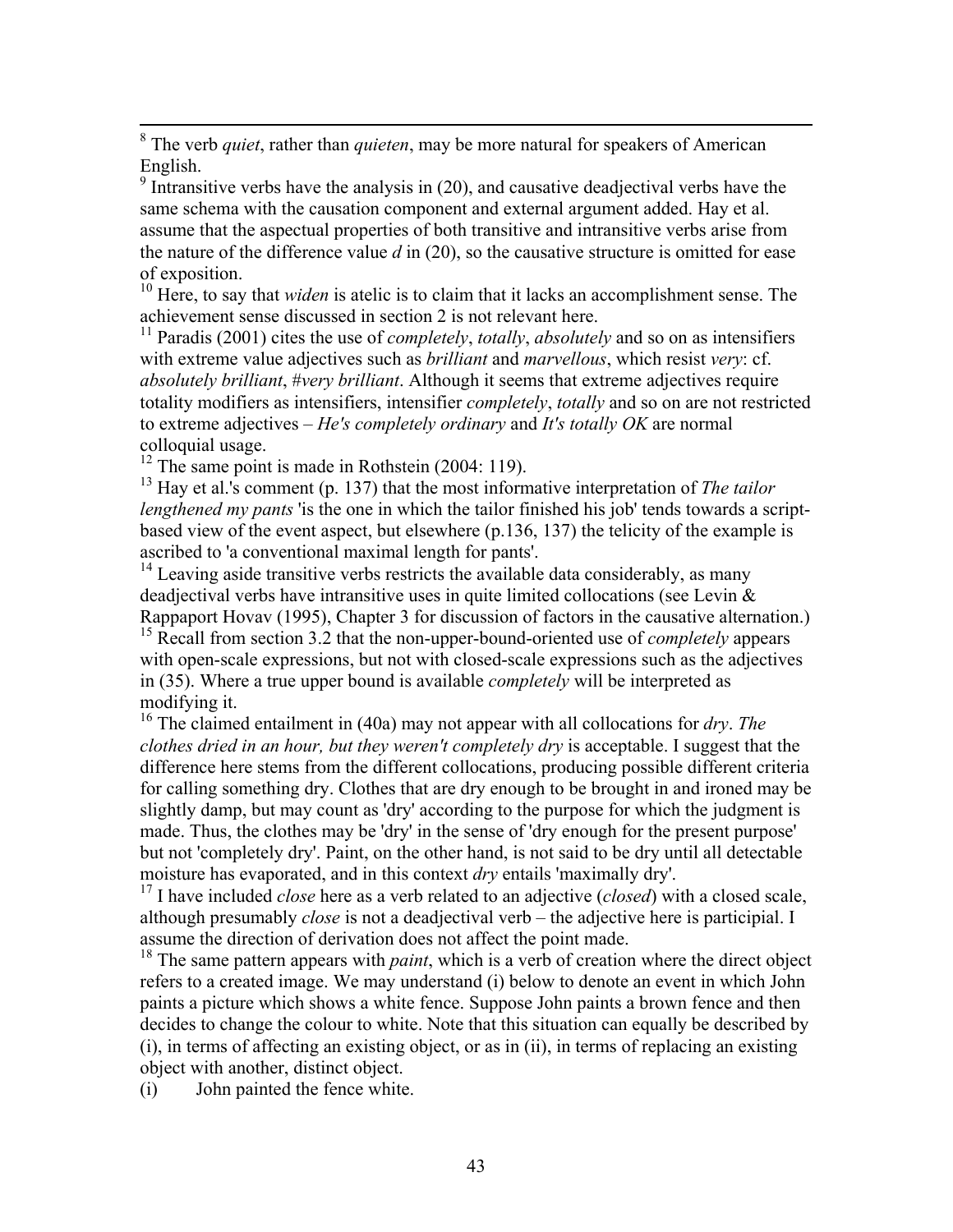[8] The verb *quiet*, rather than *quieten*, may be more natural for speakers of American English.

[9] Intransitive verbs have the analysis in (20), and causative deadjectival verbs have the same schema with the causation component and external argument added. Hay et al. assume that the aspectual properties of both transitive and intransitive verbs arise from the nature of the difference value *d* in (20), so the causative structure is omitted for ease of exposition.

[10] Here, to say that *widen* is atelic is to claim that it lacks an accomplishment sense. The achievement sense discussed in section 2 is not relevant here.

[11] Paradis (2001) cites the use of *completely*, *totally*, *absolutely* and so on as intensifiers with extreme value adjectives such as *brilliant* and *marvellous*, which resist *very*: cf. *absolutely brilliant*, *#very brilliant*. Although it seems that extreme adjectives require totality modifiers as intensifiers, intensifier *completely*, *totally* and so on are not restricted to extreme adjectives – *He's completely ordinary* and *It's totally OK* are normal colloquial usage.

[12] The same point is made in Rothstein (2004: 119).

[13] Hay et al.'s comment (p. 137) that the most informative interpretation of *The tailor lengthened my pants* 'is the one in which the tailor finished his job' tends towards a script-based view of the event aspect, but elsewhere (p.136, 137) the telicity of the example is ascribed to 'a conventional maximal length for pants'.

[14] Leaving aside transitive verbs restricts the available data considerably, as many deadjectival verbs have intransitive uses in quite limited collocations (see Levin & Rappaport Hovav (1995), Chapter 3 for discussion of factors in the causative alternation.)

[15] Recall from section 3.2 that the non-upper-bound-oriented use of *completely* appears with open-scale expressions, but not with closed-scale expressions such as the adjectives in (35). Where a true upper bound is available *completely* will be interpreted as modifying it.

[16] The claimed entailment in (40a) may not appear with all collocations for *dry*. *The clothes dried in an hour, but they weren't completely dry* is acceptable. I suggest that the difference here stems from the different collocations, producing possible different criteria for calling something dry. Clothes that are dry enough to be brought in and ironed may be slightly damp, but may count as 'dry' according to the purpose for which the judgment is made. Thus, the clothes may be 'dry' in the sense of 'dry enough for the present purpose' but not 'completely dry'. Paint, on the other hand, is not said to be dry until all detectable moisture has evaporated, and in this context *dry* entails 'maximally dry'.

[17] I have included *close* here as a verb related to an adjective (*closed*) with a closed scale, although presumably *close* is not a deadjectival verb – the adjective here is participial. I assume the direction of derivation does not affect the point made.

[18] The same pattern appears with *paint*, which is a verb of creation where the direct object refers to a created image. We may understand (i) below to denote an event in which John paints a picture which shows a white fence. Suppose John paints a brown fence and then decides to change the colour to white. Note that this situation can equally be described by (i), in terms of affecting an existing object, or as in (ii), in terms of replacing an existing object with another, distinct object.

(i) John painted the fence white.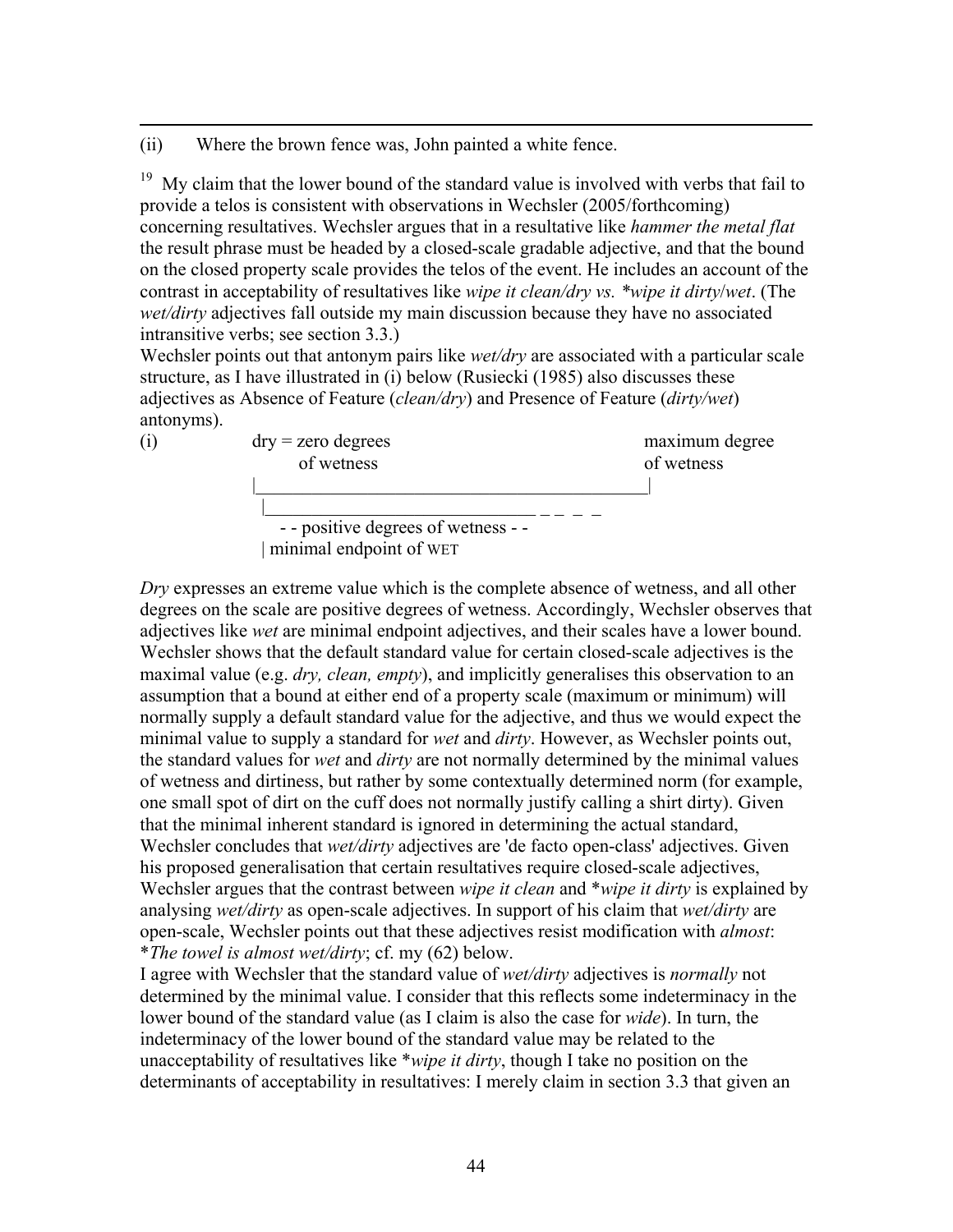(ii) Where the brown fence was, John painted a white fence.

[19] My claim that the lower bound of the standard value is involved with verbs that fail to provide a telos is consistent with observations in Wechsler (2005/forthcoming) concerning resultatives. Wechsler argues that in a resultative like *hammer the metal flat* the result phrase must be headed by a closed-scale gradable adjective, and that the bound on the closed property scale provides the telos of the event. He includes an account of the contrast in acceptability of resultatives like *wipe it clean/dry vs. *wipe it dirty/wet*. (The *wet/dirty* adjectives fall outside my main discussion because they have no associated intransitive verbs; see section 3.3.)

Wechsler points out that antonym pairs like *wet/dry* are associated with a particular scale structure, as I have illustrated in (i) below (Rusiecki (1985) also discusses these adjectives as Absence of Feature (*clean/dry*) and Presence of Feature (*dirty/wet*) antonyms).

```
(i)        dry = zero degrees                                maximum degree
                 of wetness                                  of wetness
           |_______________________________________________|
            |______________________________ _ _ _ _
               - - positive degrees of wetness - -
            | minimal endpoint of WET
```

*Dry* expresses an extreme value which is the complete absence of wetness, and all other degrees on the scale are positive degrees of wetness. Accordingly, Wechsler observes that adjectives like *wet* are minimal endpoint adjectives, and their scales have a lower bound. Wechsler shows that the default standard value for certain closed-scale adjectives is the maximal value (e.g. *dry, clean, empty*), and implicitly generalises this observation to an assumption that a bound at either end of a property scale (maximum or minimum) will normally supply a default standard value for the adjective, and thus we would expect the minimal value to supply a standard for *wet* and *dirty*. However, as Wechsler points out, the standard values for *wet* and *dirty* are not normally determined by the minimal values of wetness and dirtiness, but rather by some contextually determined norm (for example, one small spot of dirt on the cuff does not normally justify calling a shirt dirty). Given that the minimal inherent standard is ignored in determining the actual standard, Wechsler concludes that *wet/dirty* adjectives are 'de facto open-class' adjectives. Given his proposed generalisation that certain resultatives require closed-scale adjectives, Wechsler argues that the contrast between *wipe it clean* and **wipe it dirty* is explained by analysing *wet/dirty* as open-scale adjectives. In support of his claim that *wet/dirty* are open-scale, Wechsler points out that these adjectives resist modification with *almost*: **The towel is almost wet/dirty*; cf. my (62) below.

I agree with Wechsler that the standard value of *wet/dirty* adjectives is *normally* not determined by the minimal value. I consider that this reflects some indeterminacy in the lower bound of the standard value (as I claim is also the case for *wide*). In turn, the indeterminacy of the lower bound of the standard value may be related to the unacceptability of resultatives like **wipe it dirty*, though I take no position on the determinants of acceptability in resultatives: I merely claim in section 3.3 that given an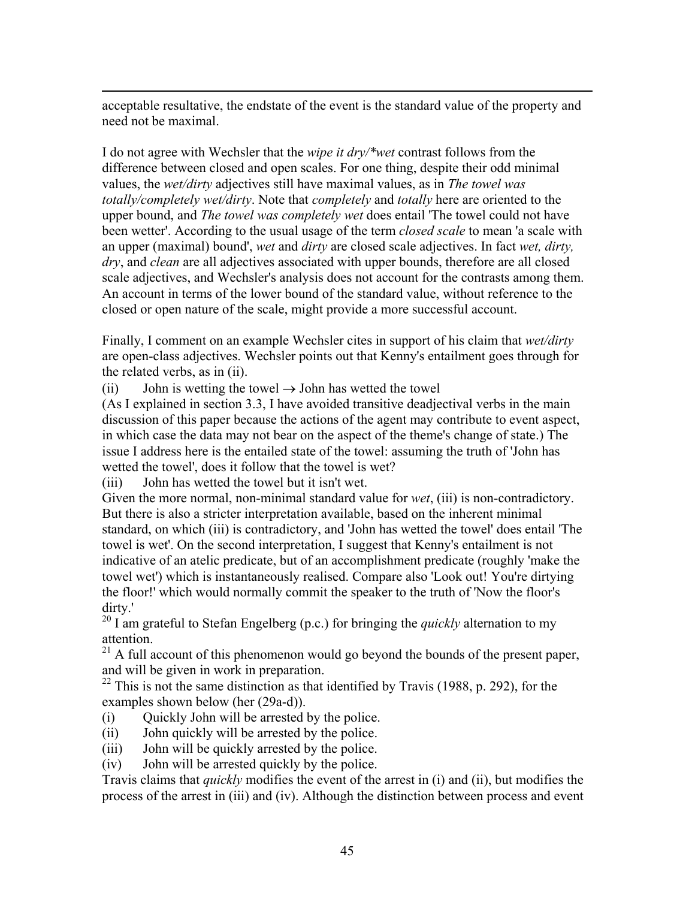acceptable resultative, the endstate of the event is the standard value of the property and need not be maximal.

I do not agree with Wechsler that the *wipe it dry/*wet* contrast follows from the difference between closed and open scales. For one thing, despite their odd minimal values, the *wet/dirty* adjectives still have maximal values, as in *The towel was totally/completely wet/dirty*. Note that *completely* and *totally* here are oriented to the upper bound, and *The towel was completely wet* does entail 'The towel could not have been wetter'. According to the usual usage of the term *closed scale* to mean 'a scale with an upper (maximal) bound', *wet* and *dirty* are closed scale adjectives. In fact *wet, dirty, dry*, and *clean* are all adjectives associated with upper bounds, therefore are all closed scale adjectives, and Wechsler's analysis does not account for the contrasts among them. An account in terms of the lower bound of the standard value, without reference to the closed or open nature of the scale, might provide a more successful account.

Finally, I comment on an example Wechsler cites in support of his claim that *wet/dirty* are open-class adjectives. Wechsler points out that Kenny's entailment goes through for the related verbs, as in (ii).

(ii) John is wetting the towel → John has wetted the towel

(As I explained in section 3.3, I have avoided transitive deadjectival verbs in the main discussion of this paper because the actions of the agent may contribute to event aspect, in which case the data may not bear on the aspect of the theme's change of state.) The issue I address here is the entailed state of the towel: assuming the truth of 'John has wetted the towel', does it follow that the towel is wet?

(iii) John has wetted the towel but it isn't wet.

Given the more normal, non-minimal standard value for *wet*, (iii) is non-contradictory. But there is also a stricter interpretation available, based on the inherent minimal standard, on which (iii) is contradictory, and 'John has wetted the towel' does entail 'The towel is wet'. On the second interpretation, I suggest that Kenny's entailment is not indicative of an atelic predicate, but of an accomplishment predicate (roughly 'make the towel wet') which is instantaneously realised. Compare also 'Look out! You're dirtying the floor!' which would normally commit the speaker to the truth of 'Now the floor's dirty.'

[20] I am grateful to Stefan Engelberg (p.c.) for bringing the *quickly* alternation to my attention.

[21] A full account of this phenomenon would go beyond the bounds of the present paper, and will be given in work in preparation.

[22] This is not the same distinction as that identified by Travis (1988, p. 292), for the examples shown below (her (29a-d)).

(i) Quickly John will be arrested by the police.

(ii) John quickly will be arrested by the police.

(iii) John will be quickly arrested by the police.

(iv) John will be arrested quickly by the police.

Travis claims that *quickly* modifies the event of the arrest in (i) and (ii), but modifies the process of the arrest in (iii) and (iv). Although the distinction between process and event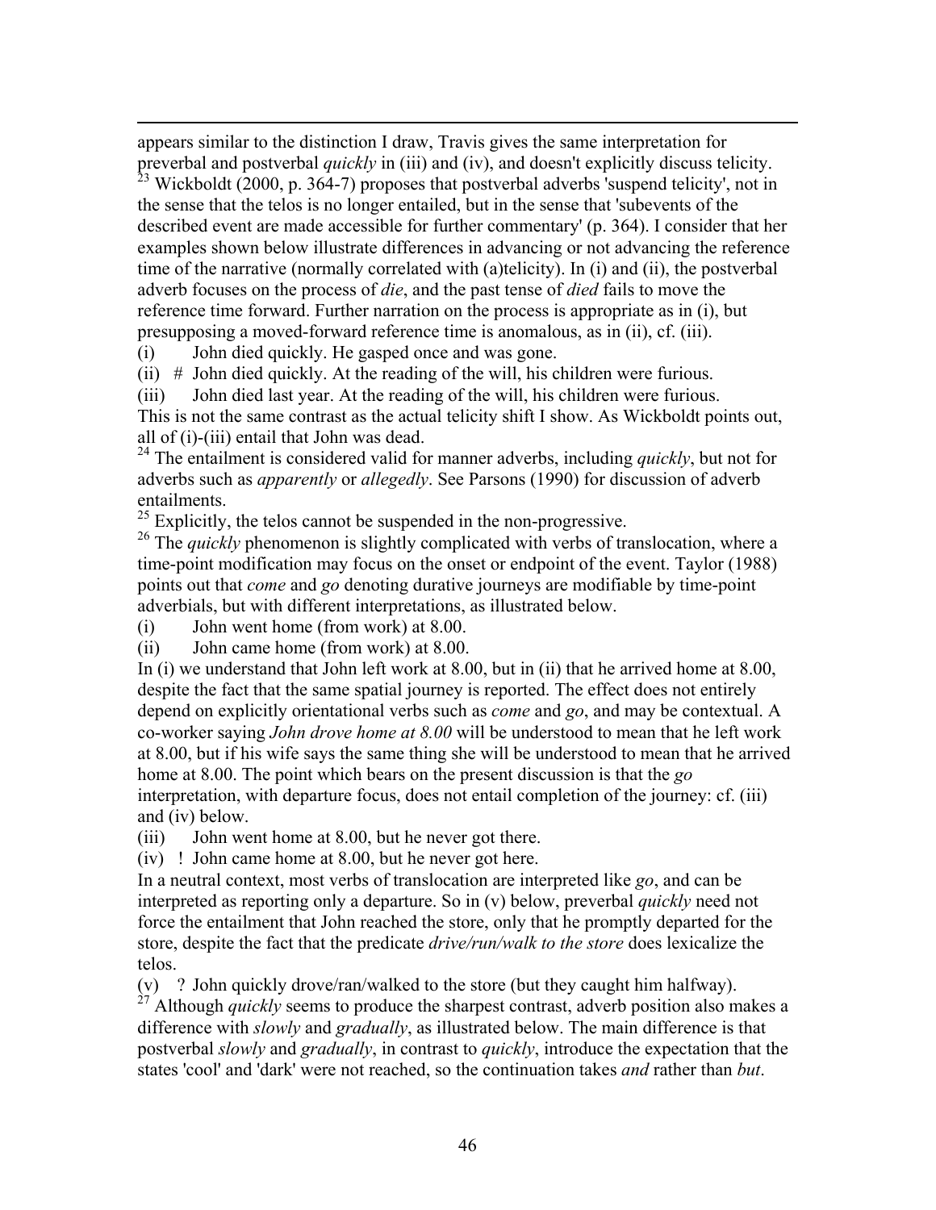appears similar to the distinction I draw, Travis gives the same interpretation for preverbal and postverbal *quickly* in (iii) and (iv), and doesn't explicitly discuss telicity.

[23] Wickboldt (2000, p. 364-7) proposes that postverbal adverbs 'suspend telicity', not in the sense that the telos is no longer entailed, but in the sense that 'subevents of the described event are made accessible for further commentary' (p. 364). I consider that her examples shown below illustrate differences in advancing or not advancing the reference time of the narrative (normally correlated with (a)telicity). In (i) and (ii), the postverbal adverb focuses on the process of *die*, and the past tense of *died* fails to move the reference time forward. Further narration on the process is appropriate as in (i), but presupposing a moved-forward reference time is anomalous, as in (ii), cf. (iii).

(i) John died quickly. He gasped once and was gone.

(ii) # John died quickly. At the reading of the will, his children were furious.

(iii) John died last year. At the reading of the will, his children were furious.

This is not the same contrast as the actual telicity shift I show. As Wickboldt points out, all of (i)-(iii) entail that John was dead.

[24] The entailment is considered valid for manner adverbs, including *quickly*, but not for adverbs such as *apparently* or *allegedly*. See Parsons (1990) for discussion of adverb entailments.

[25] Explicitly, the telos cannot be suspended in the non-progressive.

[26] The *quickly* phenomenon is slightly complicated with verbs of translocation, where a time-point modification may focus on the onset or endpoint of the event. Taylor (1988) points out that *come* and *go* denoting durative journeys are modifiable by time-point adverbials, but with different interpretations, as illustrated below.

(i) John went home (from work) at 8.00.

(ii) John came home (from work) at 8.00.

In (i) we understand that John left work at 8.00, but in (ii) that he arrived home at 8.00, despite the fact that the same spatial journey is reported. The effect does not entirely depend on explicitly orientational verbs such as *come* and *go*, and may be contextual. A co-worker saying *John drove home at 8.00* will be understood to mean that he left work at 8.00, but if his wife says the same thing she will be understood to mean that he arrived home at 8.00. The point which bears on the present discussion is that the *go* interpretation, with departure focus, does not entail completion of the journey: cf. (iii) and (iv) below.

(iii) John went home at 8.00, but he never got there.

(iv) ! John came home at 8.00, but he never got here.

In a neutral context, most verbs of translocation are interpreted like *go*, and can be interpreted as reporting only a departure. So in (v) below, preverbal *quickly* need not force the entailment that John reached the store, only that he promptly departed for the store, despite the fact that the predicate *drive/run/walk to the store* does lexicalize the telos.

(v) ? John quickly drove/ran/walked to the store (but they caught him halfway).

[27] Although *quickly* seems to produce the sharpest contrast, adverb position also makes a difference with *slowly* and *gradually*, as illustrated below. The main difference is that postverbal *slowly* and *gradually*, in contrast to *quickly*, introduce the expectation that the states 'cool' and 'dark' were not reached, so the continuation takes *and* rather than *but*.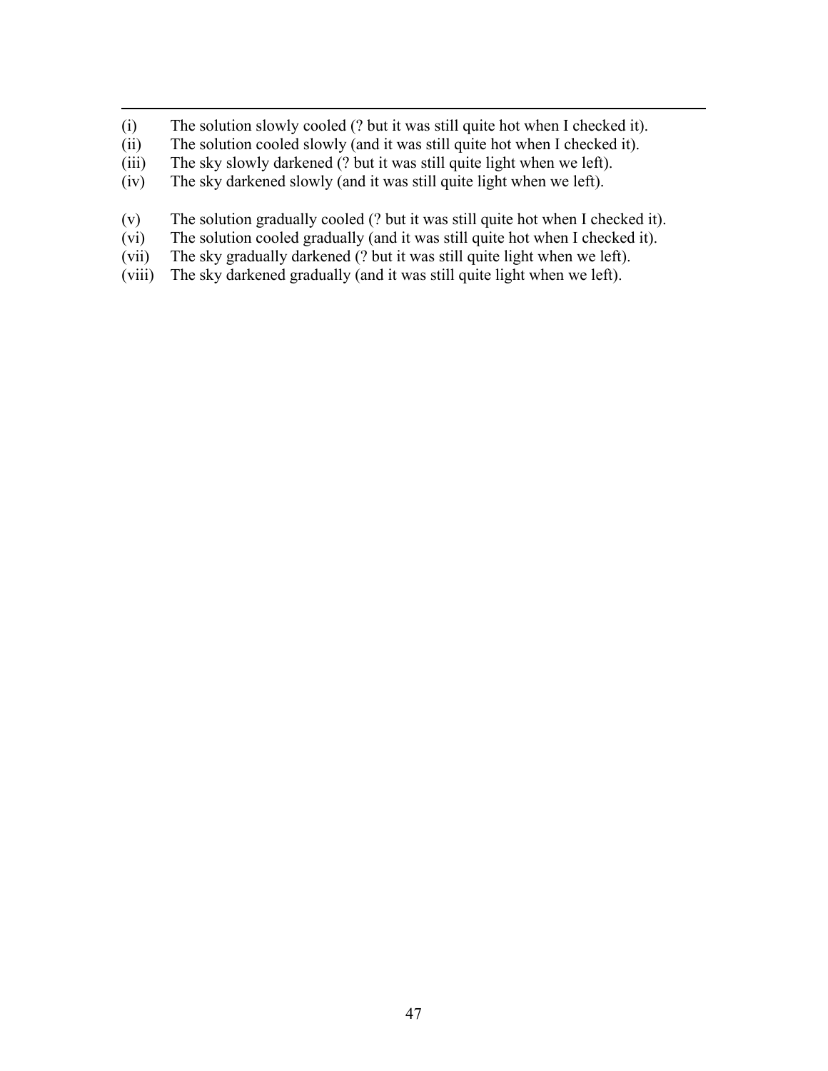(i) The solution slowly cooled (? but it was still quite hot when I checked it).
(ii) The solution cooled slowly (and it was still quite hot when I checked it).
(iii) The sky slowly darkened (? but it was still quite light when we left).
(iv) The sky darkened slowly (and it was still quite light when we left).

(v) The solution gradually cooled (? but it was still quite hot when I checked it).
(vi) The solution cooled gradually (and it was still quite hot when I checked it).
(vii) The sky gradually darkened (? but it was still quite light when we left).
(viii) The sky darkened gradually (and it was still quite light when we left).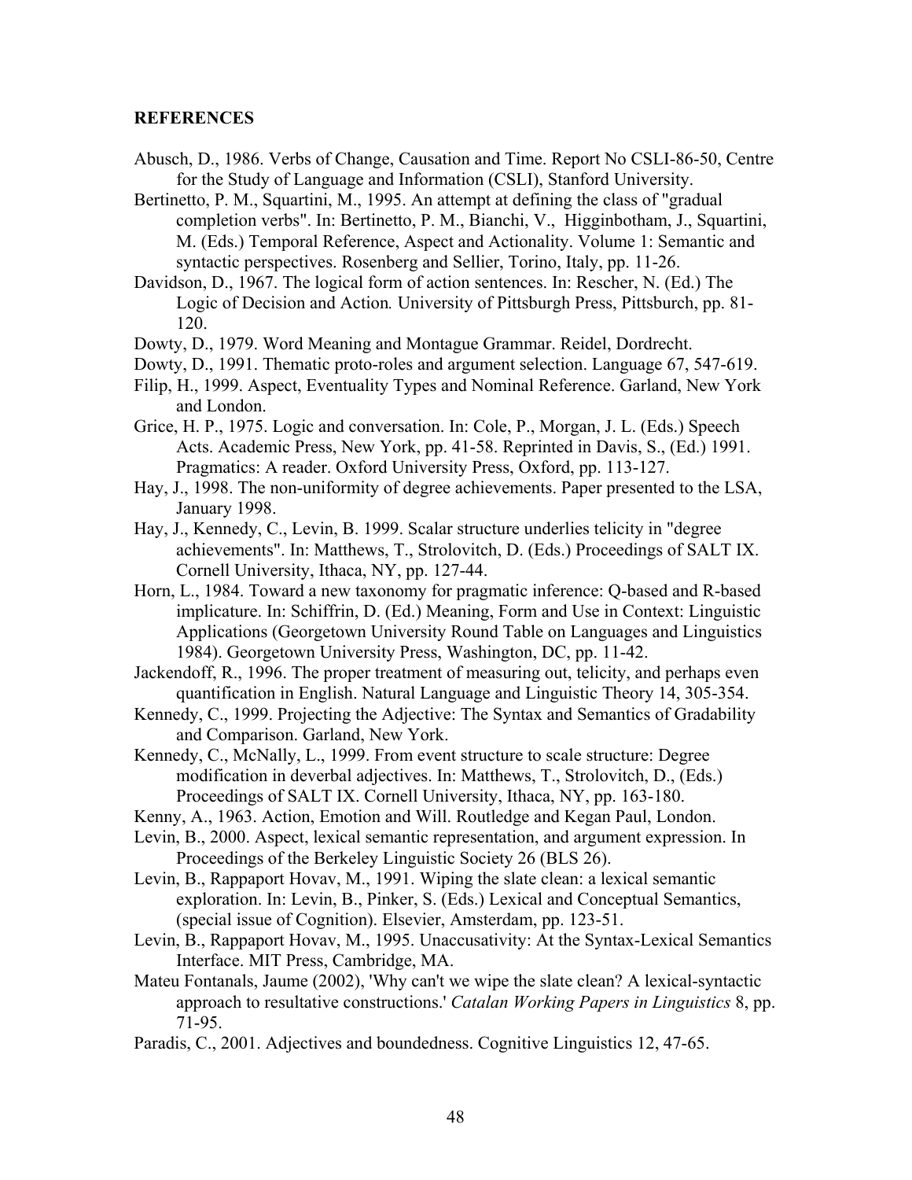**REFERENCES**

Abusch, D., 1986. Verbs of Change, Causation and Time. Report No CSLI-86-50, Centre for the Study of Language and Information (CSLI), Stanford University.

Bertinetto, P. M., Squartini, M., 1995. An attempt at defining the class of "gradual completion verbs". In: Bertinetto, P. M., Bianchi, V., Higginbotham, J., Squartini, M. (Eds.) Temporal Reference, Aspect and Actionality. Volume 1: Semantic and syntactic perspectives. Rosenberg and Sellier, Torino, Italy, pp. 11-26.

Davidson, D., 1967. The logical form of action sentences. In: Rescher, N. (Ed.) The Logic of Decision and Action*.* University of Pittsburgh Press, Pittsburch, pp. 81-120.

Dowty, D., 1979. Word Meaning and Montague Grammar. Reidel, Dordrecht.

Dowty, D., 1991. Thematic proto-roles and argument selection. Language 67, 547-619.

Filip, H., 1999. Aspect, Eventuality Types and Nominal Reference. Garland, New York and London.

Grice, H. P., 1975. Logic and conversation. In: Cole, P., Morgan, J. L. (Eds.) Speech Acts. Academic Press, New York, pp. 41-58. Reprinted in Davis, S., (Ed.) 1991. Pragmatics: A reader. Oxford University Press, Oxford, pp. 113-127.

Hay, J., 1998. The non-uniformity of degree achievements. Paper presented to the LSA, January 1998.

Hay, J., Kennedy, C., Levin, B. 1999. Scalar structure underlies telicity in "degree achievements". In: Matthews, T., Strolovitch, D. (Eds.) Proceedings of SALT IX. Cornell University, Ithaca, NY, pp. 127-44.

Horn, L., 1984. Toward a new taxonomy for pragmatic inference: Q-based and R-based implicature. In: Schiffrin, D. (Ed.) Meaning, Form and Use in Context: Linguistic Applications (Georgetown University Round Table on Languages and Linguistics 1984). Georgetown University Press, Washington, DC, pp. 11-42.

Jackendoff, R., 1996. The proper treatment of measuring out, telicity, and perhaps even quantification in English. Natural Language and Linguistic Theory 14, 305-354.

Kennedy, C., 1999. Projecting the Adjective: The Syntax and Semantics of Gradability and Comparison. Garland, New York.

Kennedy, C., McNally, L., 1999. From event structure to scale structure: Degree modification in deverbal adjectives. In: Matthews, T., Strolovitch, D., (Eds.) Proceedings of SALT IX. Cornell University, Ithaca, NY, pp. 163-180.

Kenny, A., 1963. Action, Emotion and Will. Routledge and Kegan Paul, London.

Levin, B., 2000. Aspect, lexical semantic representation, and argument expression. In Proceedings of the Berkeley Linguistic Society 26 (BLS 26).

Levin, B., Rappaport Hovav, M., 1991. Wiping the slate clean: a lexical semantic exploration. In: Levin, B., Pinker, S. (Eds.) Lexical and Conceptual Semantics, (special issue of Cognition). Elsevier, Amsterdam, pp. 123-51.

Levin, B., Rappaport Hovav, M., 1995. Unaccusativity: At the Syntax-Lexical Semantics Interface. MIT Press, Cambridge, MA.

Mateu Fontanals, Jaume (2002), 'Why can't we wipe the slate clean? A lexical-syntactic approach to resultative constructions.' *Catalan Working Papers in Linguistics* 8, pp. 71-95.

Paradis, C., 2001. Adjectives and boundedness. Cognitive Linguistics 12, 47-65.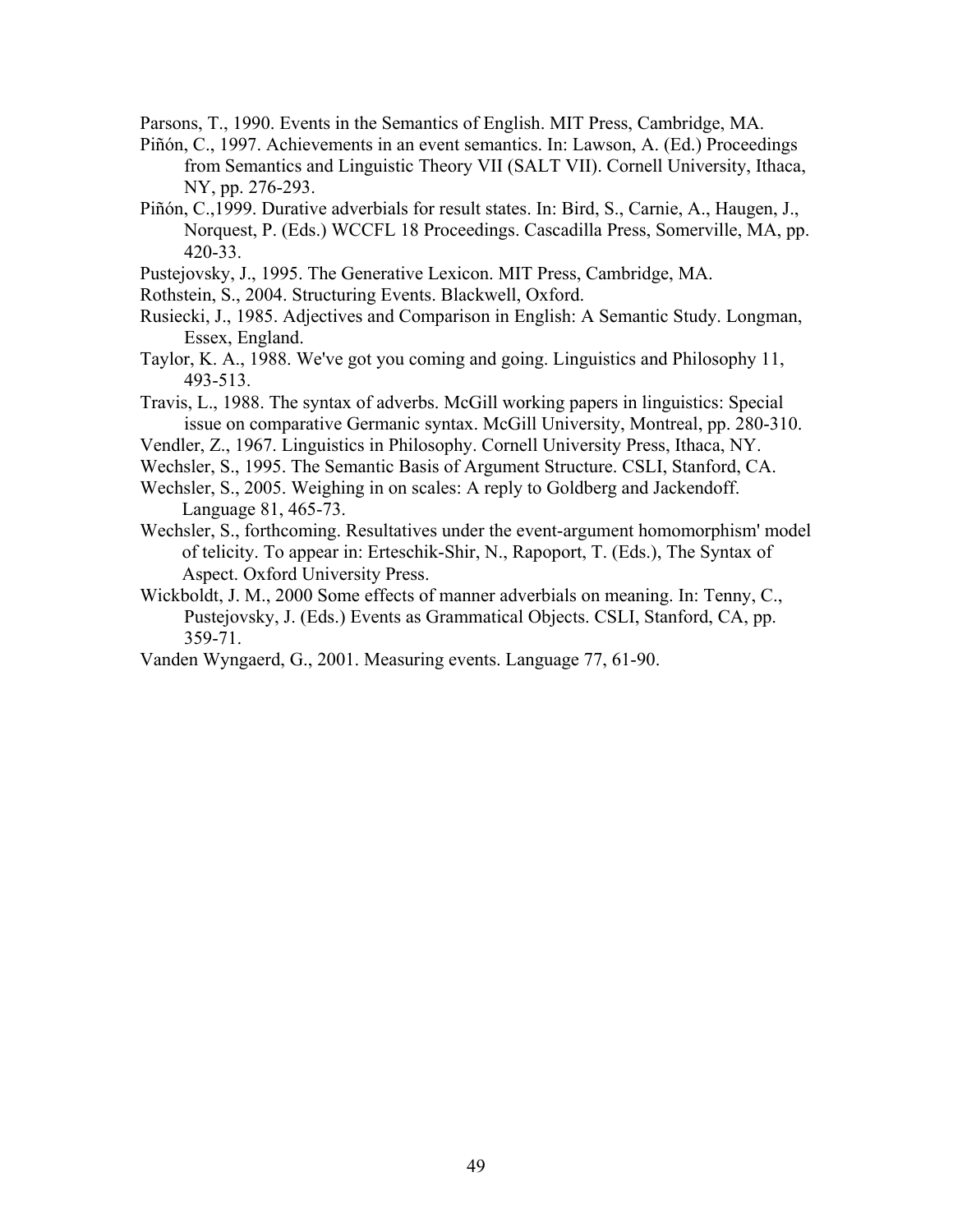Parsons, T., 1990. Events in the Semantics of English. MIT Press, Cambridge, MA.

Piñón, C., 1997. Achievements in an event semantics. In: Lawson, A. (Ed.) Proceedings from Semantics and Linguistic Theory VII (SALT VII). Cornell University, Ithaca, NY, pp. 276-293.

Piñón, C.,1999. Durative adverbials for result states. In: Bird, S., Carnie, A., Haugen, J., Norquest, P. (Eds.) WCCFL 18 Proceedings. Cascadilla Press, Somerville, MA, pp. 420-33.

Pustejovsky, J., 1995. The Generative Lexicon. MIT Press, Cambridge, MA.

Rothstein, S., 2004. Structuring Events. Blackwell, Oxford.

Rusiecki, J., 1985. Adjectives and Comparison in English: A Semantic Study. Longman, Essex, England.

Taylor, K. A., 1988. We've got you coming and going. Linguistics and Philosophy 11, 493-513.

Travis, L., 1988. The syntax of adverbs. McGill working papers in linguistics: Special issue on comparative Germanic syntax. McGill University, Montreal, pp. 280-310.

Vendler, Z., 1967. Linguistics in Philosophy. Cornell University Press, Ithaca, NY.

Wechsler, S., 1995. The Semantic Basis of Argument Structure. CSLI, Stanford, CA.

Wechsler, S., 2005. Weighing in on scales: A reply to Goldberg and Jackendoff. Language 81, 465-73.

Wechsler, S., forthcoming. Resultatives under the event-argument homomorphism' model of telicity. To appear in: Erteschik-Shir, N., Rapoport, T. (Eds.), The Syntax of Aspect. Oxford University Press.

Wickboldt, J. M., 2000 Some effects of manner adverbials on meaning. In: Tenny, C., Pustejovsky, J. (Eds.) Events as Grammatical Objects. CSLI, Stanford, CA, pp. 359-71.

Vanden Wyngaerd, G., 2001. Measuring events. Language 77, 61-90.